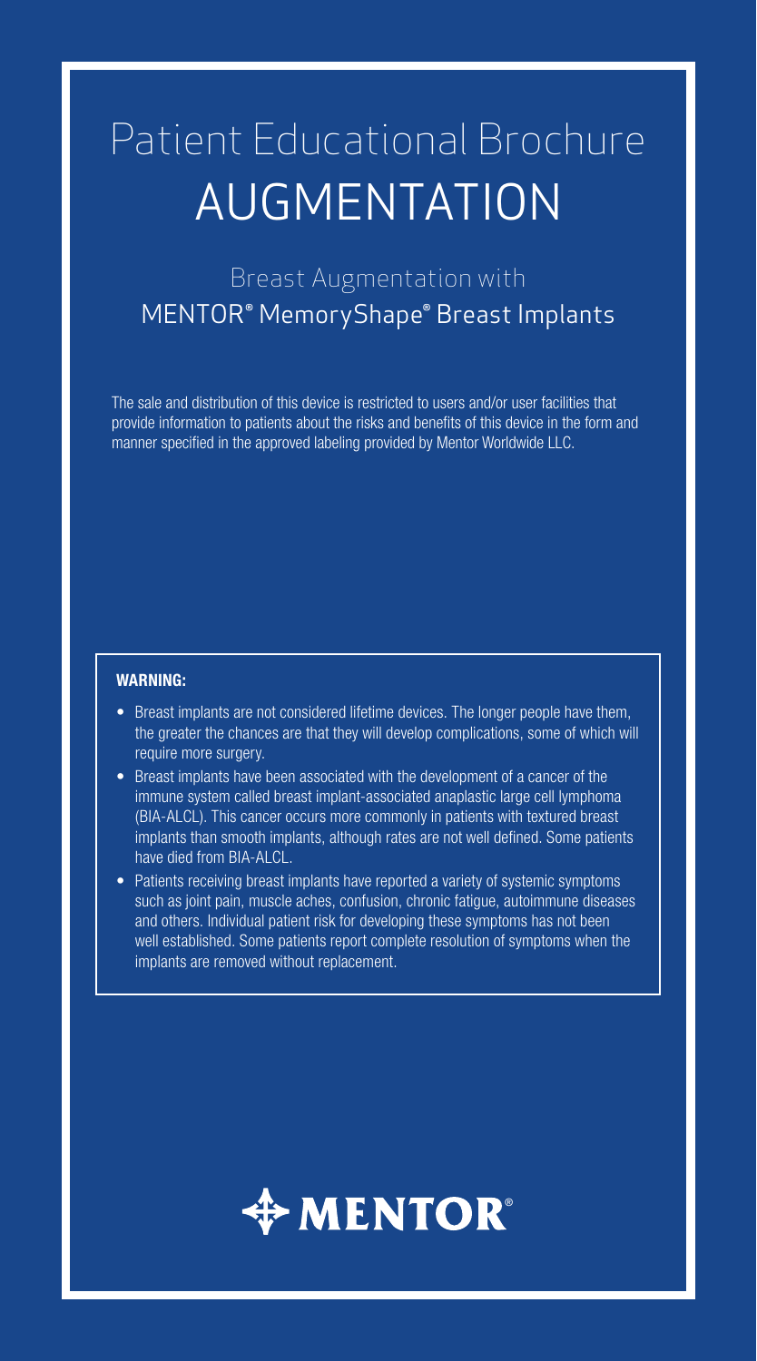# Patient Educational Brochure
# AUGMENTATION

## Breast Augmentation with
## MENTOR® MemoryShape® Breast Implants

The sale and distribution of this device is restricted to users and/or user facilities that provide information to patients about the risks and benefits of this device in the form and manner specified in the approved labeling provided by Mentor Worldwide LLC.

**WARNING:**

- Breast implants are not considered lifetime devices. The longer people have them, the greater the chances are that they will develop complications, some of which will require more surgery.
- Breast implants have been associated with the development of a cancer of the immune system called breast implant-associated anaplastic large cell lymphoma (BIA-ALCL). This cancer occurs more commonly in patients with textured breast implants than smooth implants, although rates are not well defined. Some patients have died from BIA-ALCL.
- Patients receiving breast implants have reported a variety of systemic symptoms such as joint pain, muscle aches, confusion, chronic fatigue, autoimmune diseases and others. Individual patient risk for developing these symptoms has not been well established. Some patients report complete resolution of symptoms when the implants are removed without replacement.

MENTOR®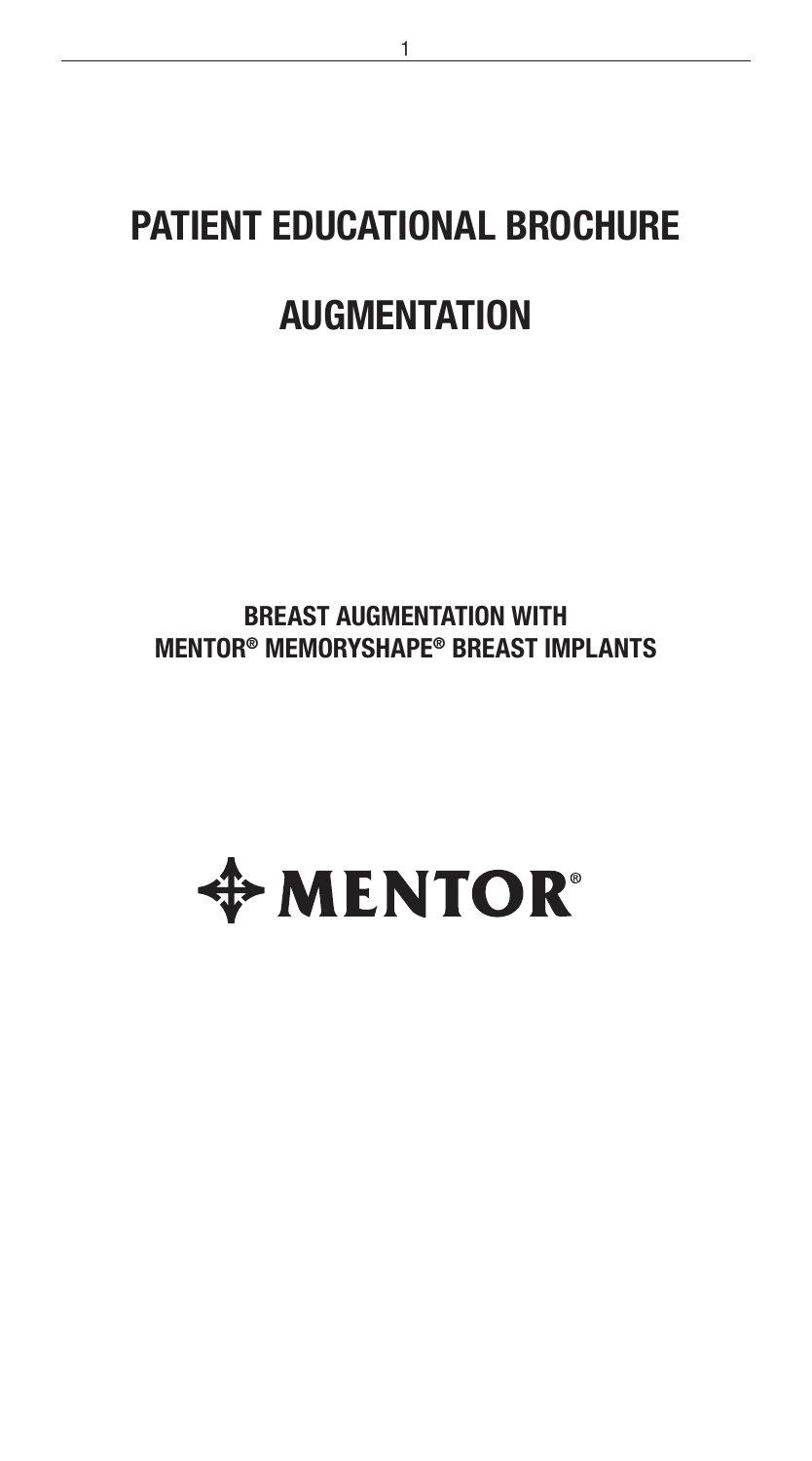# PATIENT EDUCATIONAL BROCHURE

# AUGMENTATION

**BREAST AUGMENTATION WITH MENTOR® MEMORYSHAPE® BREAST IMPLANTS**

MENTOR®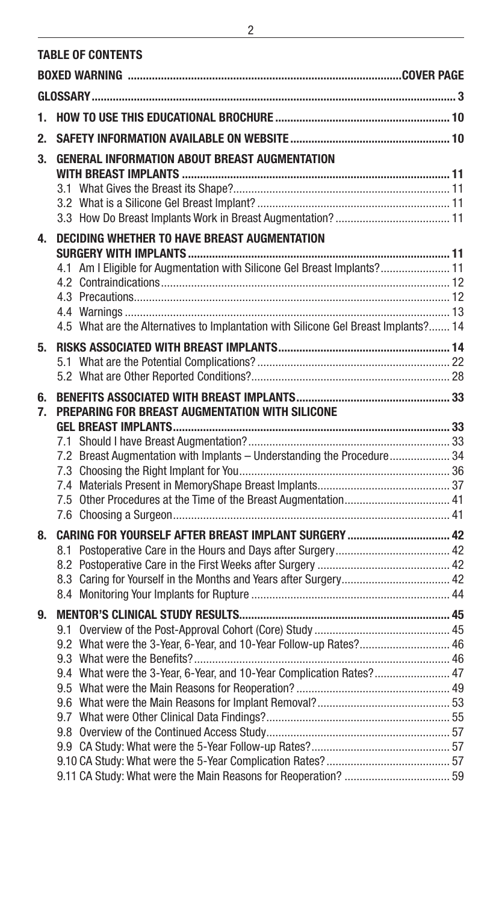## TABLE OF CONTENTS

| | |
|---|---|
| **BOXED WARNING** | **COVER PAGE** |
| **GLOSSARY** | **3** |
| **1. HOW TO USE THIS EDUCATIONAL BROCHURE** | **10** |
| **2. SAFETY INFORMATION AVAILABLE ON WEBSITE** | **10** |
| **3. GENERAL INFORMATION ABOUT BREAST AUGMENTATION WITH BREAST IMPLANTS** | **11** |
| 3.1 What Gives the Breast its Shape? | 11 |
| 3.2 What is a Silicone Gel Breast Implant? | 11 |
| 3.3 How Do Breast Implants Work in Breast Augmentation? | 11 |
| **4. DECIDING WHETHER TO HAVE BREAST AUGMENTATION SURGERY WITH IMPLANTS** | **11** |
| 4.1 Am I Eligible for Augmentation with Silicone Gel Breast Implants? | 11 |
| 4.2 Contraindications | 12 |
| 4.3 Precautions | 12 |
| 4.4 Warnings | 13 |
| 4.5 What are the Alternatives to Implantation with Silicone Gel Breast Implants? | 14 |
| **5. RISKS ASSOCIATED WITH BREAST IMPLANTS** | **14** |
| 5.1 What are the Potential Complications? | 22 |
| 5.2 What are Other Reported Conditions? | 28 |
| **6. BENEFITS ASSOCIATED WITH BREAST IMPLANTS** | **33** |
| **7. PREPARING FOR BREAST AUGMENTATION WITH SILICONE GEL BREAST IMPLANTS** | **33** |
| 7.1 Should I have Breast Augmentation? | 33 |
| 7.2 Breast Augmentation with Implants – Understanding the Procedure | 34 |
| 7.3 Choosing the Right Implant for You | 36 |
| 7.4 Materials Present in MemoryShape Breast Implants | 37 |
| 7.5 Other Procedures at the Time of the Breast Augmentation | 41 |
| 7.6 Choosing a Surgeon | 41 |
| **8. CARING FOR YOURSELF AFTER BREAST IMPLANT SURGERY** | **42** |
| 8.1 Postoperative Care in the Hours and Days after Surgery | 42 |
| 8.2 Postoperative Care in the First Weeks after Surgery | 42 |
| 8.3 Caring for Yourself in the Months and Years after Surgery | 42 |
| 8.4 Monitoring Your Implants for Rupture | 44 |
| **9. MENTOR'S CLINICAL STUDY RESULTS** | **45** |
| 9.1 Overview of the Post-Approval Cohort (Core) Study | 45 |
| 9.2 What were the 3-Year, 6-Year, and 10-Year Follow-up Rates? | 46 |
| 9.3 What were the Benefits? | 46 |
| 9.4 What were the 3-Year, 6-Year, and 10-Year Complication Rates? | 47 |
| 9.5 What were the Main Reasons for Reoperation? | 49 |
| 9.6 What were the Main Reasons for Implant Removal? | 53 |
| 9.7 What were Other Clinical Data Findings? | 55 |
| 9.8 Overview of the Continued Access Study | 57 |
| 9.9 CA Study: What were the 5-Year Follow-up Rates? | 57 |
| 9.10 CA Study: What were the 5-Year Complication Rates? | 57 |
| 9.11 CA Study: What were the Main Reasons for Reoperation? | 59 |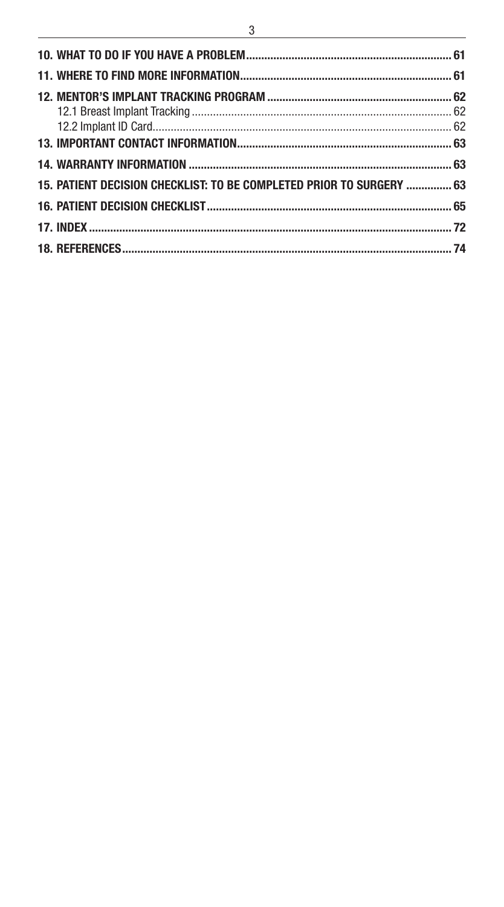**10. WHAT TO DO IF YOU HAVE A PROBLEM** .................................................................... 61

**11. WHERE TO FIND MORE INFORMATION** ...................................................................... 61

**12. MENTOR'S IMPLANT TRACKING PROGRAM** ............................................................. 62

12.1 Breast Implant Tracking ..................................................................................... 62

12.2 Implant ID Card.................................................................................................. 62

**13. IMPORTANT CONTACT INFORMATION** ....................................................................... 63

**14. WARRANTY INFORMATION** ........................................................................................ 63

**15. PATIENT DECISION CHECKLIST: TO BE COMPLETED PRIOR TO SURGERY** ............... 63

**16. PATIENT DECISION CHECKLIST** .................................................................................. 65

**17. INDEX** ........................................................................................................................ 72

**18. REFERENCES** .............................................................................................................. 74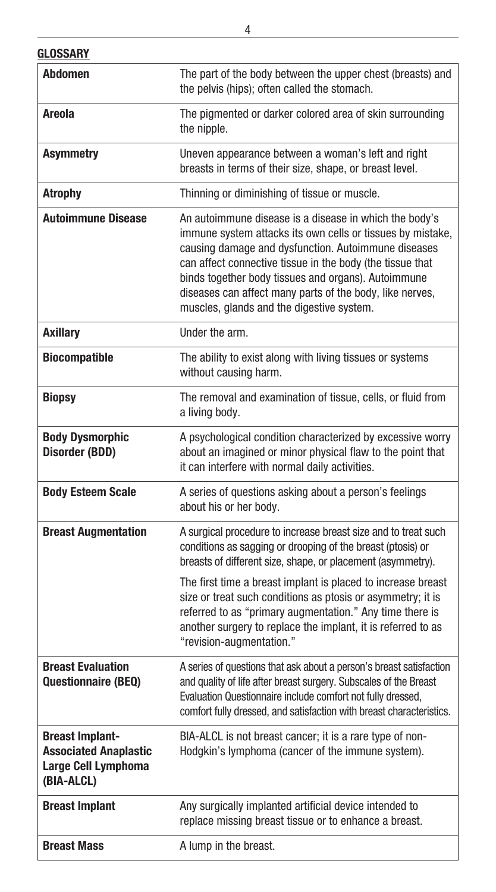**GLOSSARY**

| | |
|---|---|
| **Abdomen** | The part of the body between the upper chest (breasts) and the pelvis (hips); often called the stomach. |
| **Areola** | The pigmented or darker colored area of skin surrounding the nipple. |
| **Asymmetry** | Uneven appearance between a woman's left and right breasts in terms of their size, shape, or breast level. |
| **Atrophy** | Thinning or diminishing of tissue or muscle. |
| **Autoimmune Disease** | An autoimmune disease is a disease in which the body's immune system attacks its own cells or tissues by mistake, causing damage and dysfunction. Autoimmune diseases can affect connective tissue in the body (the tissue that binds together body tissues and organs). Autoimmune diseases can affect many parts of the body, like nerves, muscles, glands and the digestive system. |
| **Axillary** | Under the arm. |
| **Biocompatible** | The ability to exist along with living tissues or systems without causing harm. |
| **Biopsy** | The removal and examination of tissue, cells, or fluid from a living body. |
| **Body Dysmorphic Disorder (BDD)** | A psychological condition characterized by excessive worry about an imagined or minor physical flaw to the point that it can interfere with normal daily activities. |
| **Body Esteem Scale** | A series of questions asking about a person's feelings about his or her body. |
| **Breast Augmentation** | A surgical procedure to increase breast size and to treat such conditions as sagging or drooping of the breast (ptosis) or breasts of different size, shape, or placement (asymmetry).<br><br>The first time a breast implant is placed to increase breast size or treat such conditions as ptosis or asymmetry; it is referred to as "primary augmentation." Any time there is another surgery to replace the implant, it is referred to as "revision-augmentation." |
| **Breast Evaluation Questionnaire (BEQ)** | A series of questions that ask about a person's breast satisfaction and quality of life after breast surgery. Subscales of the Breast Evaluation Questionnaire include comfort not fully dressed, comfort fully dressed, and satisfaction with breast characteristics. |
| **Breast Implant-Associated Anaplastic Large Cell Lymphoma (BIA-ALCL)** | BIA-ALCL is not breast cancer; it is a rare type of non-Hodgkin's lymphoma (cancer of the immune system). |
| **Breast Implant** | Any surgically implanted artificial device intended to replace missing breast tissue or to enhance a breast. |
| **Breast Mass** | A lump in the breast. |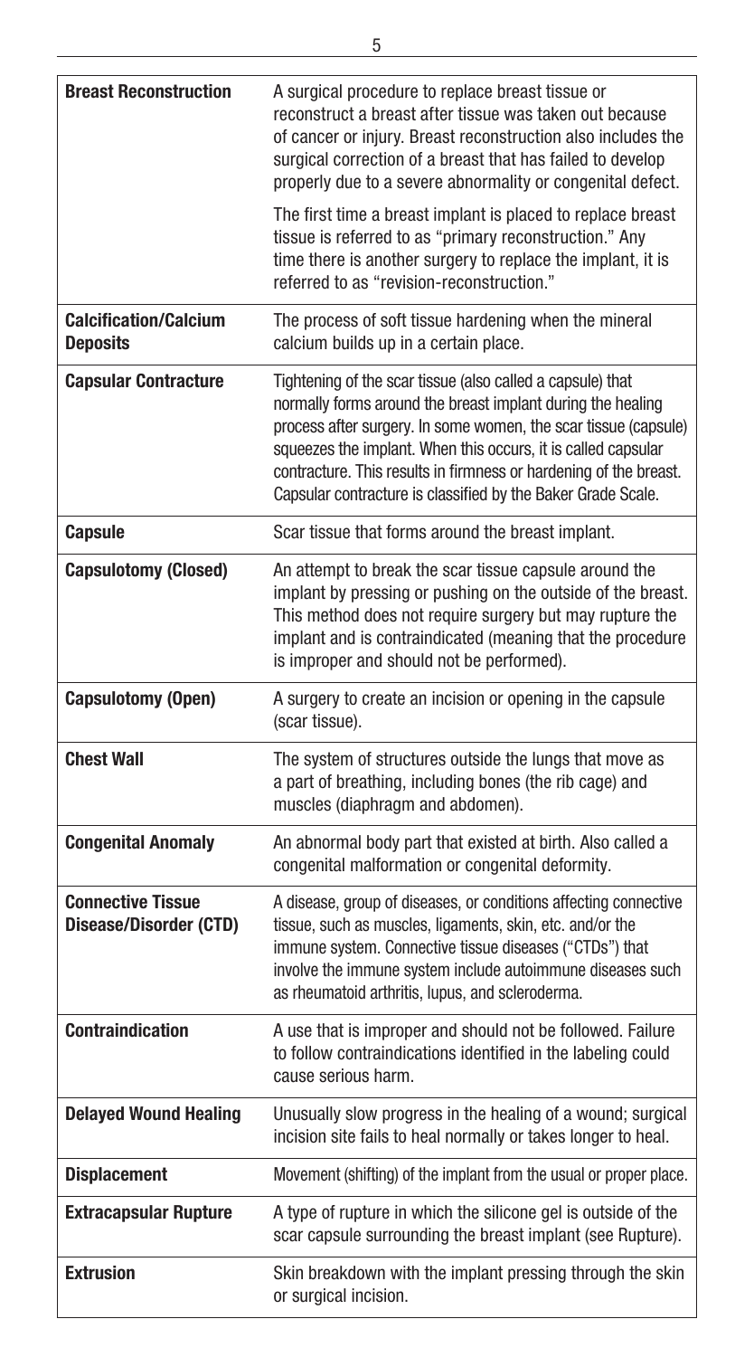| Term | Definition |
| --- | --- |
| **Breast Reconstruction** | A surgical procedure to replace breast tissue or reconstruct a breast after tissue was taken out because of cancer or injury. Breast reconstruction also includes the surgical correction of a breast that has failed to develop properly due to a severe abnormality or congenital defect.<br><br>The first time a breast implant is placed to replace breast tissue is referred to as "primary reconstruction." Any time there is another surgery to replace the implant, it is referred to as "revision-reconstruction." |
| **Calcification/Calcium Deposits** | The process of soft tissue hardening when the mineral calcium builds up in a certain place. |
| **Capsular Contracture** | Tightening of the scar tissue (also called a capsule) that normally forms around the breast implant during the healing process after surgery. In some women, the scar tissue (capsule) squeezes the implant. When this occurs, it is called capsular contracture. This results in firmness or hardening of the breast. Capsular contracture is classified by the Baker Grade Scale. |
| **Capsule** | Scar tissue that forms around the breast implant. |
| **Capsulotomy (Closed)** | An attempt to break the scar tissue capsule around the implant by pressing or pushing on the outside of the breast. This method does not require surgery but may rupture the implant and is contraindicated (meaning that the procedure is improper and should not be performed). |
| **Capsulotomy (Open)** | A surgery to create an incision or opening in the capsule (scar tissue). |
| **Chest Wall** | The system of structures outside the lungs that move as a part of breathing, including bones (the rib cage) and muscles (diaphragm and abdomen). |
| **Congenital Anomaly** | An abnormal body part that existed at birth. Also called a congenital malformation or congenital deformity. |
| **Connective Tissue Disease/Disorder (CTD)** | A disease, group of diseases, or conditions affecting connective tissue, such as muscles, ligaments, skin, etc. and/or the immune system. Connective tissue diseases ("CTDs") that involve the immune system include autoimmune diseases such as rheumatoid arthritis, lupus, and scleroderma. |
| **Contraindication** | A use that is improper and should not be followed. Failure to follow contraindications identified in the labeling could cause serious harm. |
| **Delayed Wound Healing** | Unusually slow progress in the healing of a wound; surgical incision site fails to heal normally or takes longer to heal. |
| **Displacement** | Movement (shifting) of the implant from the usual or proper place. |
| **Extracapsular Rupture** | A type of rupture in which the silicone gel is outside of the scar capsule surrounding the breast implant (see Rupture). |
| **Extrusion** | Skin breakdown with the implant pressing through the skin or surgical incision. |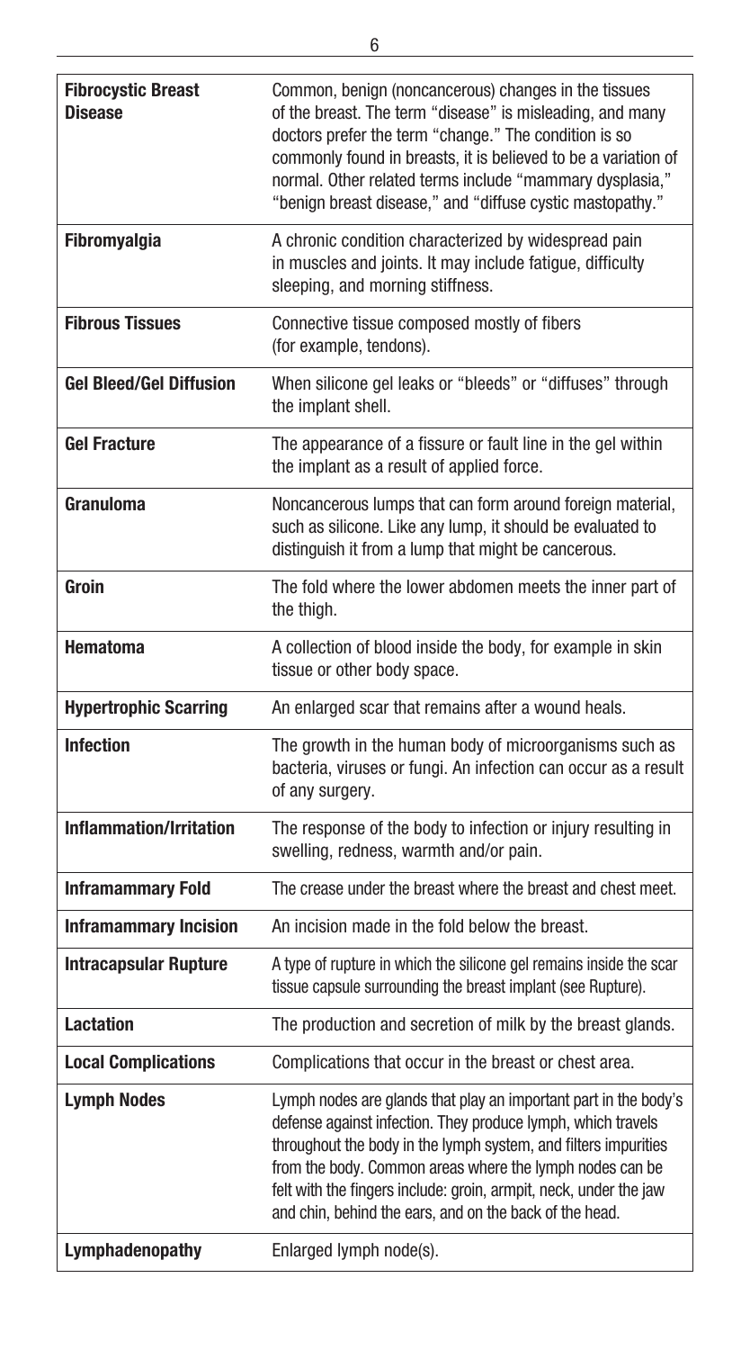| | |
|---|---|
| **Fibrocystic Breast Disease** | Common, benign (noncancerous) changes in the tissues of the breast. The term "disease" is misleading, and many doctors prefer the term "change." The condition is so commonly found in breasts, it is believed to be a variation of normal. Other related terms include "mammary dysplasia," "benign breast disease," and "diffuse cystic mastopathy." |
| **Fibromyalgia** | A chronic condition characterized by widespread pain in muscles and joints. It may include fatigue, difficulty sleeping, and morning stiffness. |
| **Fibrous Tissues** | Connective tissue composed mostly of fibers (for example, tendons). |
| **Gel Bleed/Gel Diffusion** | When silicone gel leaks or "bleeds" or "diffuses" through the implant shell. |
| **Gel Fracture** | The appearance of a fissure or fault line in the gel within the implant as a result of applied force. |
| **Granuloma** | Noncancerous lumps that can form around foreign material, such as silicone. Like any lump, it should be evaluated to distinguish it from a lump that might be cancerous. |
| **Groin** | The fold where the lower abdomen meets the inner part of the thigh. |
| **Hematoma** | A collection of blood inside the body, for example in skin tissue or other body space. |
| **Hypertrophic Scarring** | An enlarged scar that remains after a wound heals. |
| **Infection** | The growth in the human body of microorganisms such as bacteria, viruses or fungi. An infection can occur as a result of any surgery. |
| **Inflammation/Irritation** | The response of the body to infection or injury resulting in swelling, redness, warmth and/or pain. |
| **Inframammary Fold** | The crease under the breast where the breast and chest meet. |
| **Inframammary Incision** | An incision made in the fold below the breast. |
| **Intracapsular Rupture** | A type of rupture in which the silicone gel remains inside the scar tissue capsule surrounding the breast implant (see Rupture). |
| **Lactation** | The production and secretion of milk by the breast glands. |
| **Local Complications** | Complications that occur in the breast or chest area. |
| **Lymph Nodes** | Lymph nodes are glands that play an important part in the body's defense against infection. They produce lymph, which travels throughout the body in the lymph system, and filters impurities from the body. Common areas where the lymph nodes can be felt with the fingers include: groin, armpit, neck, under the jaw and chin, behind the ears, and on the back of the head. |
| **Lymphadenopathy** | Enlarged lymph node(s). |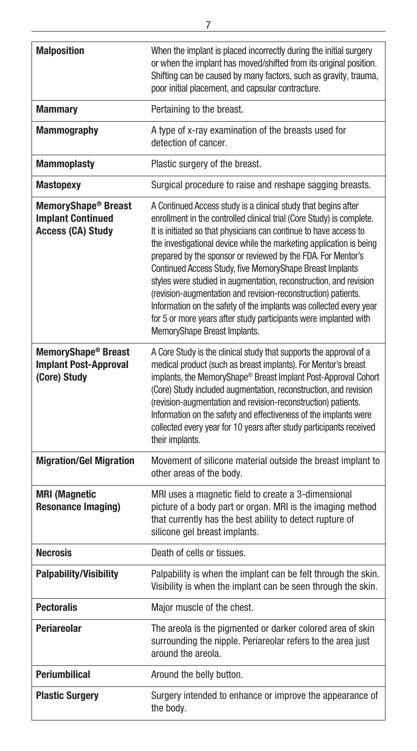| | |
|---|---|
| **Malposition** | When the implant is placed incorrectly during the initial surgery or when the implant has moved/shifted from its original position. Shifting can be caused by many factors, such as gravity, trauma, poor initial placement, and capsular contracture. |
| **Mammary** | Pertaining to the breast. |
| **Mammography** | A type of x-ray examination of the breasts used for detection of cancer. |
| **Mammoplasty** | Plastic surgery of the breast. |
| **Mastopexy** | Surgical procedure to raise and reshape sagging breasts. |
| **MemoryShape® Breast Implant Continued Access (CA) Study** | A Continued Access study is a clinical study that begins after enrollment in the controlled clinical trial (Core Study) is complete. It is initiated so that physicians can continue to have access to the investigational device while the marketing application is being prepared by the sponsor or reviewed by the FDA. For Mentor's Continued Access Study, five MemoryShape Breast Implants styles were studied in augmentation, reconstruction, and revision (revision-augmentation and revision-reconstruction) patients. Information on the safety of the implants was collected every year for 5 or more years after study participants were implanted with MemoryShape Breast Implants. |
| **MemoryShape® Breast Implant Post-Approval (Core) Study** | A Core Study is the clinical study that supports the approval of a medical product (such as breast implants). For Mentor's breast implants, the MemoryShape® Breast Implant Post-Approval Cohort (Core) Study included augmentation, reconstruction, and revision (revision-augmentation and revision-reconstruction) patients. Information on the safety and effectiveness of the implants were collected every year for 10 years after study participants received their implants. |
| **Migration/Gel Migration** | Movement of silicone material outside the breast implant to other areas of the body. |
| **MRI (Magnetic Resonance Imaging)** | MRI uses a magnetic field to create a 3-dimensional picture of a body part or organ. MRI is the imaging method that currently has the best ability to detect rupture of silicone gel breast implants. |
| **Necrosis** | Death of cells or tissues. |
| **Palpability/Visibility** | Palpability is when the implant can be felt through the skin. Visibility is when the implant can be seen through the skin. |
| **Pectoralis** | Major muscle of the chest. |
| **Periareolar** | The areola is the pigmented or darker colored area of skin surrounding the nipple. Periareolar refers to the area just around the areola. |
| **Periumbilical** | Around the belly button. |
| **Plastic Surgery** | Surgery intended to enhance or improve the appearance of the body. |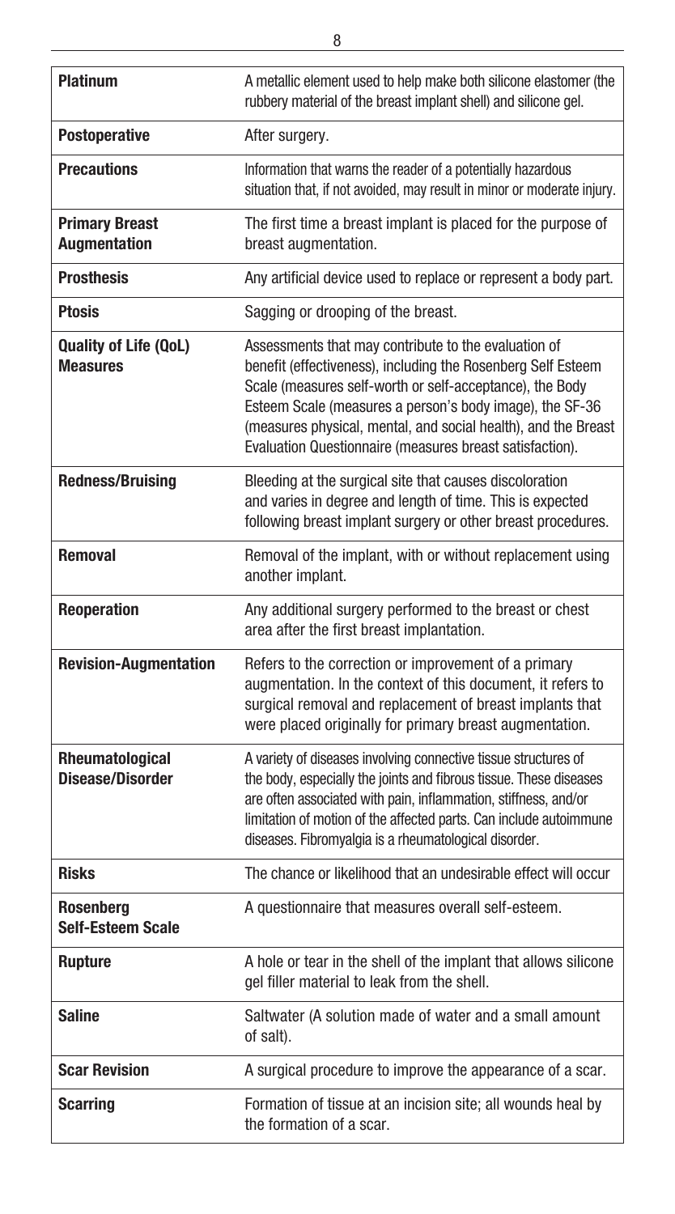| Term | Definition |
| --- | --- |
| **Platinum** | A metallic element used to help make both silicone elastomer (the rubbery material of the breast implant shell) and silicone gel. |
| **Postoperative** | After surgery. |
| **Precautions** | Information that warns the reader of a potentially hazardous situation that, if not avoided, may result in minor or moderate injury. |
| **Primary Breast Augmentation** | The first time a breast implant is placed for the purpose of breast augmentation. |
| **Prosthesis** | Any artificial device used to replace or represent a body part. |
| **Ptosis** | Sagging or drooping of the breast. |
| **Quality of Life (QoL) Measures** | Assessments that may contribute to the evaluation of benefit (effectiveness), including the Rosenberg Self Esteem Scale (measures self-worth or self-acceptance), the Body Esteem Scale (measures a person's body image), the SF-36 (measures physical, mental, and social health), and the Breast Evaluation Questionnaire (measures breast satisfaction). |
| **Redness/Bruising** | Bleeding at the surgical site that causes discoloration and varies in degree and length of time. This is expected following breast implant surgery or other breast procedures. |
| **Removal** | Removal of the implant, with or without replacement using another implant. |
| **Reoperation** | Any additional surgery performed to the breast or chest area after the first breast implantation. |
| **Revision-Augmentation** | Refers to the correction or improvement of a primary augmentation. In the context of this document, it refers to surgical removal and replacement of breast implants that were placed originally for primary breast augmentation. |
| **Rheumatological Disease/Disorder** | A variety of diseases involving connective tissue structures of the body, especially the joints and fibrous tissue. These diseases are often associated with pain, inflammation, stiffness, and/or limitation of motion of the affected parts. Can include autoimmune diseases. Fibromyalgia is a rheumatological disorder. |
| **Risks** | The chance or likelihood that an undesirable effect will occur |
| **Rosenberg Self-Esteem Scale** | A questionnaire that measures overall self-esteem. |
| **Rupture** | A hole or tear in the shell of the implant that allows silicone gel filler material to leak from the shell. |
| **Saline** | Saltwater (A solution made of water and a small amount of salt). |
| **Scar Revision** | A surgical procedure to improve the appearance of a scar. |
| **Scarring** | Formation of tissue at an incision site; all wounds heal by the formation of a scar. |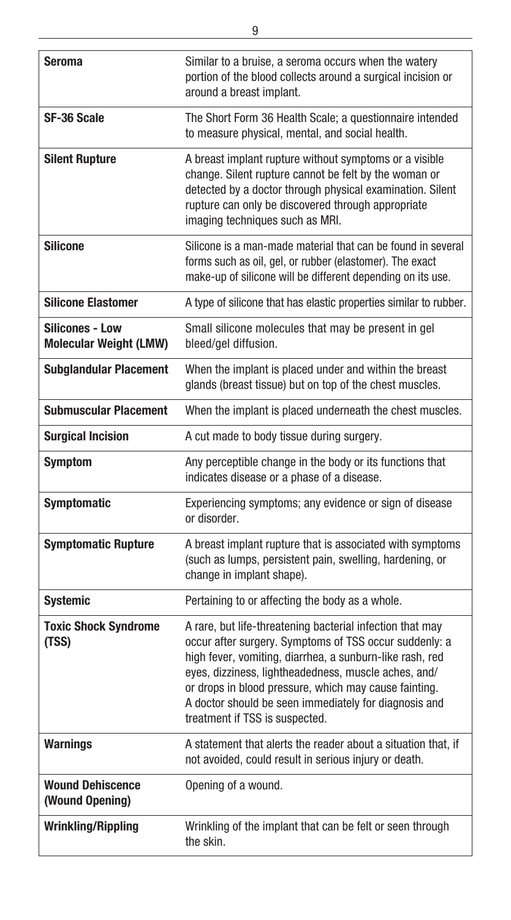| | |
|---|---|
| **Seroma** | Similar to a bruise, a seroma occurs when the watery portion of the blood collects around a surgical incision or around a breast implant. |
| **SF-36 Scale** | The Short Form 36 Health Scale; a questionnaire intended to measure physical, mental, and social health. |
| **Silent Rupture** | A breast implant rupture without symptoms or a visible change. Silent rupture cannot be felt by the woman or detected by a doctor through physical examination. Silent rupture can only be discovered through appropriate imaging techniques such as MRI. |
| **Silicone** | Silicone is a man-made material that can be found in several forms such as oil, gel, or rubber (elastomer). The exact make-up of silicone will be different depending on its use. |
| **Silicone Elastomer** | A type of silicone that has elastic properties similar to rubber. |
| **Silicones - Low Molecular Weight (LMW)** | Small silicone molecules that may be present in gel bleed/gel diffusion. |
| **Subglandular Placement** | When the implant is placed under and within the breast glands (breast tissue) but on top of the chest muscles. |
| **Submuscular Placement** | When the implant is placed underneath the chest muscles. |
| **Surgical Incision** | A cut made to body tissue during surgery. |
| **Symptom** | Any perceptible change in the body or its functions that indicates disease or a phase of a disease. |
| **Symptomatic** | Experiencing symptoms; any evidence or sign of disease or disorder. |
| **Symptomatic Rupture** | A breast implant rupture that is associated with symptoms (such as lumps, persistent pain, swelling, hardening, or change in implant shape). |
| **Systemic** | Pertaining to or affecting the body as a whole. |
| **Toxic Shock Syndrome (TSS)** | A rare, but life-threatening bacterial infection that may occur after surgery. Symptoms of TSS occur suddenly: a high fever, vomiting, diarrhea, a sunburn-like rash, red eyes, dizziness, lightheadedness, muscle aches, and/or drops in blood pressure, which may cause fainting. A doctor should be seen immediately for diagnosis and treatment if TSS is suspected. |
| **Warnings** | A statement that alerts the reader about a situation that, if not avoided, could result in serious injury or death. |
| **Wound Dehiscence (Wound Opening)** | Opening of a wound. |
| **Wrinkling/Rippling** | Wrinkling of the implant that can be felt or seen through the skin. |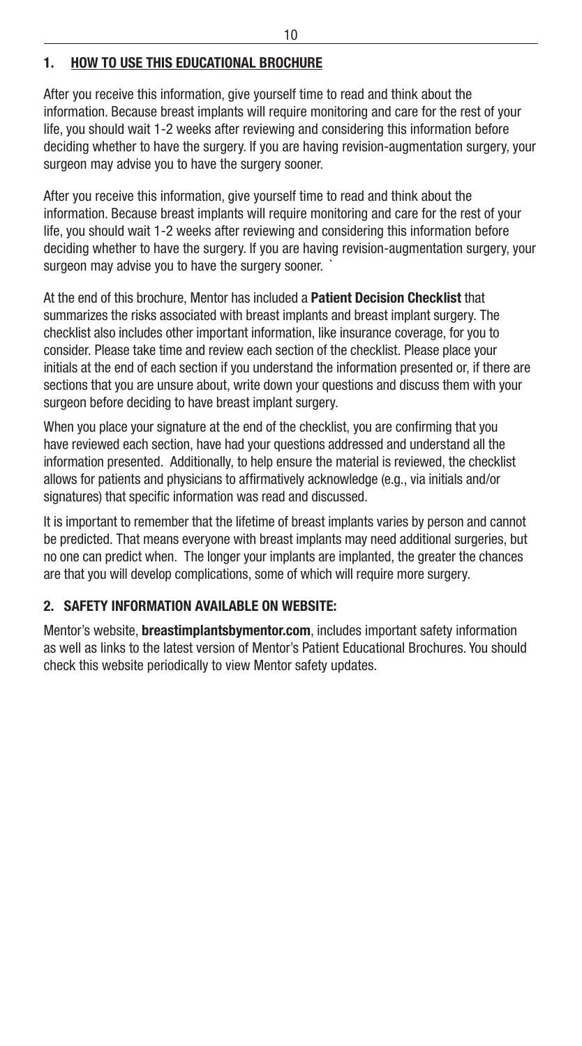## 1. HOW TO USE THIS EDUCATIONAL BROCHURE

After you receive this information, give yourself time to read and think about the information. Because breast implants will require monitoring and care for the rest of your life, you should wait 1-2 weeks after reviewing and considering this information before deciding whether to have the surgery. If you are having revision-augmentation surgery, your surgeon may advise you to have the surgery sooner.

After you receive this information, give yourself time to read and think about the information. Because breast implants will require monitoring and care for the rest of your life, you should wait 1-2 weeks after reviewing and considering this information before deciding whether to have the surgery. If you are having revision-augmentation surgery, your surgeon may advise you to have the surgery sooner. `

At the end of this brochure, Mentor has included a **Patient Decision Checklist** that summarizes the risks associated with breast implants and breast implant surgery. The checklist also includes other important information, like insurance coverage, for you to consider. Please take time and review each section of the checklist. Please place your initials at the end of each section if you understand the information presented or, if there are sections that you are unsure about, write down your questions and discuss them with your surgeon before deciding to have breast implant surgery.

When you place your signature at the end of the checklist, you are confirming that you have reviewed each section, have had your questions addressed and understand all the information presented. Additionally, to help ensure the material is reviewed, the checklist allows for patients and physicians to affirmatively acknowledge (e.g., via initials and/or signatures) that specific information was read and discussed.

It is important to remember that the lifetime of breast implants varies by person and cannot be predicted. That means everyone with breast implants may need additional surgeries, but no one can predict when. The longer your implants are implanted, the greater the chances are that you will develop complications, some of which will require more surgery.

## 2. SAFETY INFORMATION AVAILABLE ON WEBSITE:

Mentor's website, **breastimplantsbymentor.com**, includes important safety information as well as links to the latest version of Mentor's Patient Educational Brochures. You should check this website periodically to view Mentor safety updates.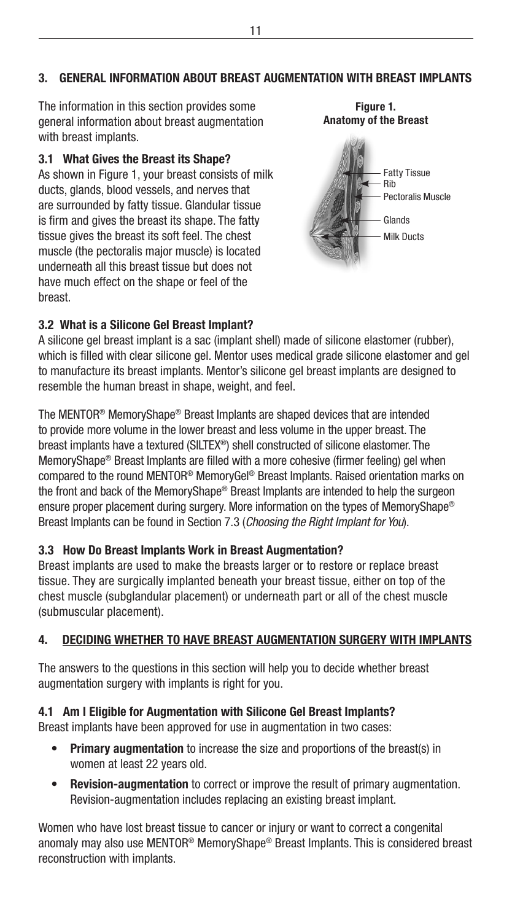## 3. GENERAL INFORMATION ABOUT BREAST AUGMENTATION WITH BREAST IMPLANTS

The information in this section provides some general information about breast augmentation with breast implants.

### 3.1 What Gives the Breast its Shape?

As shown in Figure 1, your breast consists of milk ducts, glands, blood vessels, and nerves that are surrounded by fatty tissue. Glandular tissue is firm and gives the breast its shape. The fatty tissue gives the breast its soft feel. The chest muscle (the pectoralis major muscle) is located underneath all this breast tissue but does not have much effect on the shape or feel of the breast.

**Figure 1. Anatomy of the Breast**

Fatty Tissue
Rib
Pectoralis Muscle
Glands
Milk Ducts

### 3.2 What is a Silicone Gel Breast Implant?

A silicone gel breast implant is a sac (implant shell) made of silicone elastomer (rubber), which is filled with clear silicone gel. Mentor uses medical grade silicone elastomer and gel to manufacture its breast implants. Mentor's silicone gel breast implants are designed to resemble the human breast in shape, weight, and feel.

The MENTOR® MemoryShape® Breast Implants are shaped devices that are intended to provide more volume in the lower breast and less volume in the upper breast. The breast implants have a textured (SILTEX®) shell constructed of silicone elastomer. The MemoryShape® Breast Implants are filled with a more cohesive (firmer feeling) gel when compared to the round MENTOR® MemoryGel® Breast Implants. Raised orientation marks on the front and back of the MemoryShape® Breast Implants are intended to help the surgeon ensure proper placement during surgery. More information on the types of MemoryShape® Breast Implants can be found in Section 7.3 (*Choosing the Right Implant for You*).

### 3.3 How Do Breast Implants Work in Breast Augmentation?

Breast implants are used to make the breasts larger or to restore or replace breast tissue. They are surgically implanted beneath your breast tissue, either on top of the chest muscle (subglandular placement) or underneath part or all of the chest muscle (submuscular placement).

## 4. DECIDING WHETHER TO HAVE BREAST AUGMENTATION SURGERY WITH IMPLANTS

The answers to the questions in this section will help you to decide whether breast augmentation surgery with implants is right for you.

### 4.1 Am I Eligible for Augmentation with Silicone Gel Breast Implants?

Breast implants have been approved for use in augmentation in two cases:

- **Primary augmentation** to increase the size and proportions of the breast(s) in women at least 22 years old.
- **Revision-augmentation** to correct or improve the result of primary augmentation. Revision-augmentation includes replacing an existing breast implant.

Women who have lost breast tissue to cancer or injury or want to correct a congenital anomaly may also use MENTOR® MemoryShape® Breast Implants. This is considered breast reconstruction with implants.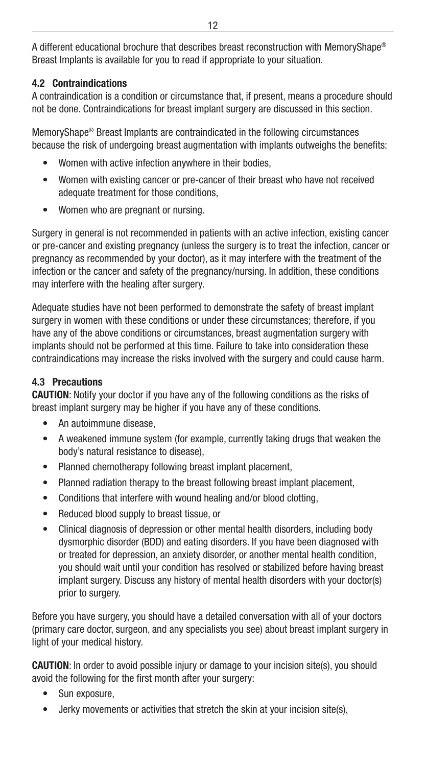A different educational brochure that describes breast reconstruction with MemoryShape® Breast Implants is available for you to read if appropriate to your situation.

### 4.2 Contraindications

A contraindication is a condition or circumstance that, if present, means a procedure should not be done. Contraindications for breast implant surgery are discussed in this section.

MemoryShape® Breast Implants are contraindicated in the following circumstances because the risk of undergoing breast augmentation with implants outweighs the benefits:

- Women with active infection anywhere in their bodies,
- Women with existing cancer or pre-cancer of their breast who have not received adequate treatment for those conditions,
- Women who are pregnant or nursing.

Surgery in general is not recommended in patients with an active infection, existing cancer or pre-cancer and existing pregnancy (unless the surgery is to treat the infection, cancer or pregnancy as recommended by your doctor), as it may interfere with the treatment of the infection or the cancer and safety of the pregnancy/nursing. In addition, these conditions may interfere with the healing after surgery.

Adequate studies have not been performed to demonstrate the safety of breast implant surgery in women with these conditions or under these circumstances; therefore, if you have any of the above conditions or circumstances, breast augmentation surgery with implants should not be performed at this time. Failure to take into consideration these contraindications may increase the risks involved with the surgery and could cause harm.

### 4.3 Precautions

**CAUTION**: Notify your doctor if you have any of the following conditions as the risks of breast implant surgery may be higher if you have any of these conditions.

- An autoimmune disease,
- A weakened immune system (for example, currently taking drugs that weaken the body's natural resistance to disease),
- Planned chemotherapy following breast implant placement,
- Planned radiation therapy to the breast following breast implant placement,
- Conditions that interfere with wound healing and/or blood clotting,
- Reduced blood supply to breast tissue, or
- Clinical diagnosis of depression or other mental health disorders, including body dysmorphic disorder (BDD) and eating disorders. If you have been diagnosed with or treated for depression, an anxiety disorder, or another mental health condition, you should wait until your condition has resolved or stabilized before having breast implant surgery. Discuss any history of mental health disorders with your doctor(s) prior to surgery.

Before you have surgery, you should have a detailed conversation with all of your doctors (primary care doctor, surgeon, and any specialists you see) about breast implant surgery in light of your medical history.

**CAUTION**: In order to avoid possible injury or damage to your incision site(s), you should avoid the following for the first month after your surgery:

- Sun exposure,
- Jerky movements or activities that stretch the skin at your incision site(s),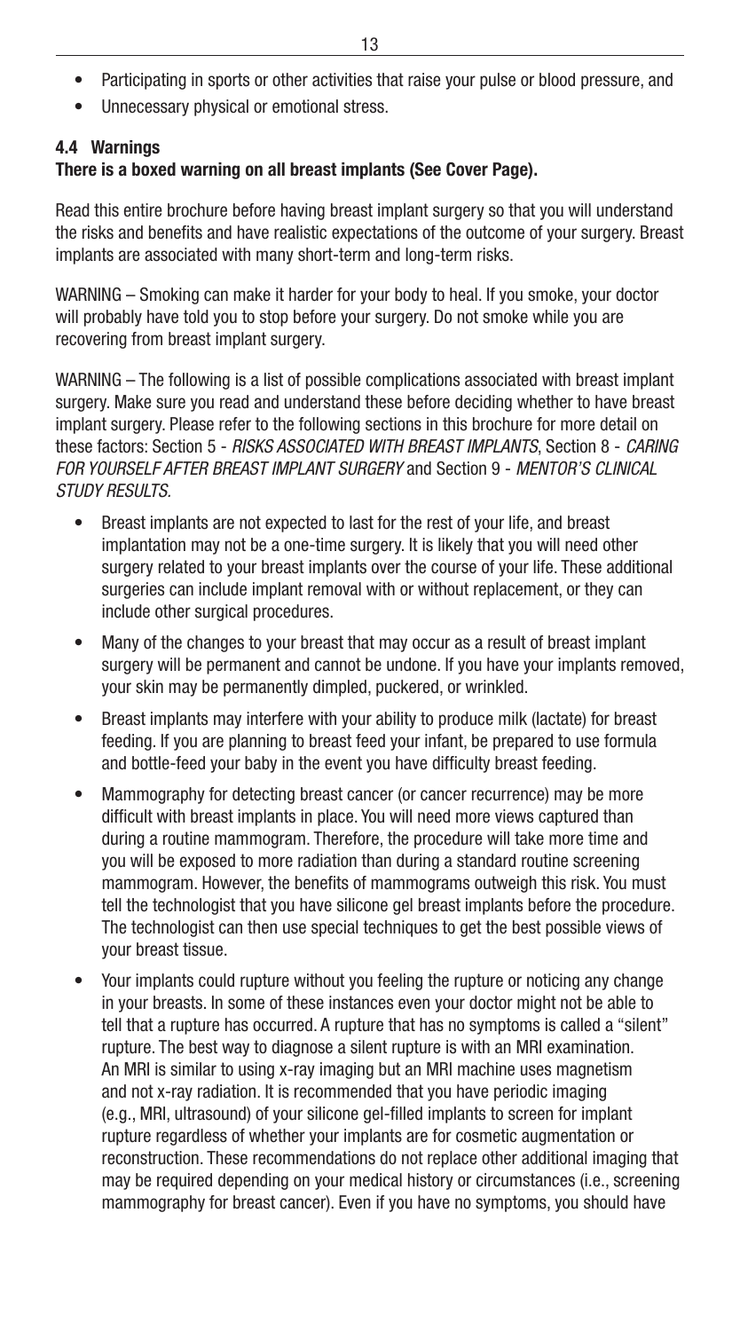- Participating in sports or other activities that raise your pulse or blood pressure, and
- Unnecessary physical or emotional stress.

### 4.4 Warnings

**There is a boxed warning on all breast implants (See Cover Page).**

Read this entire brochure before having breast implant surgery so that you will understand the risks and benefits and have realistic expectations of the outcome of your surgery. Breast implants are associated with many short-term and long-term risks.

WARNING – Smoking can make it harder for your body to heal. If you smoke, your doctor will probably have told you to stop before your surgery. Do not smoke while you are recovering from breast implant surgery.

WARNING – The following is a list of possible complications associated with breast implant surgery. Make sure you read and understand these before deciding whether to have breast implant surgery. Please refer to the following sections in this brochure for more detail on these factors: Section 5 - *RISKS ASSOCIATED WITH BREAST IMPLANTS*, Section 8 - *CARING FOR YOURSELF AFTER BREAST IMPLANT SURGERY* and Section 9 - *MENTOR'S CLINICAL STUDY RESULTS.*

- Breast implants are not expected to last for the rest of your life, and breast implantation may not be a one-time surgery. It is likely that you will need other surgery related to your breast implants over the course of your life. These additional surgeries can include implant removal with or without replacement, or they can include other surgical procedures.
- Many of the changes to your breast that may occur as a result of breast implant surgery will be permanent and cannot be undone. If you have your implants removed, your skin may be permanently dimpled, puckered, or wrinkled.
- Breast implants may interfere with your ability to produce milk (lactate) for breast feeding. If you are planning to breast feed your infant, be prepared to use formula and bottle-feed your baby in the event you have difficulty breast feeding.
- Mammography for detecting breast cancer (or cancer recurrence) may be more difficult with breast implants in place. You will need more views captured than during a routine mammogram. Therefore, the procedure will take more time and you will be exposed to more radiation than during a standard routine screening mammogram. However, the benefits of mammograms outweigh this risk. You must tell the technologist that you have silicone gel breast implants before the procedure. The technologist can then use special techniques to get the best possible views of your breast tissue.
- Your implants could rupture without you feeling the rupture or noticing any change in your breasts. In some of these instances even your doctor might not be able to tell that a rupture has occurred. A rupture that has no symptoms is called a "silent" rupture. The best way to diagnose a silent rupture is with an MRI examination. An MRI is similar to using x-ray imaging but an MRI machine uses magnetism and not x-ray radiation. It is recommended that you have periodic imaging (e.g., MRI, ultrasound) of your silicone gel-filled implants to screen for implant rupture regardless of whether your implants are for cosmetic augmentation or reconstruction. These recommendations do not replace other additional imaging that may be required depending on your medical history or circumstances (i.e., screening mammography for breast cancer). Even if you have no symptoms, you should have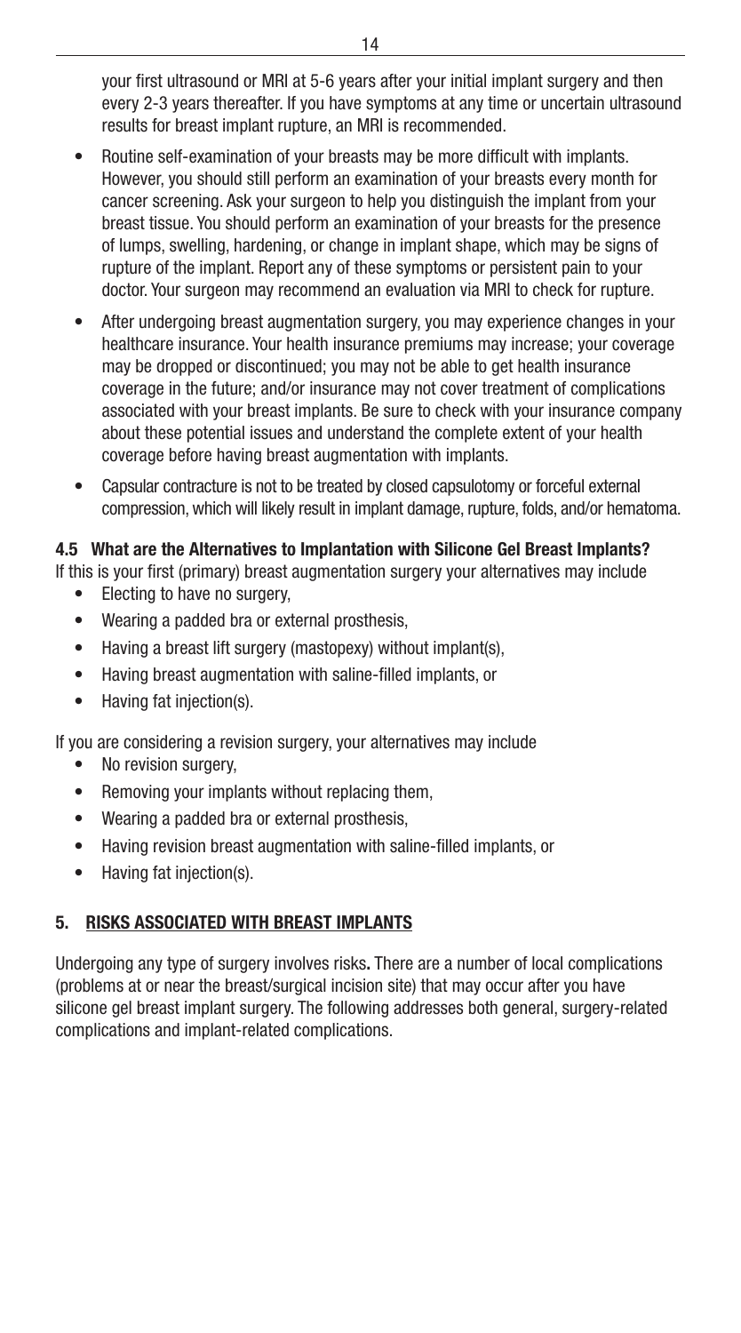your first ultrasound or MRI at 5-6 years after your initial implant surgery and then every 2-3 years thereafter. If you have symptoms at any time or uncertain ultrasound results for breast implant rupture, an MRI is recommended.

- Routine self-examination of your breasts may be more difficult with implants. However, you should still perform an examination of your breasts every month for cancer screening. Ask your surgeon to help you distinguish the implant from your breast tissue. You should perform an examination of your breasts for the presence of lumps, swelling, hardening, or change in implant shape, which may be signs of rupture of the implant. Report any of these symptoms or persistent pain to your doctor. Your surgeon may recommend an evaluation via MRI to check for rupture.
- After undergoing breast augmentation surgery, you may experience changes in your healthcare insurance. Your health insurance premiums may increase; your coverage may be dropped or discontinued; you may not be able to get health insurance coverage in the future; and/or insurance may not cover treatment of complications associated with your breast implants. Be sure to check with your insurance company about these potential issues and understand the complete extent of your health coverage before having breast augmentation with implants.
- Capsular contracture is not to be treated by closed capsulotomy or forceful external compression, which will likely result in implant damage, rupture, folds, and/or hematoma.

### 4.5 What are the Alternatives to Implantation with Silicone Gel Breast Implants?

If this is your first (primary) breast augmentation surgery your alternatives may include

- Electing to have no surgery,
- Wearing a padded bra or external prosthesis,
- Having a breast lift surgery (mastopexy) without implant(s),
- Having breast augmentation with saline-filled implants, or
- Having fat injection(s).

If you are considering a revision surgery, your alternatives may include

- No revision surgery,
- Removing your implants without replacing them,
- Wearing a padded bra or external prosthesis,
- Having revision breast augmentation with saline-filled implants, or
- Having fat injection(s).

## 5. RISKS ASSOCIATED WITH BREAST IMPLANTS

Undergoing any type of surgery involves risks**.** There are a number of local complications (problems at or near the breast/surgical incision site) that may occur after you have silicone gel breast implant surgery. The following addresses both general, surgery-related complications and implant-related complications.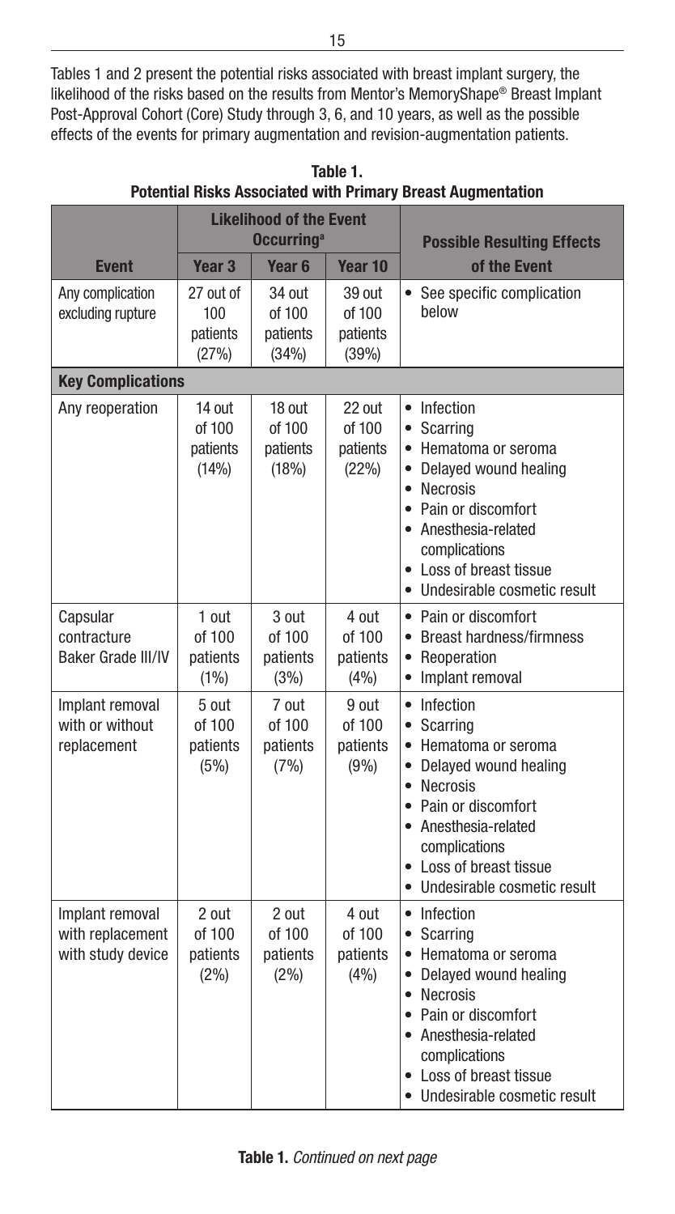Tables 1 and 2 present the potential risks associated with breast implant surgery, the likelihood of the risks based on the results from Mentor's MemoryShape® Breast Implant Post-Approval Cohort (Core) Study through 3, 6, and 10 years, as well as the possible effects of the events for primary augmentation and revision-augmentation patients.

**Table 1.**
**Potential Risks Associated with Primary Breast Augmentation**

| Event | Likelihood of the Event Occurring[a] | | | Possible Resulting Effects of the Event |
|---|---|---|---|---|
| | Year 3 | Year 6 | Year 10 | |
| Any complication excluding rupture | 27 out of 100 patients (27%) | 34 out of 100 patients (34%) | 39 out of 100 patients (39%) | • See specific complication below |
| **Key Complications** | | | | |
| Any reoperation | 14 out of 100 patients (14%) | 18 out of 100 patients (18%) | 22 out of 100 patients (22%) | • Infection<br>• Scarring<br>• Hematoma or seroma<br>• Delayed wound healing<br>• Necrosis<br>• Pain or discomfort<br>• Anesthesia-related complications<br>• Loss of breast tissue<br>• Undesirable cosmetic result |
| Capsular contracture Baker Grade III/IV | 1 out of 100 patients (1%) | 3 out of 100 patients (3%) | 4 out of 100 patients (4%) | • Pain or discomfort<br>• Breast hardness/firmness<br>• Reoperation<br>• Implant removal |
| Implant removal with or without replacement | 5 out of 100 patients (5%) | 7 out of 100 patients (7%) | 9 out of 100 patients (9%) | • Infection<br>• Scarring<br>• Hematoma or seroma<br>• Delayed wound healing<br>• Necrosis<br>• Pain or discomfort<br>• Anesthesia-related complications<br>• Loss of breast tissue<br>• Undesirable cosmetic result |
| Implant removal with replacement with study device | 2 out of 100 patients (2%) | 2 out of 100 patients (2%) | 4 out of 100 patients (4%) | • Infection<br>• Scarring<br>• Hematoma or seroma<br>• Delayed wound healing<br>• Necrosis<br>• Pain or discomfort<br>• Anesthesia-related complications<br>• Loss of breast tissue<br>• Undesirable cosmetic result |

**Table 1.** *Continued on next page*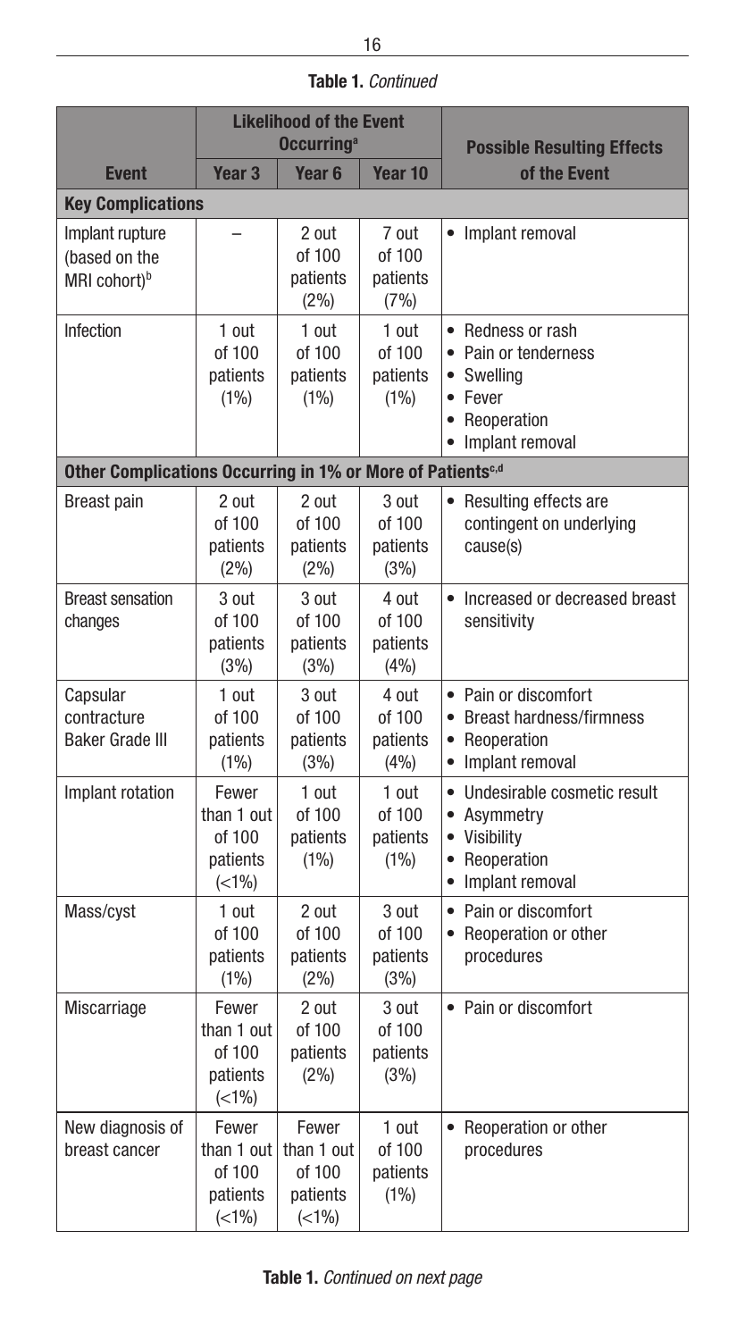**Table 1.** *Continued*

| Event | Likelihood of the Event Occurring[a] | | | Possible Resulting Effects of the Event |
|---|---|---|---|---|
| | Year 3 | Year 6 | Year 10 | |
| **Key Complications** | | | | |
| Implant rupture (based on the MRI cohort)[b] | – | 2 out of 100 patients (2%) | 7 out of 100 patients (7%) | • Implant removal |
| Infection | 1 out of 100 patients (1%) | 1 out of 100 patients (1%) | 1 out of 100 patients (1%) | • Redness or rash<br>• Pain or tenderness<br>• Swelling<br>• Fever<br>• Reoperation<br>• Implant removal |
| **Other Complications Occurring in 1% or More of Patients[c,d]** | | | | |
| Breast pain | 2 out of 100 patients (2%) | 2 out of 100 patients (2%) | 3 out of 100 patients (3%) | • Resulting effects are contingent on underlying cause(s) |
| Breast sensation changes | 3 out of 100 patients (3%) | 3 out of 100 patients (3%) | 4 out of 100 patients (4%) | • Increased or decreased breast sensitivity |
| Capsular contracture Baker Grade III | 1 out of 100 patients (1%) | 3 out of 100 patients (3%) | 4 out of 100 patients (4%) | • Pain or discomfort<br>• Breast hardness/firmness<br>• Reoperation<br>• Implant removal |
| Implant rotation | Fewer than 1 out of 100 patients (<1%) | 1 out of 100 patients (1%) | 1 out of 100 patients (1%) | • Undesirable cosmetic result<br>• Asymmetry<br>• Visibility<br>• Reoperation<br>• Implant removal |
| Mass/cyst | 1 out of 100 patients (1%) | 2 out of 100 patients (2%) | 3 out of 100 patients (3%) | • Pain or discomfort<br>• Reoperation or other procedures |
| Miscarriage | Fewer than 1 out of 100 patients (<1%) | 2 out of 100 patients (2%) | 3 out of 100 patients (3%) | • Pain or discomfort |
| New diagnosis of breast cancer | Fewer than 1 out of 100 patients (<1%) | Fewer than 1 out of 100 patients (<1%) | 1 out of 100 patients (1%) | • Reoperation or other procedures |

**Table 1.** *Continued on next page*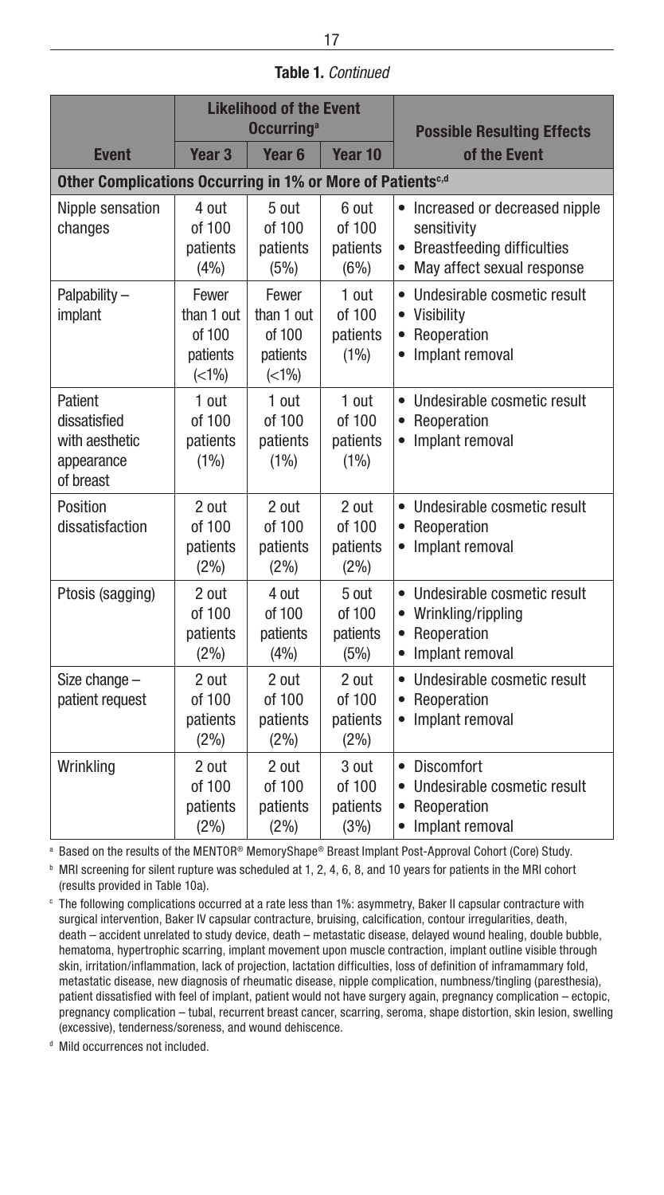**Table 1.** *Continued*

| Event | Likelihood of the Event Occurring[a] | | | Possible Resulting Effects of the Event |
|---|---|---|---|---|
| | Year 3 | Year 6 | Year 10 | |
| **Other Complications Occurring in 1% or More of Patients[c,d]** | | | | |
| Nipple sensation changes | 4 out of 100 patients (4%) | 5 out of 100 patients (5%) | 6 out of 100 patients (6%) | • Increased or decreased nipple sensitivity<br>• Breastfeeding difficulties<br>• May affect sexual response |
| Palpability – implant | Fewer than 1 out of 100 patients (<1%) | Fewer than 1 out of 100 patients (<1%) | 1 out of 100 patients (1%) | • Undesirable cosmetic result<br>• Visibility<br>• Reoperation<br>• Implant removal |
| Patient dissatisfied with aesthetic appearance of breast | 1 out of 100 patients (1%) | 1 out of 100 patients (1%) | 1 out of 100 patients (1%) | • Undesirable cosmetic result<br>• Reoperation<br>• Implant removal |
| Position dissatisfaction | 2 out of 100 patients (2%) | 2 out of 100 patients (2%) | 2 out of 100 patients (2%) | • Undesirable cosmetic result<br>• Reoperation<br>• Implant removal |
| Ptosis (sagging) | 2 out of 100 patients (2%) | 4 out of 100 patients (4%) | 5 out of 100 patients (5%) | • Undesirable cosmetic result<br>• Wrinkling/rippling<br>• Reoperation<br>• Implant removal |
| Size change – patient request | 2 out of 100 patients (2%) | 2 out of 100 patients (2%) | 2 out of 100 patients (2%) | • Undesirable cosmetic result<br>• Reoperation<br>• Implant removal |
| Wrinkling | 2 out of 100 patients (2%) | 2 out of 100 patients (2%) | 3 out of 100 patients (3%) | • Discomfort<br>• Undesirable cosmetic result<br>• Reoperation<br>• Implant removal |

[a] Based on the results of the MENTOR® MemoryShape® Breast Implant Post-Approval Cohort (Core) Study.

[b] MRI screening for silent rupture was scheduled at 1, 2, 4, 6, 8, and 10 years for patients in the MRI cohort (results provided in Table 10a).

[c] The following complications occurred at a rate less than 1%: asymmetry, Baker II capsular contracture with surgical intervention, Baker IV capsular contracture, bruising, calcification, contour irregularities, death, death – accident unrelated to study device, death – metastatic disease, delayed wound healing, double bubble, hematoma, hypertrophic scarring, implant movement upon muscle contraction, implant outline visible through skin, irritation/inflammation, lack of projection, lactation difficulties, loss of definition of inframammary fold, metastatic disease, new diagnosis of rheumatic disease, nipple complication, numbness/tingling (paresthesia), patient dissatisfied with feel of implant, patient would not have surgery again, pregnancy complication – ectopic, pregnancy complication – tubal, recurrent breast cancer, scarring, seroma, shape distortion, skin lesion, swelling (excessive), tenderness/soreness, and wound dehiscence.

[d] Mild occurrences not included.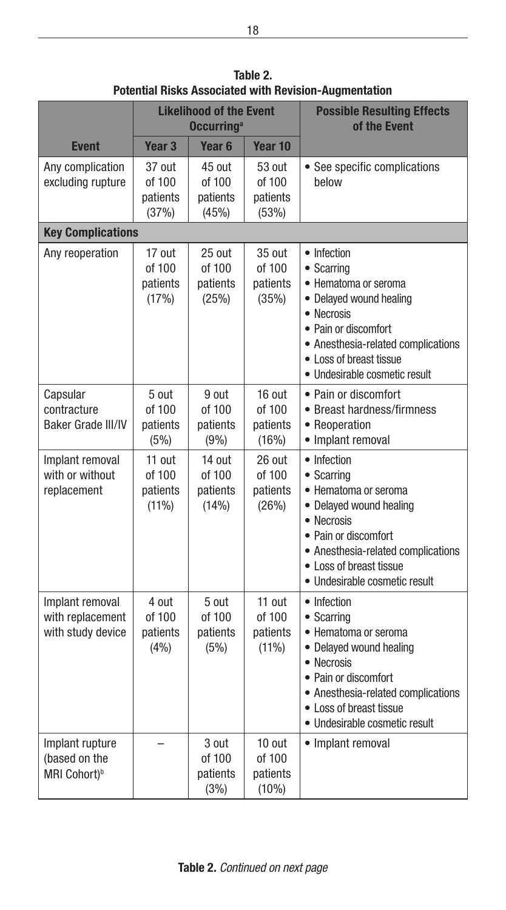**Table 2.**
**Potential Risks Associated with Revision-Augmentation**

| | Likelihood of the Event Occurring[a] | | | Possible Resulting Effects of the Event |
|---|---|---|---|---|
| **Event** | **Year 3** | **Year 6** | **Year 10** | |
| Any complication excluding rupture | 37 out of 100 patients (37%) | 45 out of 100 patients (45%) | 53 out of 100 patients (53%) | • See specific complications below |
| **Key Complications** | | | | |
| Any reoperation | 17 out of 100 patients (17%) | 25 out of 100 patients (25%) | 35 out of 100 patients (35%) | • Infection<br>• Scarring<br>• Hematoma or seroma<br>• Delayed wound healing<br>• Necrosis<br>• Pain or discomfort<br>• Anesthesia-related complications<br>• Loss of breast tissue<br>• Undesirable cosmetic result |
| Capsular contracture Baker Grade III/IV | 5 out of 100 patients (5%) | 9 out of 100 patients (9%) | 16 out of 100 patients (16%) | • Pain or discomfort<br>• Breast hardness/firmness<br>• Reoperation<br>• Implant removal |
| Implant removal with or without replacement | 11 out of 100 patients (11%) | 14 out of 100 patients (14%) | 26 out of 100 patients (26%) | • Infection<br>• Scarring<br>• Hematoma or seroma<br>• Delayed wound healing<br>• Necrosis<br>• Pain or discomfort<br>• Anesthesia-related complications<br>• Loss of breast tissue<br>• Undesirable cosmetic result |
| Implant removal with replacement with study device | 4 out of 100 patients (4%) | 5 out of 100 patients (5%) | 11 out of 100 patients (11%) | • Infection<br>• Scarring<br>• Hematoma or seroma<br>• Delayed wound healing<br>• Necrosis<br>• Pain or discomfort<br>• Anesthesia-related complications<br>• Loss of breast tissue<br>• Undesirable cosmetic result |
| Implant rupture (based on the MRI Cohort)[b] | – | 3 out of 100 patients (3%) | 10 out of 100 patients (10%) | • Implant removal |

**Table 2.** *Continued on next page*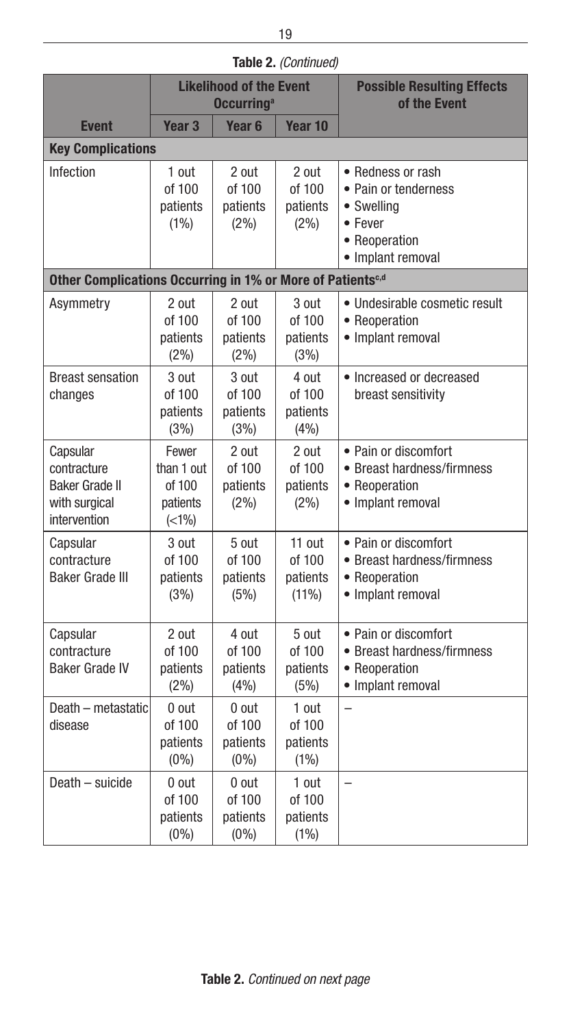**Table 2.** *(Continued)*

| Event | Likelihood of the Event Occurring[a] | | | Possible Resulting Effects of the Event |
|---|---|---|---|---|
| | Year 3 | Year 6 | Year 10 | |
| **Key Complications** | | | | |
| Infection | 1 out of 100 patients (1%) | 2 out of 100 patients (2%) | 2 out of 100 patients (2%) | • Redness or rash<br>• Pain or tenderness<br>• Swelling<br>• Fever<br>• Reoperation<br>• Implant removal |
| **Other Complications Occurring in 1% or More of Patients[c,d]** | | | | |
| Asymmetry | 2 out of 100 patients (2%) | 2 out of 100 patients (2%) | 3 out of 100 patients (3%) | • Undesirable cosmetic result<br>• Reoperation<br>• Implant removal |
| Breast sensation changes | 3 out of 100 patients (3%) | 3 out of 100 patients (3%) | 4 out of 100 patients (4%) | • Increased or decreased breast sensitivity |
| Capsular contracture Baker Grade II with surgical intervention | Fewer than 1 out of 100 patients (<1%) | 2 out of 100 patients (2%) | 2 out of 100 patients (2%) | • Pain or discomfort<br>• Breast hardness/firmness<br>• Reoperation<br>• Implant removal |
| Capsular contracture Baker Grade III | 3 out of 100 patients (3%) | 5 out of 100 patients (5%) | 11 out of 100 patients (11%) | • Pain or discomfort<br>• Breast hardness/firmness<br>• Reoperation<br>• Implant removal |
| Capsular contracture Baker Grade IV | 2 out of 100 patients (2%) | 4 out of 100 patients (4%) | 5 out of 100 patients (5%) | • Pain or discomfort<br>• Breast hardness/firmness<br>• Reoperation<br>• Implant removal |
| Death – metastatic disease | 0 out of 100 patients (0%) | 0 out of 100 patients (0%) | 1 out of 100 patients (1%) | – |
| Death – suicide | 0 out of 100 patients (0%) | 0 out of 100 patients (0%) | 1 out of 100 patients (1%) | – |

**Table 2.** *Continued on next page*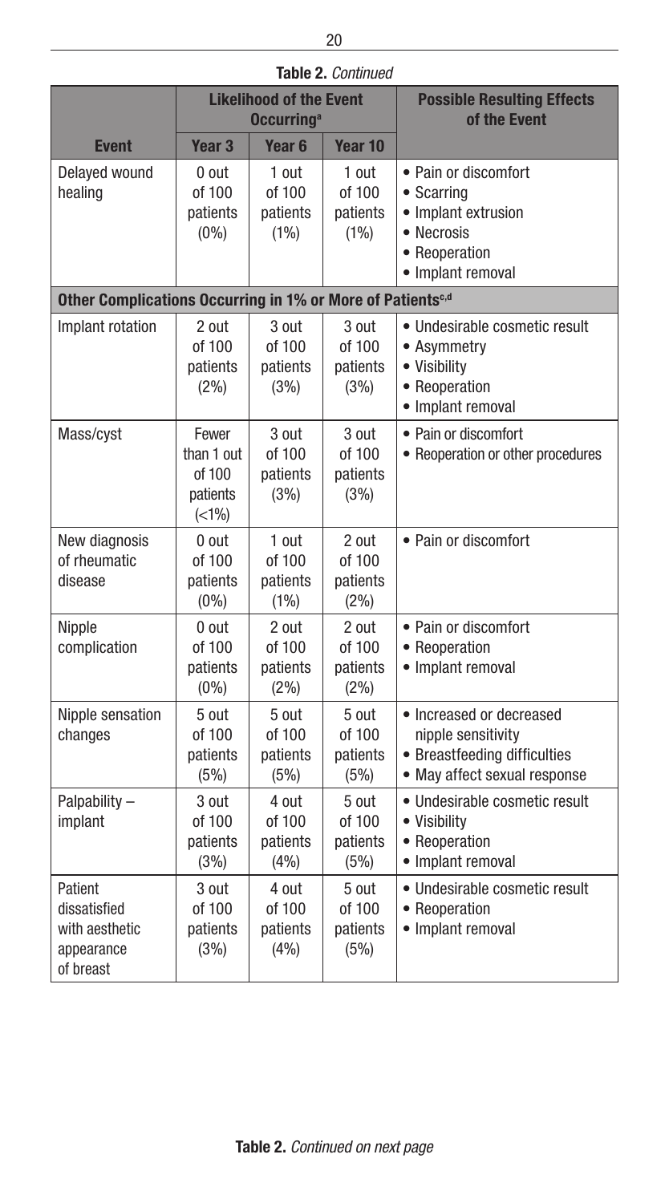**Table 2.** *Continued*

| | Likelihood of the Event Occurring[a] | | | Possible Resulting Effects of the Event |
|---|---|---|---|---|
| **Event** | **Year 3** | **Year 6** | **Year 10** | |
| Delayed wound healing | 0 out of 100 patients (0%) | 1 out of 100 patients (1%) | 1 out of 100 patients (1%) | • Pain or discomfort<br>• Scarring<br>• Implant extrusion<br>• Necrosis<br>• Reoperation<br>• Implant removal |
| **Other Complications Occurring in 1% or More of Patients[c,d]** | | | | |
| Implant rotation | 2 out of 100 patients (2%) | 3 out of 100 patients (3%) | 3 out of 100 patients (3%) | • Undesirable cosmetic result<br>• Asymmetry<br>• Visibility<br>• Reoperation<br>• Implant removal |
| Mass/cyst | Fewer than 1 out of 100 patients (<1%) | 3 out of 100 patients (3%) | 3 out of 100 patients (3%) | • Pain or discomfort<br>• Reoperation or other procedures |
| New diagnosis of rheumatic disease | 0 out of 100 patients (0%) | 1 out of 100 patients (1%) | 2 out of 100 patients (2%) | • Pain or discomfort |
| Nipple complication | 0 out of 100 patients (0%) | 2 out of 100 patients (2%) | 2 out of 100 patients (2%) | • Pain or discomfort<br>• Reoperation<br>• Implant removal |
| Nipple sensation changes | 5 out of 100 patients (5%) | 5 out of 100 patients (5%) | 5 out of 100 patients (5%) | • Increased or decreased nipple sensitivity<br>• Breastfeeding difficulties<br>• May affect sexual response |
| Palpability – implant | 3 out of 100 patients (3%) | 4 out of 100 patients (4%) | 5 out of 100 patients (5%) | • Undesirable cosmetic result<br>• Visibility<br>• Reoperation<br>• Implant removal |
| Patient dissatisfied with aesthetic appearance of breast | 3 out of 100 patients (3%) | 4 out of 100 patients (4%) | 5 out of 100 patients (5%) | • Undesirable cosmetic result<br>• Reoperation<br>• Implant removal |

**Table 2.** *Continued on next page*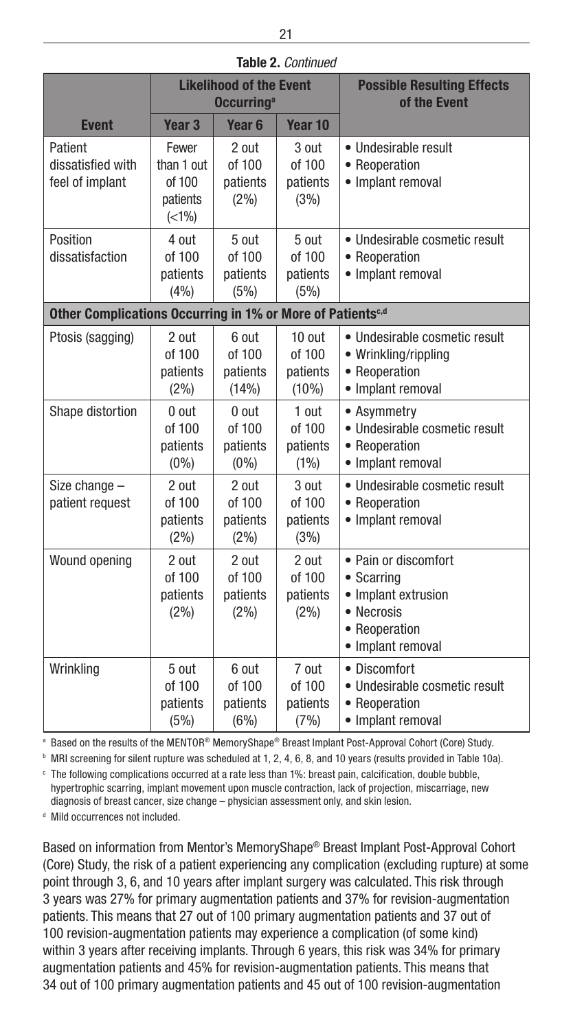**Table 2.** *Continued*

| Event | Likelihood of the Event Occurring[a] | | | Possible Resulting Effects of the Event |
|---|---|---|---|---|
| | Year 3 | Year 6 | Year 10 | |
| Patient dissatisfied with feel of implant | Fewer than 1 out of 100 patients (<1%) | 2 out of 100 patients (2%) | 3 out of 100 patients (3%) | • Undesirable result<br>• Reoperation<br>• Implant removal |
| Position dissatisfaction | 4 out of 100 patients (4%) | 5 out of 100 patients (5%) | 5 out of 100 patients (5%) | • Undesirable cosmetic result<br>• Reoperation<br>• Implant removal |
| **Other Complications Occurring in 1% or More of Patients[c,d]** | | | | |
| Ptosis (sagging) | 2 out of 100 patients (2%) | 6 out of 100 patients (14%) | 10 out of 100 patients (10%) | • Undesirable cosmetic result<br>• Wrinkling/rippling<br>• Reoperation<br>• Implant removal |
| Shape distortion | 0 out of 100 patients (0%) | 0 out of 100 patients (0%) | 1 out of 100 patients (1%) | • Asymmetry<br>• Undesirable cosmetic result<br>• Reoperation<br>• Implant removal |
| Size change – patient request | 2 out of 100 patients (2%) | 2 out of 100 patients (2%) | 3 out of 100 patients (3%) | • Undesirable cosmetic result<br>• Reoperation<br>• Implant removal |
| Wound opening | 2 out of 100 patients (2%) | 2 out of 100 patients (2%) | 2 out of 100 patients (2%) | • Pain or discomfort<br>• Scarring<br>• Implant extrusion<br>• Necrosis<br>• Reoperation<br>• Implant removal |
| Wrinkling | 5 out of 100 patients (5%) | 6 out of 100 patients (6%) | 7 out of 100 patients (7%) | • Discomfort<br>• Undesirable cosmetic result<br>• Reoperation<br>• Implant removal |

[a] Based on the results of the MENTOR® MemoryShape® Breast Implant Post-Approval Cohort (Core) Study.

[b] MRI screening for silent rupture was scheduled at 1, 2, 4, 6, 8, and 10 years (results provided in Table 10a).

[c] The following complications occurred at a rate less than 1%: breast pain, calcification, double bubble, hypertrophic scarring, implant movement upon muscle contraction, lack of projection, miscarriage, new diagnosis of breast cancer, size change – physician assessment only, and skin lesion.

[d] Mild occurrences not included.

Based on information from Mentor's MemoryShape® Breast Implant Post-Approval Cohort (Core) Study, the risk of a patient experiencing any complication (excluding rupture) at some point through 3, 6, and 10 years after implant surgery was calculated. This risk through 3 years was 27% for primary augmentation patients and 37% for revision-augmentation patients. This means that 27 out of 100 primary augmentation patients and 37 out of 100 revision-augmentation patients may experience a complication (of some kind) within 3 years after receiving implants. Through 6 years, this risk was 34% for primary augmentation patients and 45% for revision-augmentation patients. This means that 34 out of 100 primary augmentation patients and 45 out of 100 revision-augmentation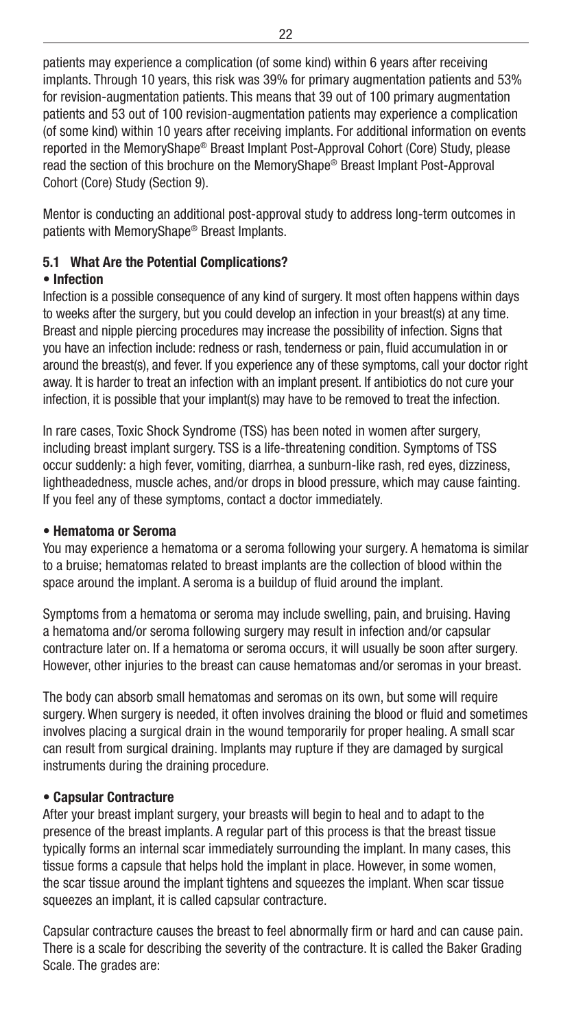patients may experience a complication (of some kind) within 6 years after receiving implants. Through 10 years, this risk was 39% for primary augmentation patients and 53% for revision-augmentation patients. This means that 39 out of 100 primary augmentation patients and 53 out of 100 revision-augmentation patients may experience a complication (of some kind) within 10 years after receiving implants. For additional information on events reported in the MemoryShape® Breast Implant Post-Approval Cohort (Core) Study, please read the section of this brochure on the MemoryShape® Breast Implant Post-Approval Cohort (Core) Study (Section 9).

Mentor is conducting an additional post-approval study to address long-term outcomes in patients with MemoryShape® Breast Implants.

### 5.1 What Are the Potential Complications?

**• Infection**

Infection is a possible consequence of any kind of surgery. It most often happens within days to weeks after the surgery, but you could develop an infection in your breast(s) at any time. Breast and nipple piercing procedures may increase the possibility of infection. Signs that you have an infection include: redness or rash, tenderness or pain, fluid accumulation in or around the breast(s), and fever. If you experience any of these symptoms, call your doctor right away. It is harder to treat an infection with an implant present. If antibiotics do not cure your infection, it is possible that your implant(s) may have to be removed to treat the infection.

In rare cases, Toxic Shock Syndrome (TSS) has been noted in women after surgery, including breast implant surgery. TSS is a life-threatening condition. Symptoms of TSS occur suddenly: a high fever, vomiting, diarrhea, a sunburn-like rash, red eyes, dizziness, lightheadedness, muscle aches, and/or drops in blood pressure, which may cause fainting. If you feel any of these symptoms, contact a doctor immediately.

**• Hematoma or Seroma**

You may experience a hematoma or a seroma following your surgery. A hematoma is similar to a bruise; hematomas related to breast implants are the collection of blood within the space around the implant. A seroma is a buildup of fluid around the implant.

Symptoms from a hematoma or seroma may include swelling, pain, and bruising. Having a hematoma and/or seroma following surgery may result in infection and/or capsular contracture later on. If a hematoma or seroma occurs, it will usually be soon after surgery. However, other injuries to the breast can cause hematomas and/or seromas in your breast.

The body can absorb small hematomas and seromas on its own, but some will require surgery. When surgery is needed, it often involves draining the blood or fluid and sometimes involves placing a surgical drain in the wound temporarily for proper healing. A small scar can result from surgical draining. Implants may rupture if they are damaged by surgical instruments during the draining procedure.

**• Capsular Contracture**

After your breast implant surgery, your breasts will begin to heal and to adapt to the presence of the breast implants. A regular part of this process is that the breast tissue typically forms an internal scar immediately surrounding the implant. In many cases, this tissue forms a capsule that helps hold the implant in place. However, in some women, the scar tissue around the implant tightens and squeezes the implant. When scar tissue squeezes an implant, it is called capsular contracture.

Capsular contracture causes the breast to feel abnormally firm or hard and can cause pain. There is a scale for describing the severity of the contracture. It is called the Baker Grading Scale. The grades are: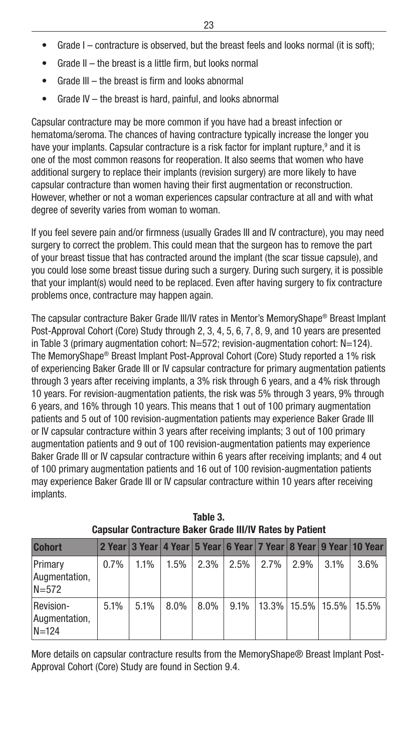- Grade I – contracture is observed, but the breast feels and looks normal (it is soft);
- Grade II – the breast is a little firm, but looks normal
- Grade III – the breast is firm and looks abnormal
- Grade IV – the breast is hard, painful, and looks abnormal

Capsular contracture may be more common if you have had a breast infection or hematoma/seroma. The chances of having contracture typically increase the longer you have your implants. Capsular contracture is a risk factor for implant rupture,[9] and it is one of the most common reasons for reoperation. It also seems that women who have additional surgery to replace their implants (revision surgery) are more likely to have capsular contracture than women having their first augmentation or reconstruction. However, whether or not a woman experiences capsular contracture at all and with what degree of severity varies from woman to woman.

If you feel severe pain and/or firmness (usually Grades III and IV contracture), you may need surgery to correct the problem. This could mean that the surgeon has to remove the part of your breast tissue that has contracted around the implant (the scar tissue capsule), and you could lose some breast tissue during such a surgery. During such surgery, it is possible that your implant(s) would need to be replaced. Even after having surgery to fix contracture problems once, contracture may happen again.

The capsular contracture Baker Grade III/IV rates in Mentor's MemoryShape® Breast Implant Post-Approval Cohort (Core) Study through 2, 3, 4, 5, 6, 7, 8, 9, and 10 years are presented in Table 3 (primary augmentation cohort: N=572; revision-augmentation cohort: N=124). The MemoryShape® Breast Implant Post-Approval Cohort (Core) Study reported a 1% risk of experiencing Baker Grade III or IV capsular contracture for primary augmentation patients through 3 years after receiving implants, a 3% risk through 6 years, and a 4% risk through 10 years. For revision-augmentation patients, the risk was 5% through 3 years, 9% through 6 years, and 16% through 10 years. This means that 1 out of 100 primary augmentation patients and 5 out of 100 revision-augmentation patients may experience Baker Grade III or IV capsular contracture within 3 years after receiving implants; 3 out of 100 primary augmentation patients and 9 out of 100 revision-augmentation patients may experience Baker Grade III or IV capsular contracture within 6 years after receiving implants; and 4 out of 100 primary augmentation patients and 16 out of 100 revision-augmentation patients may experience Baker Grade III or IV capsular contracture within 10 years after receiving implants.

**Table 3.**
**Capsular Contracture Baker Grade III/IV Rates by Patient**

| Cohort | 2 Year | 3 Year | 4 Year | 5 Year | 6 Year | 7 Year | 8 Year | 9 Year | 10 Year |
|---|---|---|---|---|---|---|---|---|---|
| Primary Augmentation, N=572 | 0.7% | 1.1% | 1.5% | 2.3% | 2.5% | 2.7% | 2.9% | 3.1% | 3.6% |
| Revision-Augmentation, N=124 | 5.1% | 5.1% | 8.0% | 8.0% | 9.1% | 13.3% | 15.5% | 15.5% | 15.5% |

More details on capsular contracture results from the MemoryShape® Breast Implant Post-Approval Cohort (Core) Study are found in Section 9.4.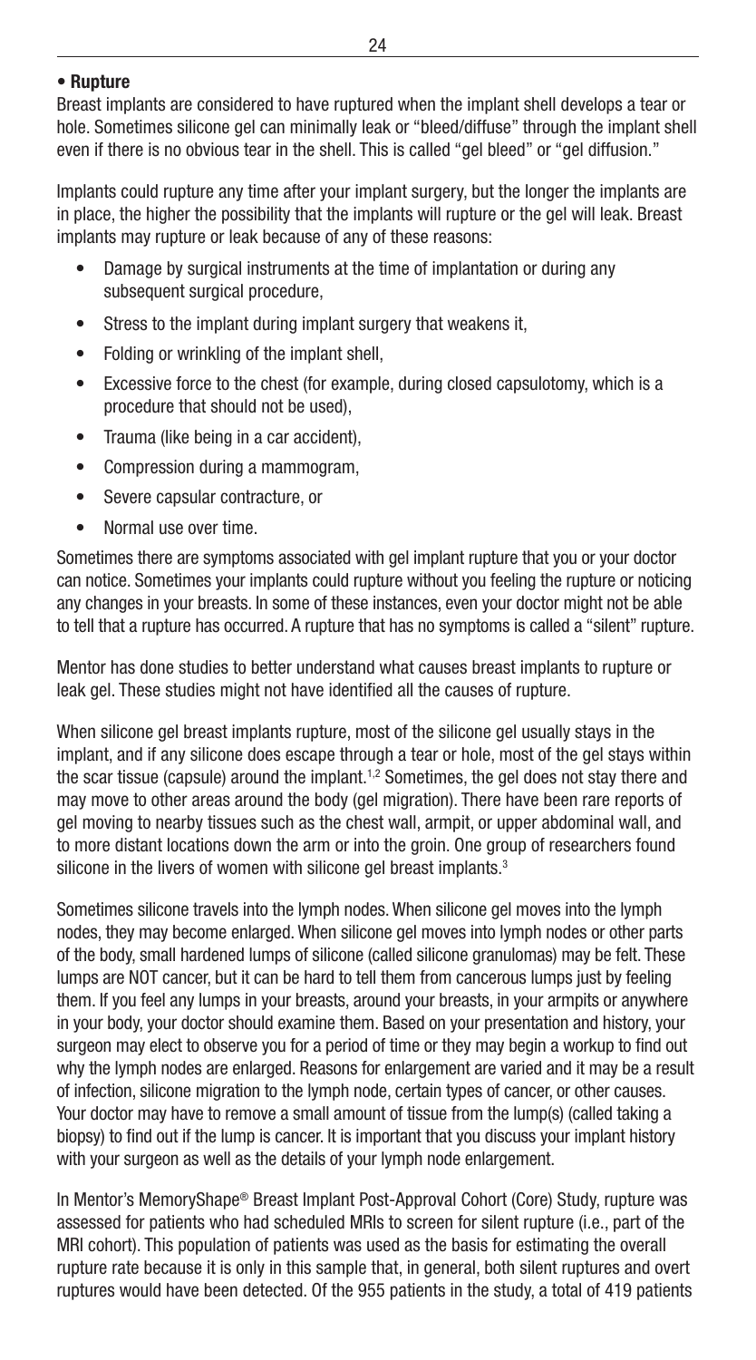### • Rupture

Breast implants are considered to have ruptured when the implant shell develops a tear or hole. Sometimes silicone gel can minimally leak or "bleed/diffuse" through the implant shell even if there is no obvious tear in the shell. This is called "gel bleed" or "gel diffusion."

Implants could rupture any time after your implant surgery, but the longer the implants are in place, the higher the possibility that the implants will rupture or the gel will leak. Breast implants may rupture or leak because of any of these reasons:

- Damage by surgical instruments at the time of implantation or during any subsequent surgical procedure,
- Stress to the implant during implant surgery that weakens it,
- Folding or wrinkling of the implant shell,
- Excessive force to the chest (for example, during closed capsulotomy, which is a procedure that should not be used),
- Trauma (like being in a car accident),
- Compression during a mammogram,
- Severe capsular contracture, or
- Normal use over time.

Sometimes there are symptoms associated with gel implant rupture that you or your doctor can notice. Sometimes your implants could rupture without you feeling the rupture or noticing any changes in your breasts. In some of these instances, even your doctor might not be able to tell that a rupture has occurred. A rupture that has no symptoms is called a "silent" rupture.

Mentor has done studies to better understand what causes breast implants to rupture or leak gel. These studies might not have identified all the causes of rupture.

When silicone gel breast implants rupture, most of the silicone gel usually stays in the implant, and if any silicone does escape through a tear or hole, most of the gel stays within the scar tissue (capsule) around the implant.[1,2] Sometimes, the gel does not stay there and may move to other areas around the body (gel migration). There have been rare reports of gel moving to nearby tissues such as the chest wall, armpit, or upper abdominal wall, and to more distant locations down the arm or into the groin. One group of researchers found silicone in the livers of women with silicone gel breast implants.[3]

Sometimes silicone travels into the lymph nodes. When silicone gel moves into the lymph nodes, they may become enlarged. When silicone gel moves into lymph nodes or other parts of the body, small hardened lumps of silicone (called silicone granulomas) may be felt. These lumps are NOT cancer, but it can be hard to tell them from cancerous lumps just by feeling them. If you feel any lumps in your breasts, around your breasts, in your armpits or anywhere in your body, your doctor should examine them. Based on your presentation and history, your surgeon may elect to observe you for a period of time or they may begin a workup to find out why the lymph nodes are enlarged. Reasons for enlargement are varied and it may be a result of infection, silicone migration to the lymph node, certain types of cancer, or other causes. Your doctor may have to remove a small amount of tissue from the lump(s) (called taking a biopsy) to find out if the lump is cancer. It is important that you discuss your implant history with your surgeon as well as the details of your lymph node enlargement.

In Mentor's MemoryShape® Breast Implant Post-Approval Cohort (Core) Study, rupture was assessed for patients who had scheduled MRIs to screen for silent rupture (i.e., part of the MRI cohort). This population of patients was used as the basis for estimating the overall rupture rate because it is only in this sample that, in general, both silent ruptures and overt ruptures would have been detected. Of the 955 patients in the study, a total of 419 patients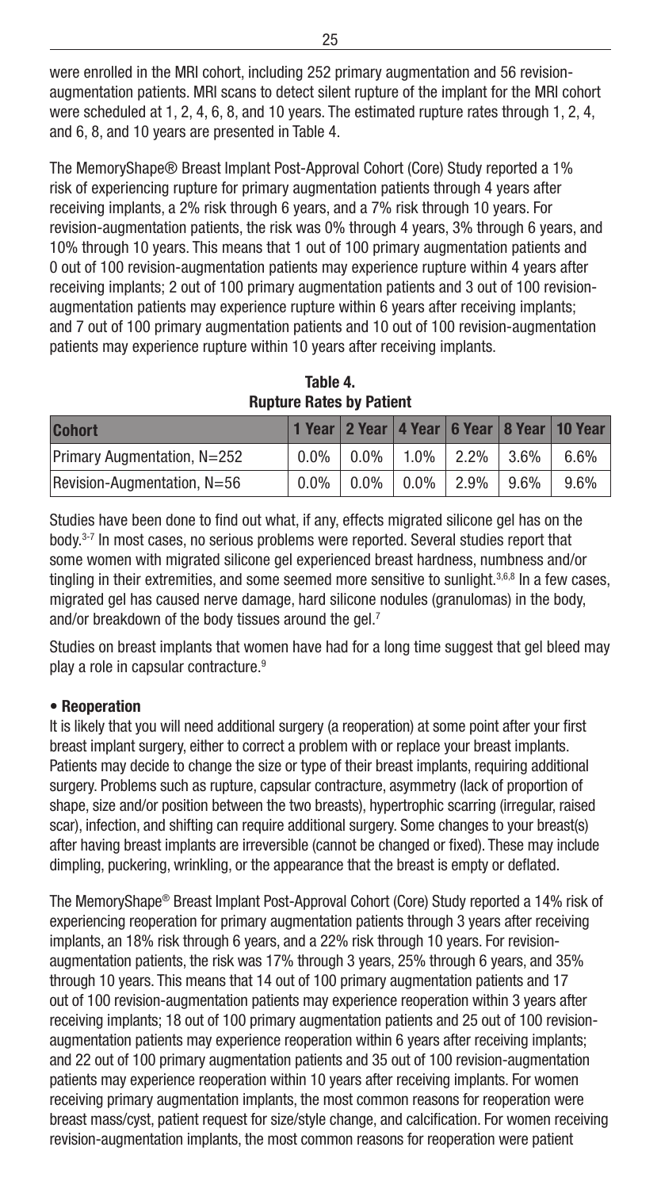were enrolled in the MRI cohort, including 252 primary augmentation and 56 revision-augmentation patients. MRI scans to detect silent rupture of the implant for the MRI cohort were scheduled at 1, 2, 4, 6, 8, and 10 years. The estimated rupture rates through 1, 2, 4, and 6, 8, and 10 years are presented in Table 4.

The MemoryShape® Breast Implant Post-Approval Cohort (Core) Study reported a 1% risk of experiencing rupture for primary augmentation patients through 4 years after receiving implants, a 2% risk through 6 years, and a 7% risk through 10 years. For revision-augmentation patients, the risk was 0% through 4 years, 3% through 6 years, and 10% through 10 years. This means that 1 out of 100 primary augmentation patients and 0 out of 100 revision-augmentation patients may experience rupture within 4 years after receiving implants; 2 out of 100 primary augmentation patients and 3 out of 100 revision-augmentation patients may experience rupture within 6 years after receiving implants; and 7 out of 100 primary augmentation patients and 10 out of 100 revision-augmentation patients may experience rupture within 10 years after receiving implants.

**Table 4.**
**Rupture Rates by Patient**

| Cohort | 1 Year | 2 Year | 4 Year | 6 Year | 8 Year | 10 Year |
|---|---|---|---|---|---|---|
| Primary Augmentation, N=252 | 0.0% | 0.0% | 1.0% | 2.2% | 3.6% | 6.6% |
| Revision-Augmentation, N=56 | 0.0% | 0.0% | 0.0% | 2.9% | 9.6% | 9.6% |

Studies have been done to find out what, if any, effects migrated silicone gel has on the body.[3-7] In most cases, no serious problems were reported. Several studies report that some women with migrated silicone gel experienced breast hardness, numbness and/or tingling in their extremities, and some seemed more sensitive to sunlight.[3,6,8] In a few cases, migrated gel has caused nerve damage, hard silicone nodules (granulomas) in the body, and/or breakdown of the body tissues around the gel.[7]

Studies on breast implants that women have had for a long time suggest that gel bleed may play a role in capsular contracture.[9]

- **Reoperation**

It is likely that you will need additional surgery (a reoperation) at some point after your first breast implant surgery, either to correct a problem with or replace your breast implants. Patients may decide to change the size or type of their breast implants, requiring additional surgery. Problems such as rupture, capsular contracture, asymmetry (lack of proportion of shape, size and/or position between the two breasts), hypertrophic scarring (irregular, raised scar), infection, and shifting can require additional surgery. Some changes to your breast(s) after having breast implants are irreversible (cannot be changed or fixed). These may include dimpling, puckering, wrinkling, or the appearance that the breast is empty or deflated.

The MemoryShape® Breast Implant Post-Approval Cohort (Core) Study reported a 14% risk of experiencing reoperation for primary augmentation patients through 3 years after receiving implants, an 18% risk through 6 years, and a 22% risk through 10 years. For revision-augmentation patients, the risk was 17% through 3 years, 25% through 6 years, and 35% through 10 years. This means that 14 out of 100 primary augmentation patients and 17 out of 100 revision-augmentation patients may experience reoperation within 3 years after receiving implants; 18 out of 100 primary augmentation patients and 25 out of 100 revision-augmentation patients may experience reoperation within 6 years after receiving implants; and 22 out of 100 primary augmentation patients and 35 out of 100 revision-augmentation patients may experience reoperation within 10 years after receiving implants. For women receiving primary augmentation implants, the most common reasons for reoperation were breast mass/cyst, patient request for size/style change, and calcification. For women receiving revision-augmentation implants, the most common reasons for reoperation were patient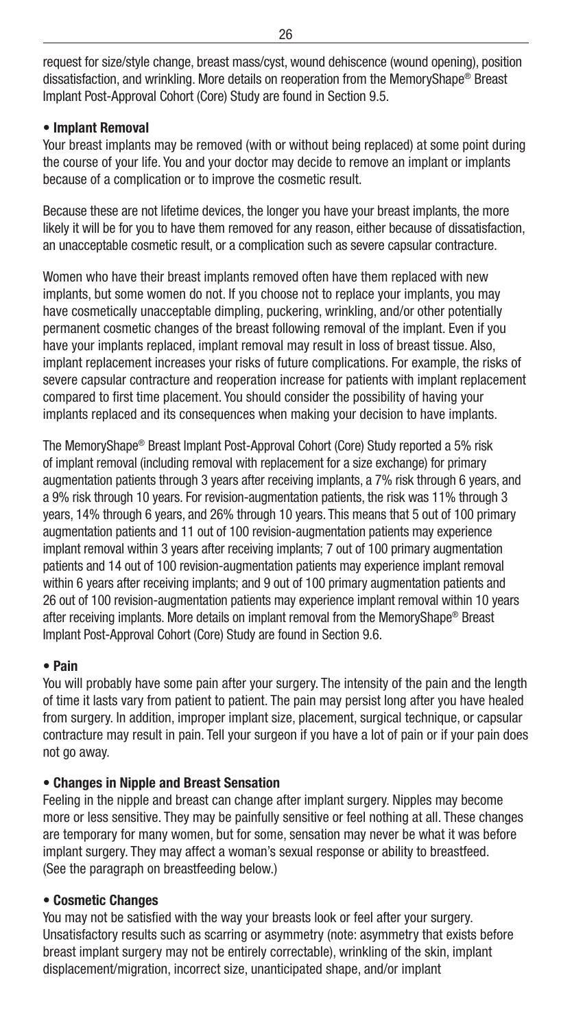request for size/style change, breast mass/cyst, wound dehiscence (wound opening), position dissatisfaction, and wrinkling. More details on reoperation from the MemoryShape® Breast Implant Post-Approval Cohort (Core) Study are found in Section 9.5.

- **Implant Removal**

Your breast implants may be removed (with or without being replaced) at some point during the course of your life. You and your doctor may decide to remove an implant or implants because of a complication or to improve the cosmetic result.

Because these are not lifetime devices, the longer you have your breast implants, the more likely it will be for you to have them removed for any reason, either because of dissatisfaction, an unacceptable cosmetic result, or a complication such as severe capsular contracture.

Women who have their breast implants removed often have them replaced with new implants, but some women do not. If you choose not to replace your implants, you may have cosmetically unacceptable dimpling, puckering, wrinkling, and/or other potentially permanent cosmetic changes of the breast following removal of the implant. Even if you have your implants replaced, implant removal may result in loss of breast tissue. Also, implant replacement increases your risks of future complications. For example, the risks of severe capsular contracture and reoperation increase for patients with implant replacement compared to first time placement. You should consider the possibility of having your implants replaced and its consequences when making your decision to have implants.

The MemoryShape® Breast Implant Post-Approval Cohort (Core) Study reported a 5% risk of implant removal (including removal with replacement for a size exchange) for primary augmentation patients through 3 years after receiving implants, a 7% risk through 6 years, and a 9% risk through 10 years. For revision-augmentation patients, the risk was 11% through 3 years, 14% through 6 years, and 26% through 10 years. This means that 5 out of 100 primary augmentation patients and 11 out of 100 revision-augmentation patients may experience implant removal within 3 years after receiving implants; 7 out of 100 primary augmentation patients and 14 out of 100 revision-augmentation patients may experience implant removal within 6 years after receiving implants; and 9 out of 100 primary augmentation patients and 26 out of 100 revision-augmentation patients may experience implant removal within 10 years after receiving implants. More details on implant removal from the MemoryShape® Breast Implant Post-Approval Cohort (Core) Study are found in Section 9.6.

- **Pain**

You will probably have some pain after your surgery. The intensity of the pain and the length of time it lasts vary from patient to patient. The pain may persist long after you have healed from surgery. In addition, improper implant size, placement, surgical technique, or capsular contracture may result in pain. Tell your surgeon if you have a lot of pain or if your pain does not go away.

- **Changes in Nipple and Breast Sensation**

Feeling in the nipple and breast can change after implant surgery. Nipples may become more or less sensitive. They may be painfully sensitive or feel nothing at all. These changes are temporary for many women, but for some, sensation may never be what it was before implant surgery. They may affect a woman's sexual response or ability to breastfeed. (See the paragraph on breastfeeding below.)

- **Cosmetic Changes**

You may not be satisfied with the way your breasts look or feel after your surgery. Unsatisfactory results such as scarring or asymmetry (note: asymmetry that exists before breast implant surgery may not be entirely correctable), wrinkling of the skin, implant displacement/migration, incorrect size, unanticipated shape, and/or implant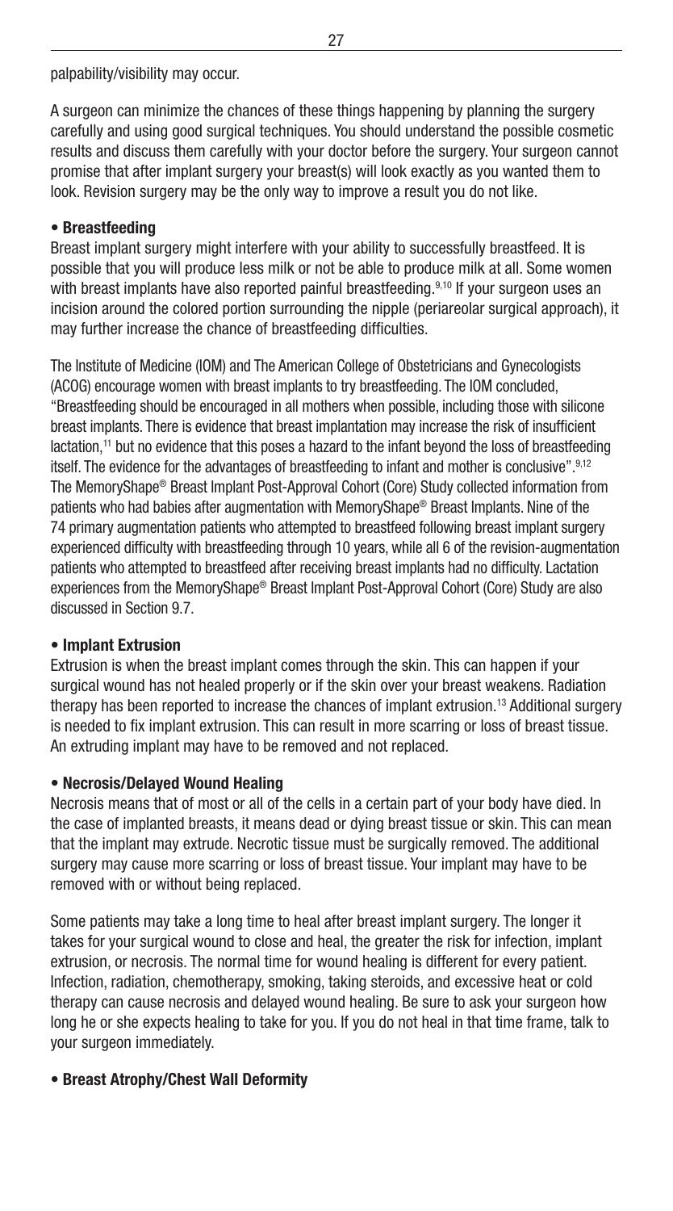palpability/visibility may occur.

A surgeon can minimize the chances of these things happening by planning the surgery carefully and using good surgical techniques. You should understand the possible cosmetic results and discuss them carefully with your doctor before the surgery. Your surgeon cannot promise that after implant surgery your breast(s) will look exactly as you wanted them to look. Revision surgery may be the only way to improve a result you do not like.

**• Breastfeeding**

Breast implant surgery might interfere with your ability to successfully breastfeed. It is possible that you will produce less milk or not be able to produce milk at all. Some women with breast implants have also reported painful breastfeeding.[9,10] If your surgeon uses an incision around the colored portion surrounding the nipple (periareolar surgical approach), it may further increase the chance of breastfeeding difficulties.

The Institute of Medicine (IOM) and The American College of Obstetricians and Gynecologists (ACOG) encourage women with breast implants to try breastfeeding. The IOM concluded, "Breastfeeding should be encouraged in all mothers when possible, including those with silicone breast implants. There is evidence that breast implantation may increase the risk of insufficient lactation,[11] but no evidence that this poses a hazard to the infant beyond the loss of breastfeeding itself. The evidence for the advantages of breastfeeding to infant and mother is conclusive".[9,12] The MemoryShape® Breast Implant Post-Approval Cohort (Core) Study collected information from patients who had babies after augmentation with MemoryShape® Breast Implants. Nine of the 74 primary augmentation patients who attempted to breastfeed following breast implant surgery experienced difficulty with breastfeeding through 10 years, while all 6 of the revision-augmentation patients who attempted to breastfeed after receiving breast implants had no difficulty. Lactation experiences from the MemoryShape® Breast Implant Post-Approval Cohort (Core) Study are also discussed in Section 9.7.

**• Implant Extrusion**

Extrusion is when the breast implant comes through the skin. This can happen if your surgical wound has not healed properly or if the skin over your breast weakens. Radiation therapy has been reported to increase the chances of implant extrusion.[13] Additional surgery is needed to fix implant extrusion. This can result in more scarring or loss of breast tissue. An extruding implant may have to be removed and not replaced.

**• Necrosis/Delayed Wound Healing**

Necrosis means that of most or all of the cells in a certain part of your body have died. In the case of implanted breasts, it means dead or dying breast tissue or skin. This can mean that the implant may extrude. Necrotic tissue must be surgically removed. The additional surgery may cause more scarring or loss of breast tissue. Your implant may have to be removed with or without being replaced.

Some patients may take a long time to heal after breast implant surgery. The longer it takes for your surgical wound to close and heal, the greater the risk for infection, implant extrusion, or necrosis. The normal time for wound healing is different for every patient. Infection, radiation, chemotherapy, smoking, taking steroids, and excessive heat or cold therapy can cause necrosis and delayed wound healing. Be sure to ask your surgeon how long he or she expects healing to take for you. If you do not heal in that time frame, talk to your surgeon immediately.

**• Breast Atrophy/Chest Wall Deformity**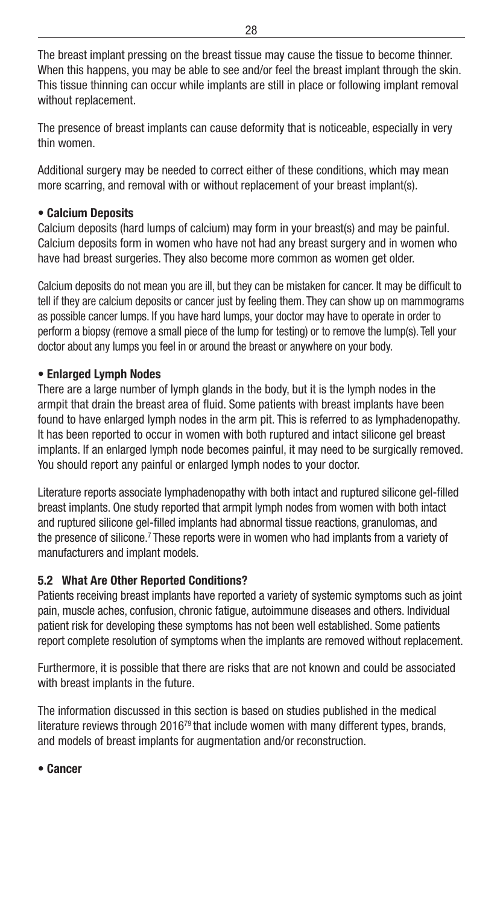The breast implant pressing on the breast tissue may cause the tissue to become thinner. When this happens, you may be able to see and/or feel the breast implant through the skin. This tissue thinning can occur while implants are still in place or following implant removal without replacement.

The presence of breast implants can cause deformity that is noticeable, especially in very thin women.

Additional surgery may be needed to correct either of these conditions, which may mean more scarring, and removal with or without replacement of your breast implant(s).

- **Calcium Deposits**

Calcium deposits (hard lumps of calcium) may form in your breast(s) and may be painful. Calcium deposits form in women who have not had any breast surgery and in women who have had breast surgeries. They also become more common as women get older.

Calcium deposits do not mean you are ill, but they can be mistaken for cancer. It may be difficult to tell if they are calcium deposits or cancer just by feeling them. They can show up on mammograms as possible cancer lumps. If you have hard lumps, your doctor may have to operate in order to perform a biopsy (remove a small piece of the lump for testing) or to remove the lump(s). Tell your doctor about any lumps you feel in or around the breast or anywhere on your body.

- **Enlarged Lymph Nodes**

There are a large number of lymph glands in the body, but it is the lymph nodes in the armpit that drain the breast area of fluid. Some patients with breast implants have been found to have enlarged lymph nodes in the arm pit. This is referred to as lymphadenopathy. It has been reported to occur in women with both ruptured and intact silicone gel breast implants. If an enlarged lymph node becomes painful, it may need to be surgically removed. You should report any painful or enlarged lymph nodes to your doctor.

Literature reports associate lymphadenopathy with both intact and ruptured silicone gel-filled breast implants. One study reported that armpit lymph nodes from women with both intact and ruptured silicone gel-filled implants had abnormal tissue reactions, granulomas, and the presence of silicone.[7] These reports were in women who had implants from a variety of manufacturers and implant models.

### 5.2 What Are Other Reported Conditions?

Patients receiving breast implants have reported a variety of systemic symptoms such as joint pain, muscle aches, confusion, chronic fatigue, autoimmune diseases and others. Individual patient risk for developing these symptoms has not been well established. Some patients report complete resolution of symptoms when the implants are removed without replacement.

Furthermore, it is possible that there are risks that are not known and could be associated with breast implants in the future.

The information discussed in this section is based on studies published in the medical literature reviews through 2016[79] that include women with many different types, brands, and models of breast implants for augmentation and/or reconstruction.

- **Cancer**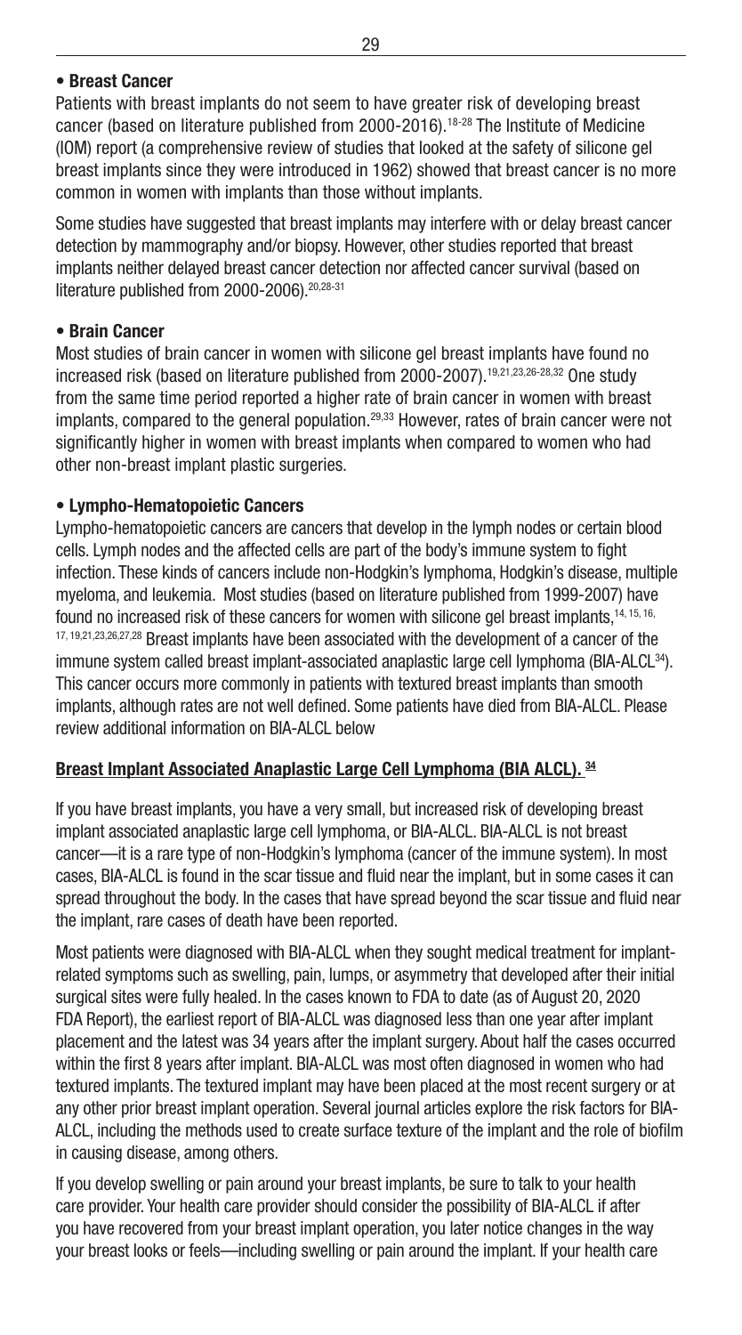**• Breast Cancer**

Patients with breast implants do not seem to have greater risk of developing breast cancer (based on literature published from 2000-2016).[18-28] The Institute of Medicine (IOM) report (a comprehensive review of studies that looked at the safety of silicone gel breast implants since they were introduced in 1962) showed that breast cancer is no more common in women with implants than those without implants.

Some studies have suggested that breast implants may interfere with or delay breast cancer detection by mammography and/or biopsy. However, other studies reported that breast implants neither delayed breast cancer detection nor affected cancer survival (based on literature published from 2000-2006).[20,28-31]

**• Brain Cancer**

Most studies of brain cancer in women with silicone gel breast implants have found no increased risk (based on literature published from 2000-2007).[19,21,23,26-28,32] One study from the same time period reported a higher rate of brain cancer in women with breast implants, compared to the general population.[29,33] However, rates of brain cancer were not significantly higher in women with breast implants when compared to women who had other non-breast implant plastic surgeries.

**• Lympho-Hematopoietic Cancers**

Lympho-hematopoietic cancers are cancers that develop in the lymph nodes or certain blood cells. Lymph nodes and the affected cells are part of the body's immune system to fight infection. These kinds of cancers include non-Hodgkin's lymphoma, Hodgkin's disease, multiple myeloma, and leukemia. Most studies (based on literature published from 1999-2007) have found no increased risk of these cancers for women with silicone gel breast implants,[14,15,16,17,19,21,23,26,27,28] Breast implants have been associated with the development of a cancer of the immune system called breast implant-associated anaplastic large cell lymphoma (BIA-ALCL[34]). This cancer occurs more commonly in patients with textured breast implants than smooth implants, although rates are not well defined. Some patients have died from BIA-ALCL. Please review additional information on BIA-ALCL below

**Breast Implant Associated Anaplastic Large Cell Lymphoma (BIA ALCL).** [34]

If you have breast implants, you have a very small, but increased risk of developing breast implant associated anaplastic large cell lymphoma, or BIA-ALCL. BIA-ALCL is not breast cancer—it is a rare type of non-Hodgkin's lymphoma (cancer of the immune system). In most cases, BIA-ALCL is found in the scar tissue and fluid near the implant, but in some cases it can spread throughout the body. In the cases that have spread beyond the scar tissue and fluid near the implant, rare cases of death have been reported.

Most patients were diagnosed with BIA-ALCL when they sought medical treatment for implant-related symptoms such as swelling, pain, lumps, or asymmetry that developed after their initial surgical sites were fully healed. In the cases known to FDA to date (as of August 20, 2020 FDA Report), the earliest report of BIA-ALCL was diagnosed less than one year after implant placement and the latest was 34 years after the implant surgery. About half the cases occurred within the first 8 years after implant. BIA-ALCL was most often diagnosed in women who had textured implants. The textured implant may have been placed at the most recent surgery or at any other prior breast implant operation. Several journal articles explore the risk factors for BIA-ALCL, including the methods used to create surface texture of the implant and the role of biofilm in causing disease, among others.

If you develop swelling or pain around your breast implants, be sure to talk to your health care provider. Your health care provider should consider the possibility of BIA-ALCL if after you have recovered from your breast implant operation, you later notice changes in the way your breast looks or feels—including swelling or pain around the implant. If your health care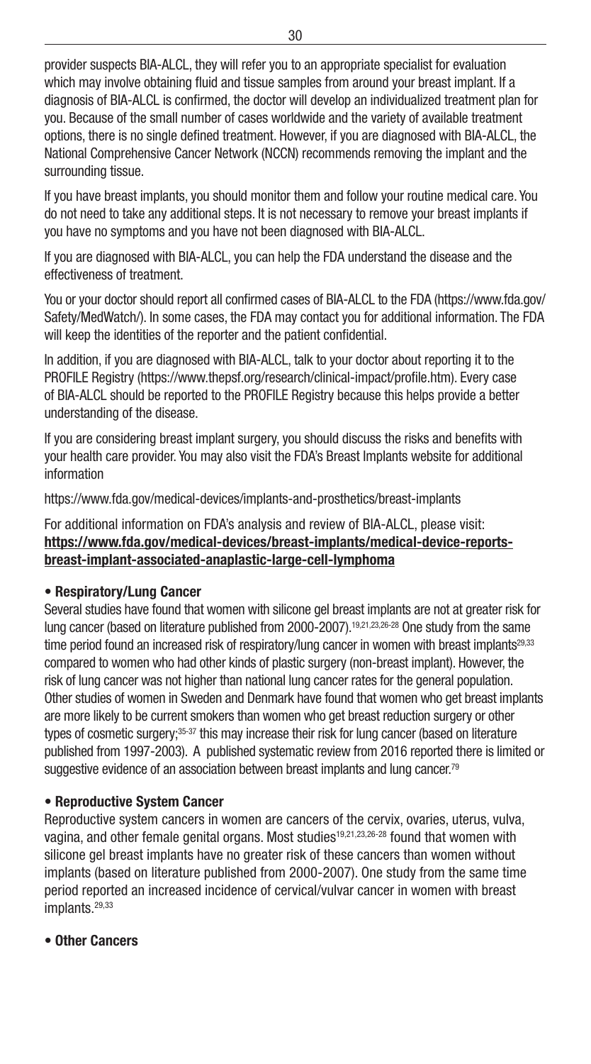provider suspects BIA-ALCL, they will refer you to an appropriate specialist for evaluation which may involve obtaining fluid and tissue samples from around your breast implant. If a diagnosis of BIA-ALCL is confirmed, the doctor will develop an individualized treatment plan for you. Because of the small number of cases worldwide and the variety of available treatment options, there is no single defined treatment. However, if you are diagnosed with BIA-ALCL, the National Comprehensive Cancer Network (NCCN) recommends removing the implant and the surrounding tissue.

If you have breast implants, you should monitor them and follow your routine medical care. You do not need to take any additional steps. It is not necessary to remove your breast implants if you have no symptoms and you have not been diagnosed with BIA-ALCL.

If you are diagnosed with BIA-ALCL, you can help the FDA understand the disease and the effectiveness of treatment.

You or your doctor should report all confirmed cases of BIA-ALCL to the FDA (https://www.fda.gov/Safety/MedWatch/). In some cases, the FDA may contact you for additional information. The FDA will keep the identities of the reporter and the patient confidential.

In addition, if you are diagnosed with BIA-ALCL, talk to your doctor about reporting it to the PROFILE Registry (https://www.thepsf.org/research/clinical-impact/profile.htm). Every case of BIA-ALCL should be reported to the PROFILE Registry because this helps provide a better understanding of the disease.

If you are considering breast implant surgery, you should discuss the risks and benefits with your health care provider. You may also visit the FDA's Breast Implants website for additional information

https://www.fda.gov/medical-devices/implants-and-prosthetics/breast-implants

For additional information on FDA's analysis and review of BIA-ALCL, please visit: **https://www.fda.gov/medical-devices/breast-implants/medical-device-reports-breast-implant-associated-anaplastic-large-cell-lymphoma**

- **Respiratory/Lung Cancer**

Several studies have found that women with silicone gel breast implants are not at greater risk for lung cancer (based on literature published from 2000-2007).[19,21,23,26-28] One study from the same time period found an increased risk of respiratory/lung cancer in women with breast implants[29,33] compared to women who had other kinds of plastic surgery (non-breast implant). However, the risk of lung cancer was not higher than national lung cancer rates for the general population. Other studies of women in Sweden and Denmark have found that women who get breast implants are more likely to be current smokers than women who get breast reduction surgery or other types of cosmetic surgery;[35-37] this may increase their risk for lung cancer (based on literature published from 1997-2003). A published systematic review from 2016 reported there is limited or suggestive evidence of an association between breast implants and lung cancer.[79]

- **Reproductive System Cancer**

Reproductive system cancers in women are cancers of the cervix, ovaries, uterus, vulva, vagina, and other female genital organs. Most studies[19,21,23,26-28] found that women with silicone gel breast implants have no greater risk of these cancers than women without implants (based on literature published from 2000-2007). One study from the same time period reported an increased incidence of cervical/vulvar cancer in women with breast implants.[29,33]

- **Other Cancers**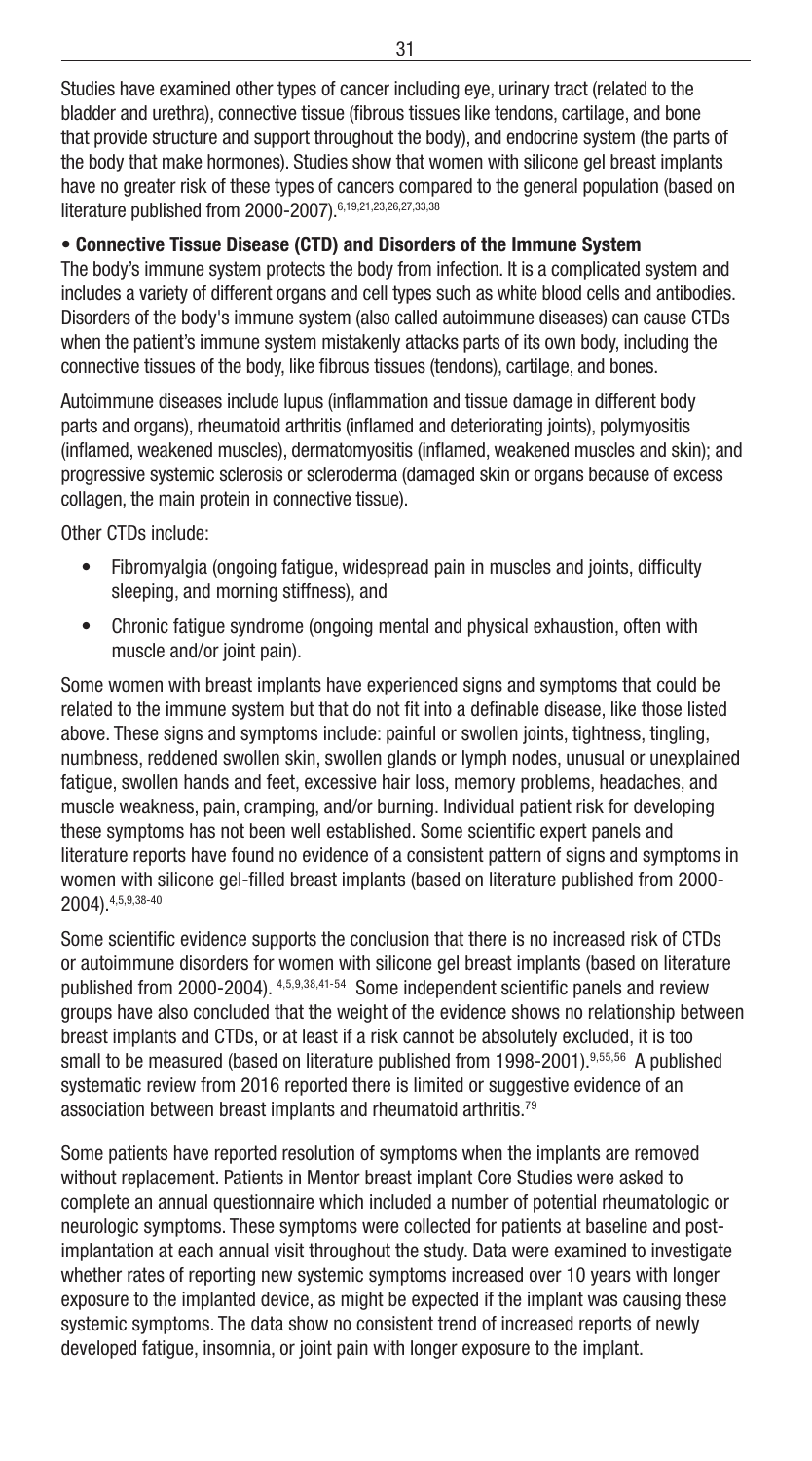Studies have examined other types of cancer including eye, urinary tract (related to the bladder and urethra), connective tissue (fibrous tissues like tendons, cartilage, and bone that provide structure and support throughout the body), and endocrine system (the parts of the body that make hormones). Studies show that women with silicone gel breast implants have no greater risk of these types of cancers compared to the general population (based on literature published from 2000-2007).[6,19,21,23,26,27,33,38]

**• Connective Tissue Disease (CTD) and Disorders of the Immune System**

The body's immune system protects the body from infection. It is a complicated system and includes a variety of different organs and cell types such as white blood cells and antibodies. Disorders of the body's immune system (also called autoimmune diseases) can cause CTDs when the patient's immune system mistakenly attacks parts of its own body, including the connective tissues of the body, like fibrous tissues (tendons), cartilage, and bones.

Autoimmune diseases include lupus (inflammation and tissue damage in different body parts and organs), rheumatoid arthritis (inflamed and deteriorating joints), polymyositis (inflamed, weakened muscles), dermatomyositis (inflamed, weakened muscles and skin); and progressive systemic sclerosis or scleroderma (damaged skin or organs because of excess collagen, the main protein in connective tissue).

Other CTDs include:

- Fibromyalgia (ongoing fatigue, widespread pain in muscles and joints, difficulty sleeping, and morning stiffness), and
- Chronic fatigue syndrome (ongoing mental and physical exhaustion, often with muscle and/or joint pain).

Some women with breast implants have experienced signs and symptoms that could be related to the immune system but that do not fit into a definable disease, like those listed above. These signs and symptoms include: painful or swollen joints, tightness, tingling, numbness, reddened swollen skin, swollen glands or lymph nodes, unusual or unexplained fatigue, swollen hands and feet, excessive hair loss, memory problems, headaches, and muscle weakness, pain, cramping, and/or burning. Individual patient risk for developing these symptoms has not been well established. Some scientific expert panels and literature reports have found no evidence of a consistent pattern of signs and symptoms in women with silicone gel-filled breast implants (based on literature published from 2000-2004).[4,5,9,38-40]

Some scientific evidence supports the conclusion that there is no increased risk of CTDs or autoimmune disorders for women with silicone gel breast implants (based on literature published from 2000-2004). [4,5,9,38,41-54] Some independent scientific panels and review groups have also concluded that the weight of the evidence shows no relationship between breast implants and CTDs, or at least if a risk cannot be absolutely excluded, it is too small to be measured (based on literature published from 1998-2001).[9,55,56] A published systematic review from 2016 reported there is limited or suggestive evidence of an association between breast implants and rheumatoid arthritis.[79]

Some patients have reported resolution of symptoms when the implants are removed without replacement. Patients in Mentor breast implant Core Studies were asked to complete an annual questionnaire which included a number of potential rheumatologic or neurologic symptoms. These symptoms were collected for patients at baseline and post-implantation at each annual visit throughout the study. Data were examined to investigate whether rates of reporting new systemic symptoms increased over 10 years with longer exposure to the implanted device, as might be expected if the implant was causing these systemic symptoms. The data show no consistent trend of increased reports of newly developed fatigue, insomnia, or joint pain with longer exposure to the implant.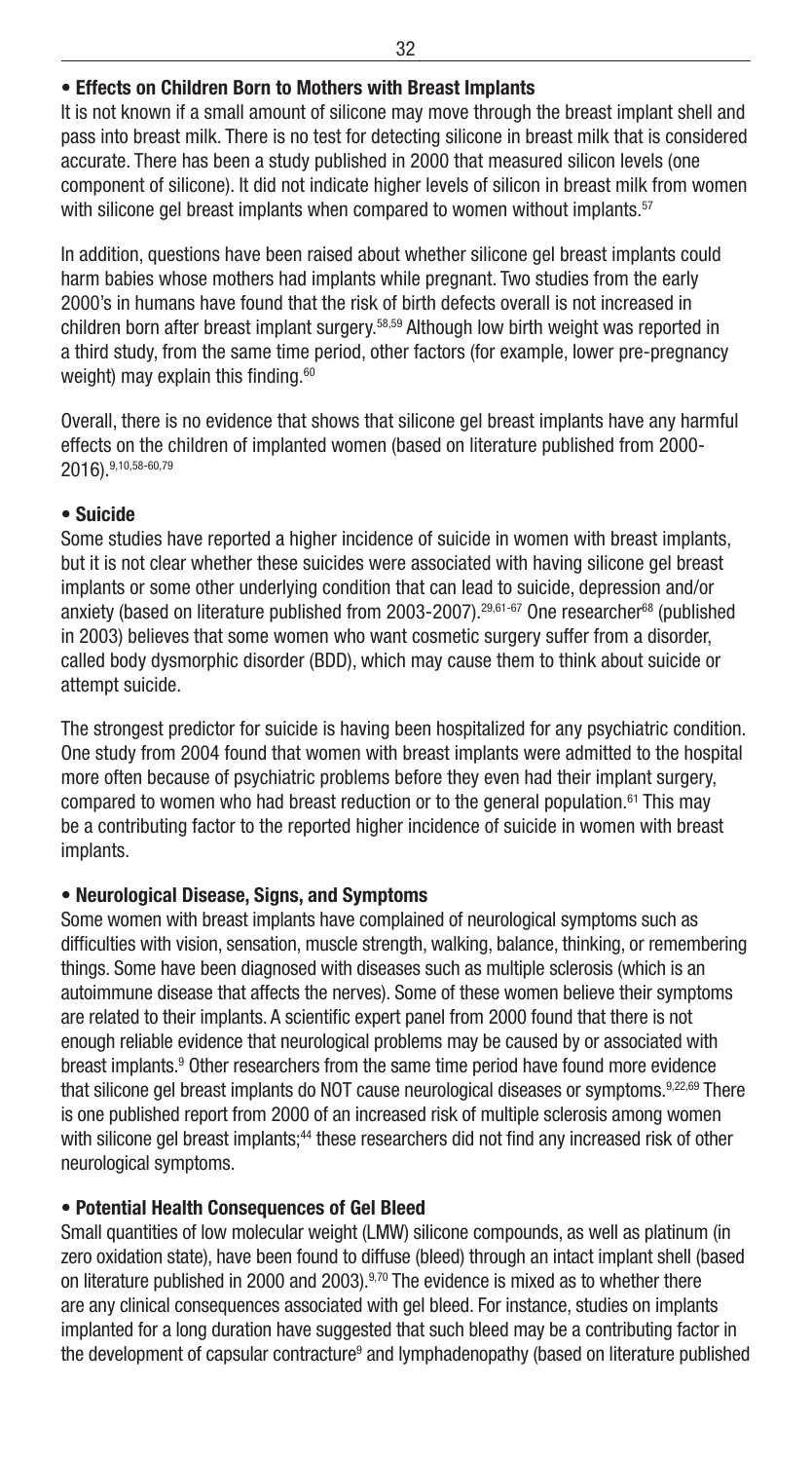- **Effects on Children Born to Mothers with Breast Implants**

It is not known if a small amount of silicone may move through the breast implant shell and pass into breast milk. There is no test for detecting silicone in breast milk that is considered accurate. There has been a study published in 2000 that measured silicon levels (one component of silicone). It did not indicate higher levels of silicon in breast milk from women with silicone gel breast implants when compared to women without implants.[57]

In addition, questions have been raised about whether silicone gel breast implants could harm babies whose mothers had implants while pregnant. Two studies from the early 2000's in humans have found that the risk of birth defects overall is not increased in children born after breast implant surgery.[58,59] Although low birth weight was reported in a third study, from the same time period, other factors (for example, lower pre-pregnancy weight) may explain this finding.[60]

Overall, there is no evidence that shows that silicone gel breast implants have any harmful effects on the children of implanted women (based on literature published from 2000-2016).[9,10,58-60,79]

- **Suicide**

Some studies have reported a higher incidence of suicide in women with breast implants, but it is not clear whether these suicides were associated with having silicone gel breast implants or some other underlying condition that can lead to suicide, depression and/or anxiety (based on literature published from 2003-2007).[29,61-67] One researcher[68] (published in 2003) believes that some women who want cosmetic surgery suffer from a disorder, called body dysmorphic disorder (BDD), which may cause them to think about suicide or attempt suicide.

The strongest predictor for suicide is having been hospitalized for any psychiatric condition. One study from 2004 found that women with breast implants were admitted to the hospital more often because of psychiatric problems before they even had their implant surgery, compared to women who had breast reduction or to the general population.[61] This may be a contributing factor to the reported higher incidence of suicide in women with breast implants.

- **Neurological Disease, Signs, and Symptoms**

Some women with breast implants have complained of neurological symptoms such as difficulties with vision, sensation, muscle strength, walking, balance, thinking, or remembering things. Some have been diagnosed with diseases such as multiple sclerosis (which is an autoimmune disease that affects the nerves). Some of these women believe their symptoms are related to their implants. A scientific expert panel from 2000 found that there is not enough reliable evidence that neurological problems may be caused by or associated with breast implants.[9] Other researchers from the same time period have found more evidence that silicone gel breast implants do NOT cause neurological diseases or symptoms.[9,22,69] There is one published report from 2000 of an increased risk of multiple sclerosis among women with silicone gel breast implants;[44] these researchers did not find any increased risk of other neurological symptoms.

- **Potential Health Consequences of Gel Bleed**

Small quantities of low molecular weight (LMW) silicone compounds, as well as platinum (in zero oxidation state), have been found to diffuse (bleed) through an intact implant shell (based on literature published in 2000 and 2003).[9,70] The evidence is mixed as to whether there are any clinical consequences associated with gel bleed. For instance, studies on implants implanted for a long duration have suggested that such bleed may be a contributing factor in the development of capsular contracture[9] and lymphadenopathy (based on literature published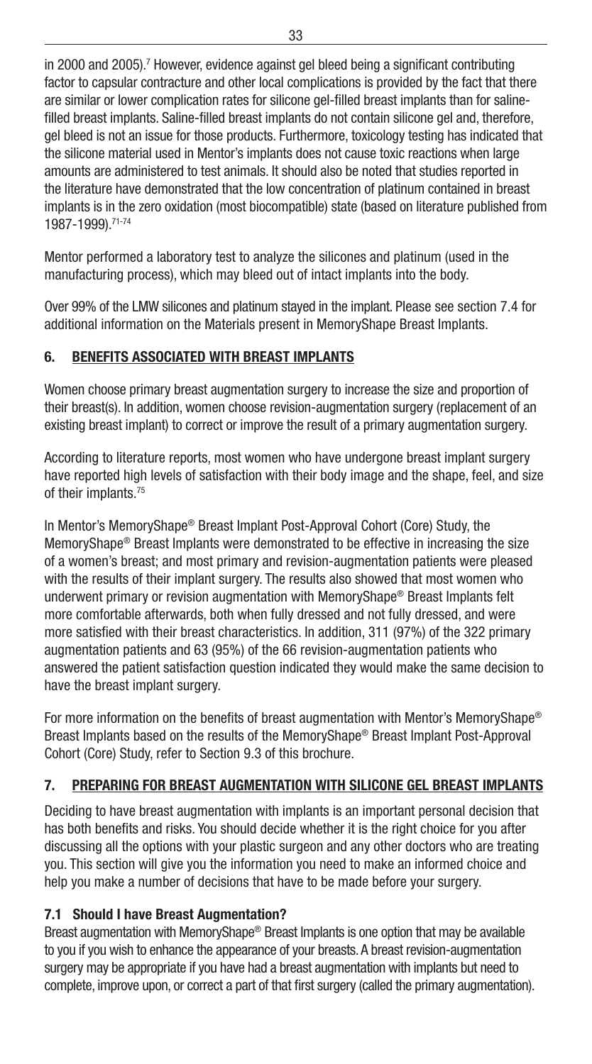in 2000 and 2005).[7] However, evidence against gel bleed being a significant contributing factor to capsular contracture and other local complications is provided by the fact that there are similar or lower complication rates for silicone gel-filled breast implants than for saline-filled breast implants. Saline-filled breast implants do not contain silicone gel and, therefore, gel bleed is not an issue for those products. Furthermore, toxicology testing has indicated that the silicone material used in Mentor's implants does not cause toxic reactions when large amounts are administered to test animals. It should also be noted that studies reported in the literature have demonstrated that the low concentration of platinum contained in breast implants is in the zero oxidation (most biocompatible) state (based on literature published from 1987-1999).[71-74]

Mentor performed a laboratory test to analyze the silicones and platinum (used in the manufacturing process), which may bleed out of intact implants into the body.

Over 99% of the LMW silicones and platinum stayed in the implant. Please see section 7.4 for additional information on the Materials present in MemoryShape Breast Implants.

## 6. BENEFITS ASSOCIATED WITH BREAST IMPLANTS

Women choose primary breast augmentation surgery to increase the size and proportion of their breast(s). In addition, women choose revision-augmentation surgery (replacement of an existing breast implant) to correct or improve the result of a primary augmentation surgery.

According to literature reports, most women who have undergone breast implant surgery have reported high levels of satisfaction with their body image and the shape, feel, and size of their implants.[75]

In Mentor's MemoryShape® Breast Implant Post-Approval Cohort (Core) Study, the MemoryShape® Breast Implants were demonstrated to be effective in increasing the size of a women's breast; and most primary and revision-augmentation patients were pleased with the results of their implant surgery. The results also showed that most women who underwent primary or revision augmentation with MemoryShape® Breast Implants felt more comfortable afterwards, both when fully dressed and not fully dressed, and were more satisfied with their breast characteristics. In addition, 311 (97%) of the 322 primary augmentation patients and 63 (95%) of the 66 revision-augmentation patients who answered the patient satisfaction question indicated they would make the same decision to have the breast implant surgery.

For more information on the benefits of breast augmentation with Mentor's MemoryShape® Breast Implants based on the results of the MemoryShape® Breast Implant Post-Approval Cohort (Core) Study, refer to Section 9.3 of this brochure.

## 7. PREPARING FOR BREAST AUGMENTATION WITH SILICONE GEL BREAST IMPLANTS

Deciding to have breast augmentation with implants is an important personal decision that has both benefits and risks. You should decide whether it is the right choice for you after discussing all the options with your plastic surgeon and any other doctors who are treating you. This section will give you the information you need to make an informed choice and help you make a number of decisions that have to be made before your surgery.

### 7.1 Should I have Breast Augmentation?

Breast augmentation with MemoryShape® Breast Implants is one option that may be available to you if you wish to enhance the appearance of your breasts. A breast revision-augmentation surgery may be appropriate if you have had a breast augmentation with implants but need to complete, improve upon, or correct a part of that first surgery (called the primary augmentation).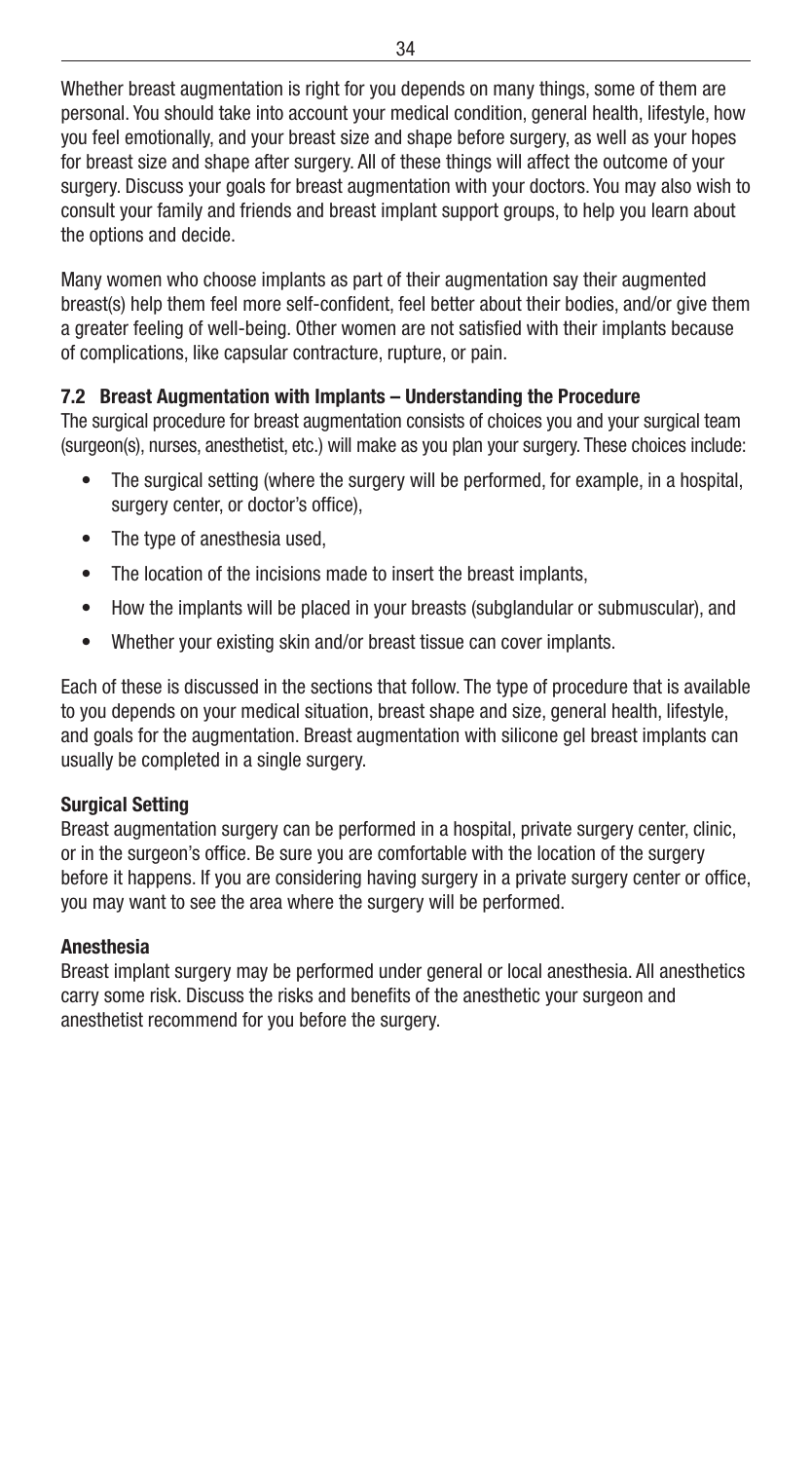Whether breast augmentation is right for you depends on many things, some of them are personal. You should take into account your medical condition, general health, lifestyle, how you feel emotionally, and your breast size and shape before surgery, as well as your hopes for breast size and shape after surgery. All of these things will affect the outcome of your surgery. Discuss your goals for breast augmentation with your doctors. You may also wish to consult your family and friends and breast implant support groups, to help you learn about the options and decide.

Many women who choose implants as part of their augmentation say their augmented breast(s) help them feel more self-confident, feel better about their bodies, and/or give them a greater feeling of well-being. Other women are not satisfied with their implants because of complications, like capsular contracture, rupture, or pain.

### 7.2 Breast Augmentation with Implants – Understanding the Procedure

The surgical procedure for breast augmentation consists of choices you and your surgical team (surgeon(s), nurses, anesthetist, etc.) will make as you plan your surgery. These choices include:

- The surgical setting (where the surgery will be performed, for example, in a hospital, surgery center, or doctor's office),
- The type of anesthesia used,
- The location of the incisions made to insert the breast implants,
- How the implants will be placed in your breasts (subglandular or submuscular), and
- Whether your existing skin and/or breast tissue can cover implants.

Each of these is discussed in the sections that follow. The type of procedure that is available to you depends on your medical situation, breast shape and size, general health, lifestyle, and goals for the augmentation. Breast augmentation with silicone gel breast implants can usually be completed in a single surgery.

#### Surgical Setting

Breast augmentation surgery can be performed in a hospital, private surgery center, clinic, or in the surgeon's office. Be sure you are comfortable with the location of the surgery before it happens. If you are considering having surgery in a private surgery center or office, you may want to see the area where the surgery will be performed.

#### Anesthesia

Breast implant surgery may be performed under general or local anesthesia. All anesthetics carry some risk. Discuss the risks and benefits of the anesthetic your surgeon and anesthetist recommend for you before the surgery.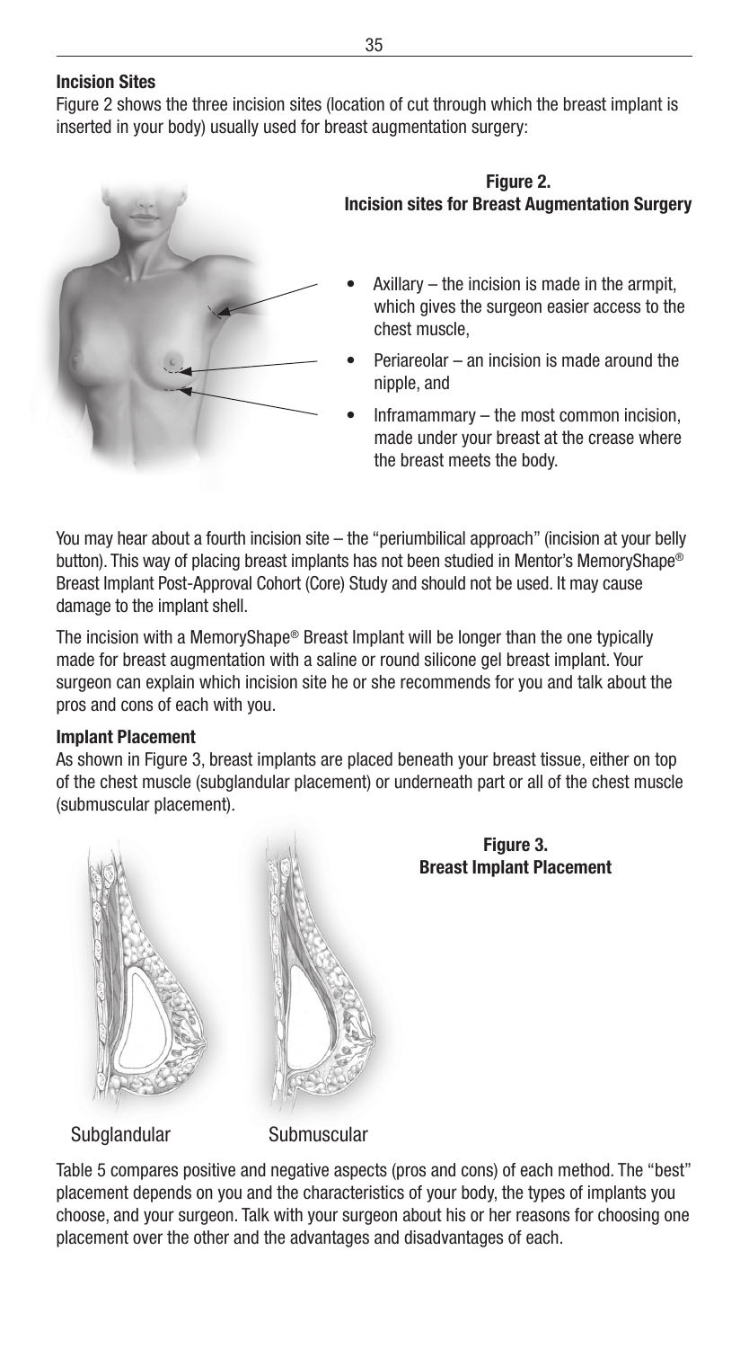### Incision Sites

Figure 2 shows the three incision sites (location of cut through which the breast implant is inserted in your body) usually used for breast augmentation surgery:

**Figure 2.**
**Incision sites for Breast Augmentation Surgery**

- Axillary – the incision is made in the armpit, which gives the surgeon easier access to the chest muscle,
- Periareolar – an incision is made around the nipple, and
- Inframammary – the most common incision, made under your breast at the crease where the breast meets the body.

You may hear about a fourth incision site – the "periumbilical approach" (incision at your belly button). This way of placing breast implants has not been studied in Mentor's MemoryShape® Breast Implant Post-Approval Cohort (Core) Study and should not be used. It may cause damage to the implant shell.

The incision with a MemoryShape® Breast Implant will be longer than the one typically made for breast augmentation with a saline or round silicone gel breast implant. Your surgeon can explain which incision site he or she recommends for you and talk about the pros and cons of each with you.

### Implant Placement

As shown in Figure 3, breast implants are placed beneath your breast tissue, either on top of the chest muscle (subglandular placement) or underneath part or all of the chest muscle (submuscular placement).

**Figure 3.**
**Breast Implant Placement**

Subglandular Submuscular

Table 5 compares positive and negative aspects (pros and cons) of each method. The "best" placement depends on you and the characteristics of your body, the types of implants you choose, and your surgeon. Talk with your surgeon about his or her reasons for choosing one placement over the other and the advantages and disadvantages of each.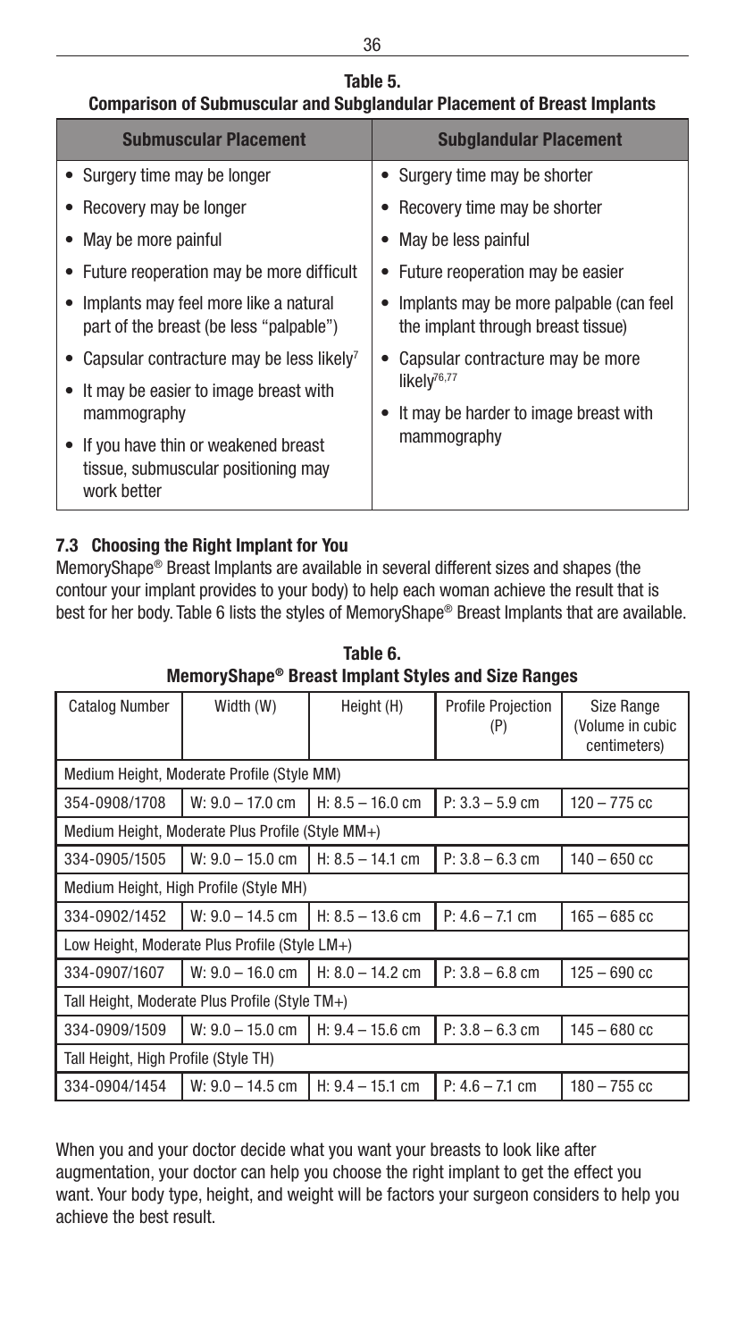**Table 5.**
**Comparison of Submuscular and Subglandular Placement of Breast Implants**

| Submuscular Placement | Subglandular Placement |
|---|---|
| • Surgery time may be longer | • Surgery time may be shorter |
| • Recovery may be longer | • Recovery time may be shorter |
| • May be more painful | • May be less painful |
| • Future reoperation may be more difficult | • Future reoperation may be easier |
| • Implants may feel more like a natural part of the breast (be less "palpable") | • Implants may be more palpable (can feel the implant through breast tissue) |
| • Capsular contracture may be less likely[7] | • Capsular contracture may be more likely[76,77] |
| • It may be easier to image breast with mammography | • It may be harder to image breast with mammography |
| • If you have thin or weakened breast tissue, submuscular positioning may work better | |

### 7.3 Choosing the Right Implant for You

MemoryShape® Breast Implants are available in several different sizes and shapes (the contour your implant provides to your body) to help each woman achieve the result that is best for her body. Table 6 lists the styles of MemoryShape® Breast Implants that are available.

**Table 6.**
**MemoryShape® Breast Implant Styles and Size Ranges**

| Catalog Number | Width (W) | Height (H) | Profile Projection (P) | Size Range (Volume in cubic centimeters) |
|---|---|---|---|---|
| Medium Height, Moderate Profile (Style MM) | | | | |
| 354-0908/1708 | W: 9.0 – 17.0 cm | H: 8.5 – 16.0 cm | P: 3.3 – 5.9 cm | 120 – 775 cc |
| Medium Height, Moderate Plus Profile (Style MM+) | | | | |
| 334-0905/1505 | W: 9.0 – 15.0 cm | H: 8.5 – 14.1 cm | P: 3.8 – 6.3 cm | 140 – 650 cc |
| Medium Height, High Profile (Style MH) | | | | |
| 334-0902/1452 | W: 9.0 – 14.5 cm | H: 8.5 – 13.6 cm | P: 4.6 – 7.1 cm | 165 – 685 cc |
| Low Height, Moderate Plus Profile (Style LM+) | | | | |
| 334-0907/1607 | W: 9.0 – 16.0 cm | H: 8.0 – 14.2 cm | P: 3.8 – 6.8 cm | 125 – 690 cc |
| Tall Height, Moderate Plus Profile (Style TM+) | | | | |
| 334-0909/1509 | W: 9.0 – 15.0 cm | H: 9.4 – 15.6 cm | P: 3.8 – 6.3 cm | 145 – 680 cc |
| Tall Height, High Profile (Style TH) | | | | |
| 334-0904/1454 | W: 9.0 – 14.5 cm | H: 9.4 – 15.1 cm | P: 4.6 – 7.1 cm | 180 – 755 cc |

When you and your doctor decide what you want your breasts to look like after augmentation, your doctor can help you choose the right implant to get the effect you want. Your body type, height, and weight will be factors your surgeon considers to help you achieve the best result.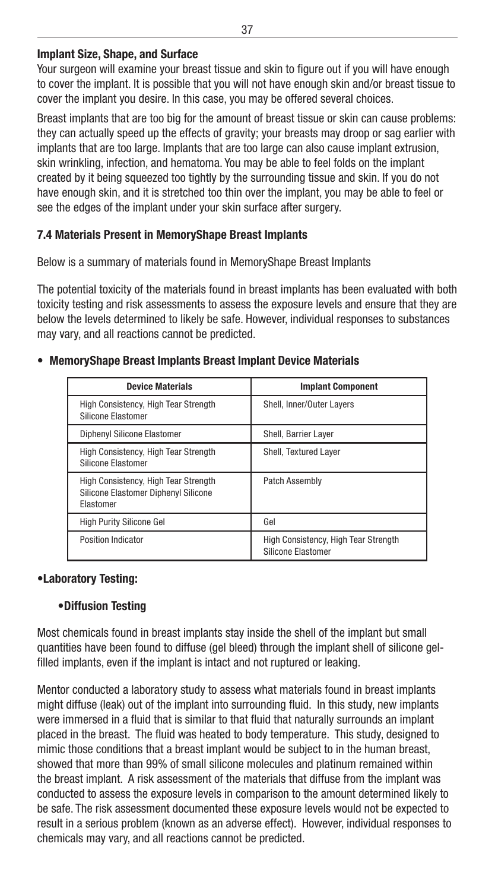### Implant Size, Shape, and Surface

Your surgeon will examine your breast tissue and skin to figure out if you will have enough to cover the implant. It is possible that you will not have enough skin and/or breast tissue to cover the implant you desire. In this case, you may be offered several choices.

Breast implants that are too big for the amount of breast tissue or skin can cause problems: they can actually speed up the effects of gravity; your breasts may droop or sag earlier with implants that are too large. Implants that are too large can also cause implant extrusion, skin wrinkling, infection, and hematoma. You may be able to feel folds on the implant created by it being squeezed too tightly by the surrounding tissue and skin. If you do not have enough skin, and it is stretched too thin over the implant, you may be able to feel or see the edges of the implant under your skin surface after surgery.

### 7.4 Materials Present in MemoryShape Breast Implants

Below is a summary of materials found in MemoryShape Breast Implants

The potential toxicity of the materials found in breast implants has been evaluated with both toxicity testing and risk assessments to assess the exposure levels and ensure that they are below the levels determined to likely be safe. However, individual responses to substances may vary, and all reactions cannot be predicted.

- **MemoryShape Breast Implants Breast Implant Device Materials**

| Device Materials | Implant Component |
|---|---|
| High Consistency, High Tear Strength Silicone Elastomer | Shell, Inner/Outer Layers |
| Diphenyl Silicone Elastomer | Shell, Barrier Layer |
| High Consistency, High Tear Strength Silicone Elastomer | Shell, Textured Layer |
| High Consistency, High Tear Strength Silicone Elastomer Diphenyl Silicone Elastomer | Patch Assembly |
| High Purity Silicone Gel | Gel |
| Position Indicator | High Consistency, High Tear Strength Silicone Elastomer |

- **Laboratory Testing:**
  - **Diffusion Testing**

Most chemicals found in breast implants stay inside the shell of the implant but small quantities have been found to diffuse (gel bleed) through the implant shell of silicone gel-filled implants, even if the implant is intact and not ruptured or leaking.

Mentor conducted a laboratory study to assess what materials found in breast implants might diffuse (leak) out of the implant into surrounding fluid. In this study, new implants were immersed in a fluid that is similar to that fluid that naturally surrounds an implant placed in the breast. The fluid was heated to body temperature. This study, designed to mimic those conditions that a breast implant would be subject to in the human breast, showed that more than 99% of small silicone molecules and platinum remained within the breast implant. A risk assessment of the materials that diffuse from the implant was conducted to assess the exposure levels in comparison to the amount determined likely to be safe. The risk assessment documented these exposure levels would not be expected to result in a serious problem (known as an adverse effect). However, individual responses to chemicals may vary, and all reactions cannot be predicted.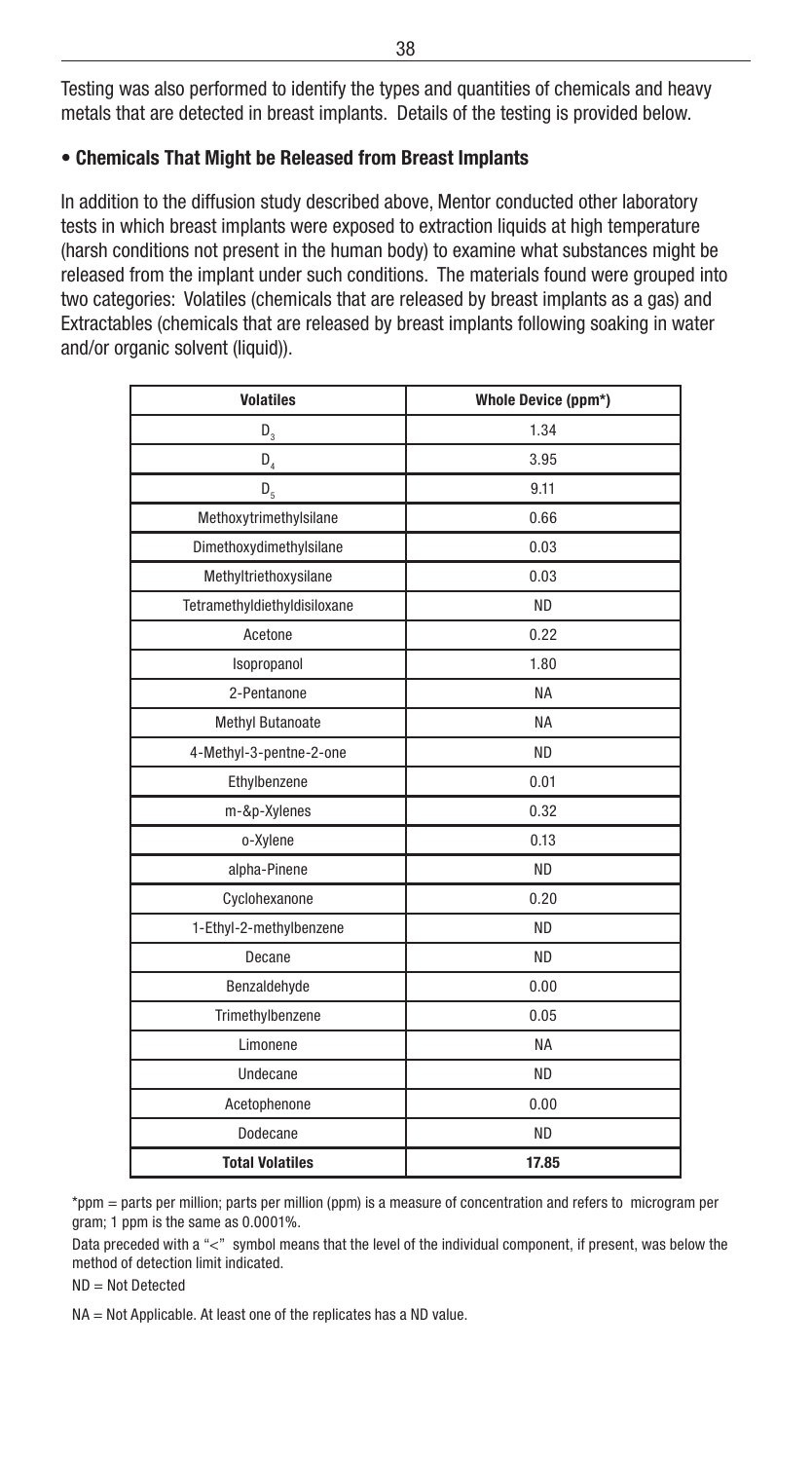Testing was also performed to identify the types and quantities of chemicals and heavy metals that are detected in breast implants. Details of the testing is provided below.

## • Chemicals That Might be Released from Breast Implants

In addition to the diffusion study described above, Mentor conducted other laboratory tests in which breast implants were exposed to extraction liquids at high temperature (harsh conditions not present in the human body) to examine what substances might be released from the implant under such conditions. The materials found were grouped into two categories: Volatiles (chemicals that are released by breast implants as a gas) and Extractables (chemicals that are released by breast implants following soaking in water and/or organic solvent (liquid)).

| Volatiles | Whole Device (ppm*) |
|---|---|
| $D_3$ | 1.34 |
| $D_4$ | 3.95 |
| $D_5$ | 9.11 |
| Methoxytrimethylsilane | 0.66 |
| Dimethoxydimethylsilane | 0.03 |
| Methyltriethoxysilane | 0.03 |
| Tetramethyldiethyldisiloxane | ND |
| Acetone | 0.22 |
| Isopropanol | 1.80 |
| 2-Pentanone | NA |
| Methyl Butanoate | NA |
| 4-Methyl-3-pentne-2-one | ND |
| Ethylbenzene | 0.01 |
| m-&p-Xylenes | 0.32 |
| o-Xylene | 0.13 |
| alpha-Pinene | ND |
| Cyclohexanone | 0.20 |
| 1-Ethyl-2-methylbenzene | ND |
| Decane | ND |
| Benzaldehyde | 0.00 |
| Trimethylbenzene | 0.05 |
| Limonene | NA |
| Undecane | ND |
| Acetophenone | 0.00 |
| Dodecane | ND |
| **Total Volatiles** | **17.85** |

*ppm = parts per million; parts per million (ppm) is a measure of concentration and refers to microgram per gram; 1 ppm is the same as 0.0001%.

Data preceded with a "<" symbol means that the level of the individual component, if present, was below the method of detection limit indicated.

ND = Not Detected

NA = Not Applicable. At least one of the replicates has a ND value.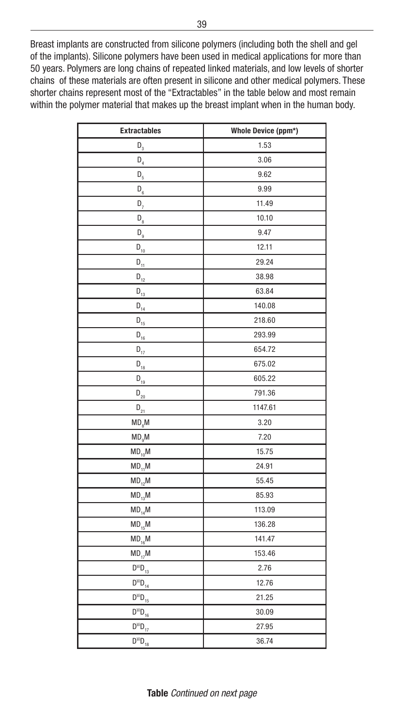Breast implants are constructed from silicone polymers (including both the shell and gel of the implants). Silicone polymers have been used in medical applications for more than 50 years. Polymers are long chains of repeated linked materials, and low levels of shorter chains of these materials are often present in silicone and other medical polymers. These shorter chains represent most of the "Extractables" in the table below and most remain within the polymer material that makes up the breast implant when in the human body.

| Extractables | Whole Device (ppm*) |
|---|---|
| $D_3$ | 1.53 |
| $D_4$ | 3.06 |
| $D_5$ | 9.62 |
| $D_6$ | 9.99 |
| $D_7$ | 11.49 |
| $D_8$ | 10.10 |
| $D_9$ | 9.47 |
| $D_{10}$ | 12.11 |
| $D_{11}$ | 29.24 |
| $D_{12}$ | 38.98 |
| $D_{13}$ | 63.84 |
| $D_{14}$ | 140.08 |
| $D_{15}$ | 218.60 |
| $D_{16}$ | 293.99 |
| $D_{17}$ | 654.72 |
| $D_{18}$ | 675.02 |
| $D_{19}$ | 605.22 |
| $D_{20}$ | 791.36 |
| $D_{21}$ | 1147.61 |
| $MD_8M$ | 3.20 |
| $MD_9M$ | 7.20 |
| $MD_{10}M$ | 15.75 |
| $MD_{11}M$ | 24.91 |
| $MD_{12}M$ | 55.45 |
| $MD_{13}M$ | 85.93 |
| $MD_{14}M$ | 113.09 |
| $MD_{15}M$ | 136.28 |
| $MD_{16}M$ | 141.47 |
| $MD_{17}M$ | 153.46 |
| $D^{Vi}D_{13}$ | 2.76 |
| $D^{Vi}D_{14}$ | 12.76 |
| $D^{Vi}D_{15}$ | 21.25 |
| $D^{Vi}D_{16}$ | 30.09 |
| $D^{Vi}D_{17}$ | 27.95 |
| $D^{Vi}D_{18}$ | 36.74 |

**Table** *Continued on next page*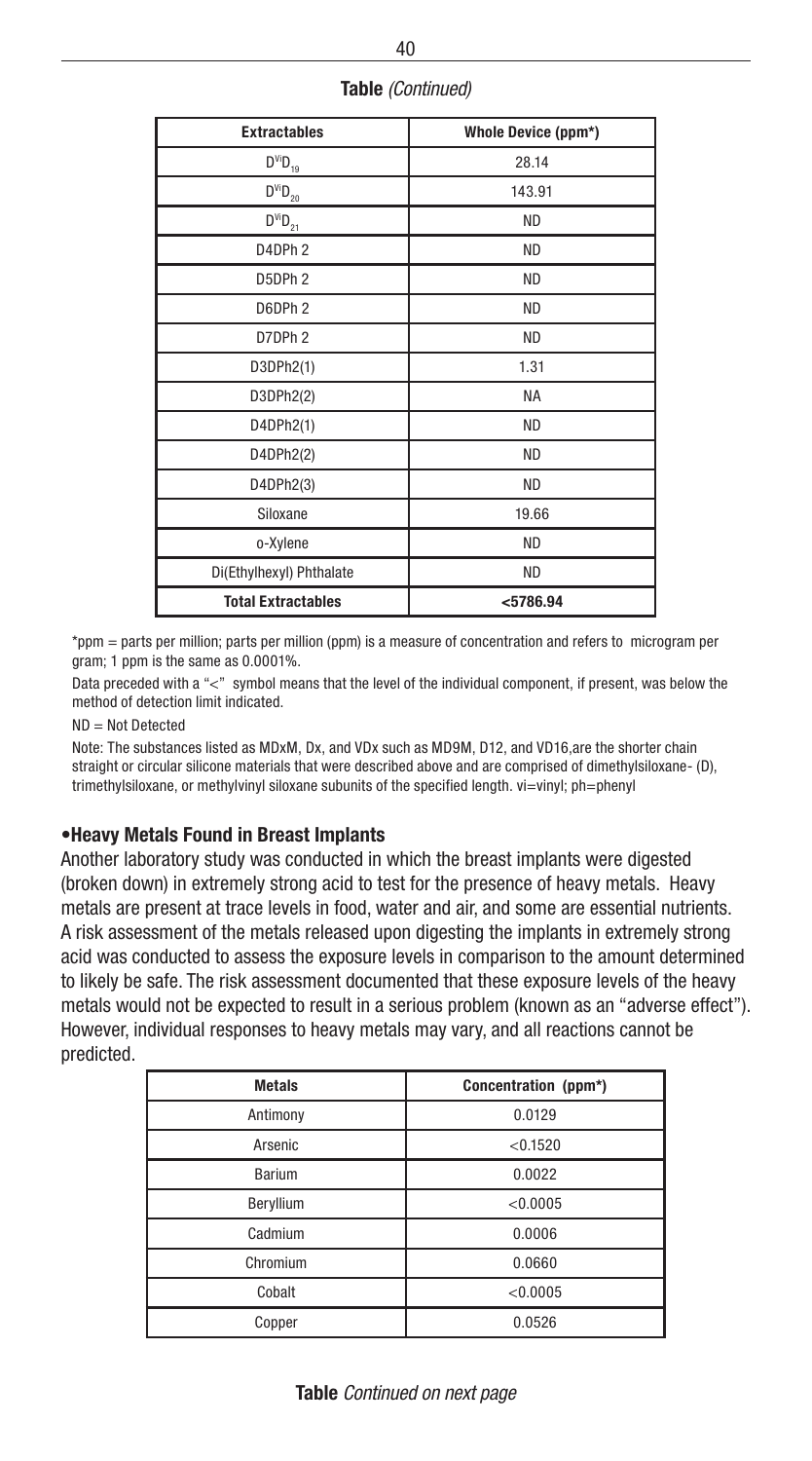**Table** *(Continued)*

| Extractables | Whole Device (ppm*) |
|---|---|
| $D^{Vi}D_{19}$ | 28.14 |
| $D^{Vi}D_{20}$ | 143.91 |
| $D^{Vi}D_{21}$ | ND |
| D4DPh 2 | ND |
| D5DPh 2 | ND |
| D6DPh 2 | ND |
| D7DPh 2 | ND |
| D3DPh2(1) | 1.31 |
| D3DPh2(2) | NA |
| D4DPh2(1) | ND |
| D4DPh2(2) | ND |
| D4DPh2(3) | ND |
| Siloxane | 19.66 |
| o-Xylene | ND |
| Di(Ethylhexyl) Phthalate | ND |
| **Total Extractables** | **<5786.94** |

*ppm = parts per million; parts per million (ppm) is a measure of concentration and refers to microgram per gram; 1 ppm is the same as 0.0001%.

Data preceded with a "<" symbol means that the level of the individual component, if present, was below the method of detection limit indicated.

ND = Not Detected

Note: The substances listed as MDxM, Dx, and VDx such as MD9M, D12, and VD16,are the shorter chain straight or circular silicone materials that were described above and are comprised of dimethylsiloxane- (D), trimethylsiloxane, or methylvinyl siloxane subunits of the specified length. vi=vinyl; ph=phenyl

### •Heavy Metals Found in Breast Implants

Another laboratory study was conducted in which the breast implants were digested (broken down) in extremely strong acid to test for the presence of heavy metals. Heavy metals are present at trace levels in food, water and air, and some are essential nutrients. A risk assessment of the metals released upon digesting the implants in extremely strong acid was conducted to assess the exposure levels in comparison to the amount determined to likely be safe. The risk assessment documented that these exposure levels of the heavy metals would not be expected to result in a serious problem (known as an "adverse effect"). However, individual responses to heavy metals may vary, and all reactions cannot be predicted.

| Metals | Concentration (ppm*) |
|---|---|
| Antimony | 0.0129 |
| Arsenic | <0.1520 |
| Barium | 0.0022 |
| Beryllium | <0.0005 |
| Cadmium | 0.0006 |
| Chromium | 0.0660 |
| Cobalt | <0.0005 |
| Copper | 0.0526 |

**Table** *Continued on next page*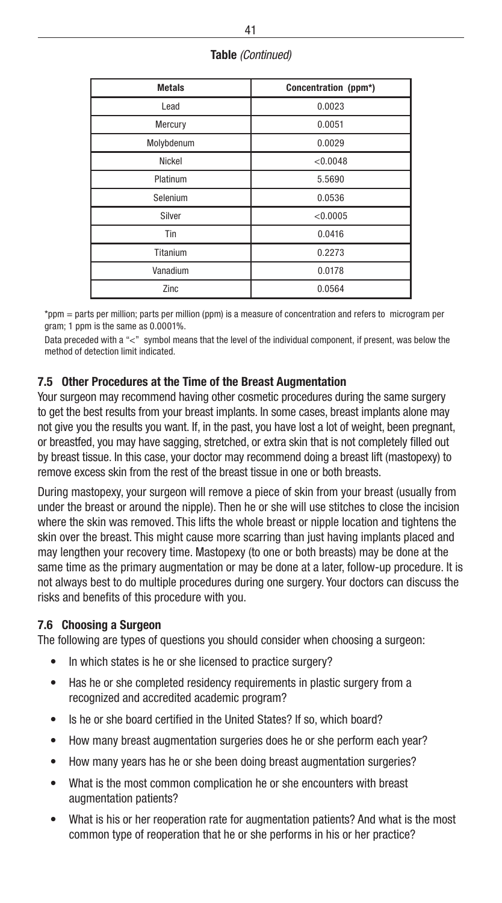**Table** *(Continued)*

| Metals | Concentration (ppm*) |
| --- | --- |
| Lead | 0.0023 |
| Mercury | 0.0051 |
| Molybdenum | 0.0029 |
| Nickel | <0.0048 |
| Platinum | 5.5690 |
| Selenium | 0.0536 |
| Silver | <0.0005 |
| Tin | 0.0416 |
| Titanium | 0.2273 |
| Vanadium | 0.0178 |
| Zinc | 0.0564 |

*ppm = parts per million; parts per million (ppm) is a measure of concentration and refers to microgram per gram; 1 ppm is the same as 0.0001%.

Data preceded with a "<" symbol means that the level of the individual component, if present, was below the method of detection limit indicated.

### 7.5 Other Procedures at the Time of the Breast Augmentation

Your surgeon may recommend having other cosmetic procedures during the same surgery to get the best results from your breast implants. In some cases, breast implants alone may not give you the results you want. If, in the past, you have lost a lot of weight, been pregnant, or breastfed, you may have sagging, stretched, or extra skin that is not completely filled out by breast tissue. In this case, your doctor may recommend doing a breast lift (mastopexy) to remove excess skin from the rest of the breast tissue in one or both breasts.

During mastopexy, your surgeon will remove a piece of skin from your breast (usually from under the breast or around the nipple). Then he or she will use stitches to close the incision where the skin was removed. This lifts the whole breast or nipple location and tightens the skin over the breast. This might cause more scarring than just having implants placed and may lengthen your recovery time. Mastopexy (to one or both breasts) may be done at the same time as the primary augmentation or may be done at a later, follow-up procedure. It is not always best to do multiple procedures during one surgery. Your doctors can discuss the risks and benefits of this procedure with you.

### 7.6 Choosing a Surgeon

The following are types of questions you should consider when choosing a surgeon:

- In which states is he or she licensed to practice surgery?
- Has he or she completed residency requirements in plastic surgery from a recognized and accredited academic program?
- Is he or she board certified in the United States? If so, which board?
- How many breast augmentation surgeries does he or she perform each year?
- How many years has he or she been doing breast augmentation surgeries?
- What is the most common complication he or she encounters with breast augmentation patients?
- What is his or her reoperation rate for augmentation patients? And what is the most common type of reoperation that he or she performs in his or her practice?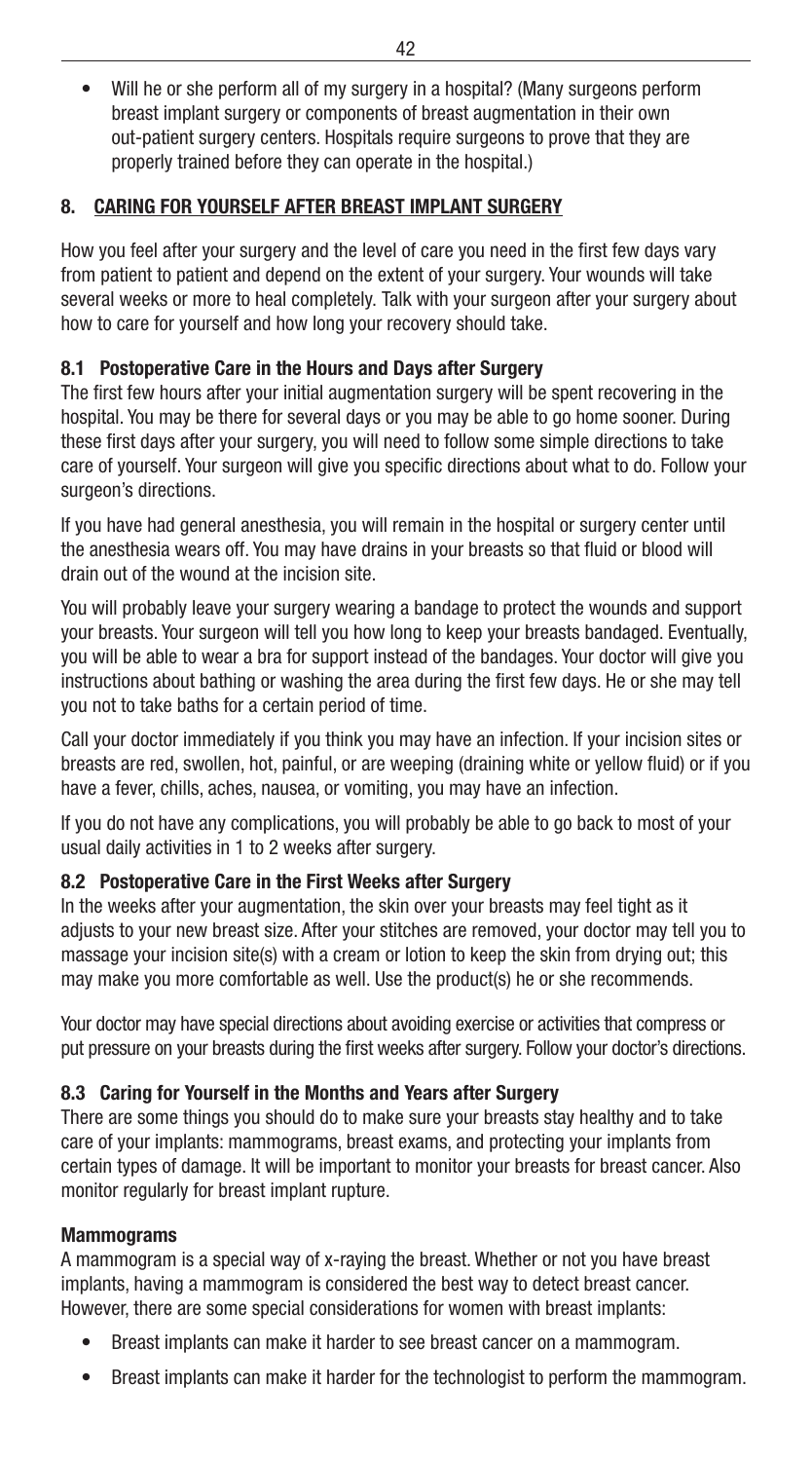- Will he or she perform all of my surgery in a hospital? (Many surgeons perform breast implant surgery or components of breast augmentation in their own out-patient surgery centers. Hospitals require surgeons to prove that they are properly trained before they can operate in the hospital.)

## 8. CARING FOR YOURSELF AFTER BREAST IMPLANT SURGERY

How you feel after your surgery and the level of care you need in the first few days vary from patient to patient and depend on the extent of your surgery. Your wounds will take several weeks or more to heal completely. Talk with your surgeon after your surgery about how to care for yourself and how long your recovery should take.

### 8.1 Postoperative Care in the Hours and Days after Surgery

The first few hours after your initial augmentation surgery will be spent recovering in the hospital. You may be there for several days or you may be able to go home sooner. During these first days after your surgery, you will need to follow some simple directions to take care of yourself. Your surgeon will give you specific directions about what to do. Follow your surgeon's directions.

If you have had general anesthesia, you will remain in the hospital or surgery center until the anesthesia wears off. You may have drains in your breasts so that fluid or blood will drain out of the wound at the incision site.

You will probably leave your surgery wearing a bandage to protect the wounds and support your breasts. Your surgeon will tell you how long to keep your breasts bandaged. Eventually, you will be able to wear a bra for support instead of the bandages. Your doctor will give you instructions about bathing or washing the area during the first few days. He or she may tell you not to take baths for a certain period of time.

Call your doctor immediately if you think you may have an infection. If your incision sites or breasts are red, swollen, hot, painful, or are weeping (draining white or yellow fluid) or if you have a fever, chills, aches, nausea, or vomiting, you may have an infection.

If you do not have any complications, you will probably be able to go back to most of your usual daily activities in 1 to 2 weeks after surgery.

### 8.2 Postoperative Care in the First Weeks after Surgery

In the weeks after your augmentation, the skin over your breasts may feel tight as it adjusts to your new breast size. After your stitches are removed, your doctor may tell you to massage your incision site(s) with a cream or lotion to keep the skin from drying out; this may make you more comfortable as well. Use the product(s) he or she recommends.

Your doctor may have special directions about avoiding exercise or activities that compress or put pressure on your breasts during the first weeks after surgery. Follow your doctor's directions.

### 8.3 Caring for Yourself in the Months and Years after Surgery

There are some things you should do to make sure your breasts stay healthy and to take care of your implants: mammograms, breast exams, and protecting your implants from certain types of damage. It will be important to monitor your breasts for breast cancer. Also monitor regularly for breast implant rupture.

#### Mammograms

A mammogram is a special way of x-raying the breast. Whether or not you have breast implants, having a mammogram is considered the best way to detect breast cancer. However, there are some special considerations for women with breast implants:

- Breast implants can make it harder to see breast cancer on a mammogram.
- Breast implants can make it harder for the technologist to perform the mammogram.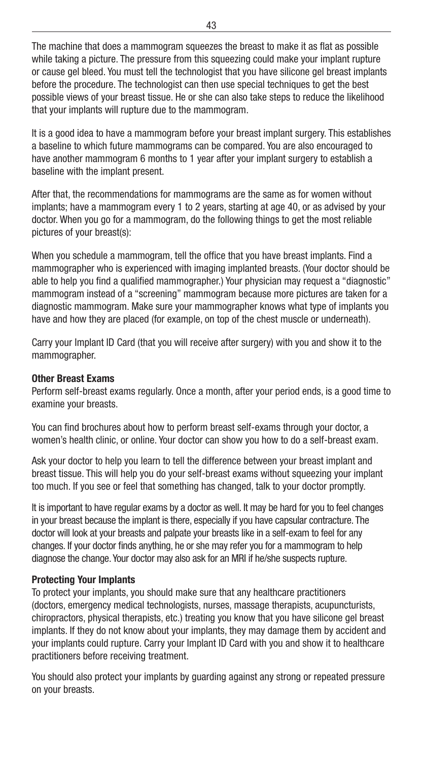The machine that does a mammogram squeezes the breast to make it as flat as possible while taking a picture. The pressure from this squeezing could make your implant rupture or cause gel bleed. You must tell the technologist that you have silicone gel breast implants before the procedure. The technologist can then use special techniques to get the best possible views of your breast tissue. He or she can also take steps to reduce the likelihood that your implants will rupture due to the mammogram.

It is a good idea to have a mammogram before your breast implant surgery. This establishes a baseline to which future mammograms can be compared. You are also encouraged to have another mammogram 6 months to 1 year after your implant surgery to establish a baseline with the implant present.

After that, the recommendations for mammograms are the same as for women without implants; have a mammogram every 1 to 2 years, starting at age 40, or as advised by your doctor. When you go for a mammogram, do the following things to get the most reliable pictures of your breast(s):

When you schedule a mammogram, tell the office that you have breast implants. Find a mammographer who is experienced with imaging implanted breasts. (Your doctor should be able to help you find a qualified mammographer.) Your physician may request a "diagnostic" mammogram instead of a "screening" mammogram because more pictures are taken for a diagnostic mammogram. Make sure your mammographer knows what type of implants you have and how they are placed (for example, on top of the chest muscle or underneath).

Carry your Implant ID Card (that you will receive after surgery) with you and show it to the mammographer.

**Other Breast Exams**

Perform self-breast exams regularly. Once a month, after your period ends, is a good time to examine your breasts.

You can find brochures about how to perform breast self-exams through your doctor, a women's health clinic, or online. Your doctor can show you how to do a self-breast exam.

Ask your doctor to help you learn to tell the difference between your breast implant and breast tissue. This will help you do your self-breast exams without squeezing your implant too much. If you see or feel that something has changed, talk to your doctor promptly.

It is important to have regular exams by a doctor as well. It may be hard for you to feel changes in your breast because the implant is there, especially if you have capsular contracture. The doctor will look at your breasts and palpate your breasts like in a self-exam to feel for any changes. If your doctor finds anything, he or she may refer you for a mammogram to help diagnose the change. Your doctor may also ask for an MRI if he/she suspects rupture.

**Protecting Your Implants**

To protect your implants, you should make sure that any healthcare practitioners (doctors, emergency medical technologists, nurses, massage therapists, acupuncturists, chiropractors, physical therapists, etc.) treating you know that you have silicone gel breast implants. If they do not know about your implants, they may damage them by accident and your implants could rupture. Carry your Implant ID Card with you and show it to healthcare practitioners before receiving treatment.

You should also protect your implants by guarding against any strong or repeated pressure on your breasts.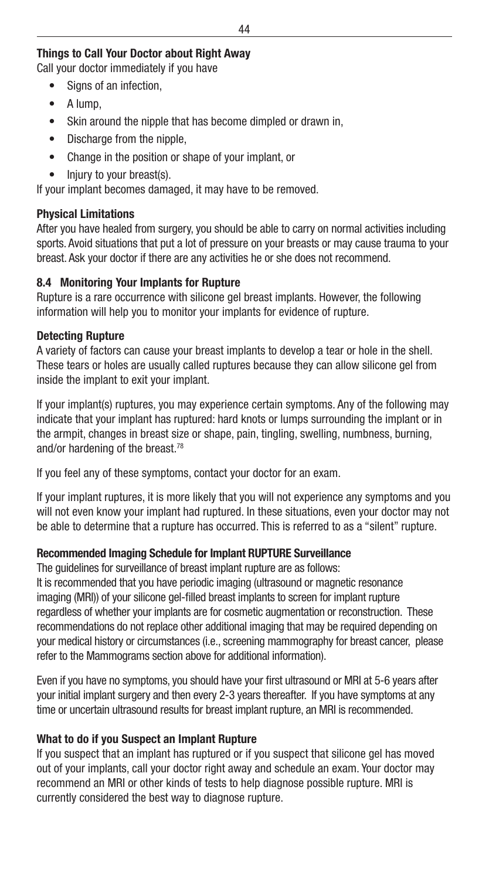### Things to Call Your Doctor about Right Away

Call your doctor immediately if you have

- Signs of an infection,
- A lump,
- Skin around the nipple that has become dimpled or drawn in,
- Discharge from the nipple,
- Change in the position or shape of your implant, or
- Injury to your breast(s).

If your implant becomes damaged, it may have to be removed.

### Physical Limitations

After you have healed from surgery, you should be able to carry on normal activities including sports. Avoid situations that put a lot of pressure on your breasts or may cause trauma to your breast. Ask your doctor if there are any activities he or she does not recommend.

## 8.4 Monitoring Your Implants for Rupture

Rupture is a rare occurrence with silicone gel breast implants. However, the following information will help you to monitor your implants for evidence of rupture.

### Detecting Rupture

A variety of factors can cause your breast implants to develop a tear or hole in the shell. These tears or holes are usually called ruptures because they can allow silicone gel from inside the implant to exit your implant.

If your implant(s) ruptures, you may experience certain symptoms. Any of the following may indicate that your implant has ruptured: hard knots or lumps surrounding the implant or in the armpit, changes in breast size or shape, pain, tingling, swelling, numbness, burning, and/or hardening of the breast.[78]

If you feel any of these symptoms, contact your doctor for an exam.

If your implant ruptures, it is more likely that you will not experience any symptoms and you will not even know your implant had ruptured. In these situations, even your doctor may not be able to determine that a rupture has occurred. This is referred to as a "silent" rupture.

### Recommended Imaging Schedule for Implant RUPTURE Surveillance

The guidelines for surveillance of breast implant rupture are as follows:
It is recommended that you have periodic imaging (ultrasound or magnetic resonance imaging (MRI)) of your silicone gel-filled breast implants to screen for implant rupture regardless of whether your implants are for cosmetic augmentation or reconstruction. These recommendations do not replace other additional imaging that may be required depending on your medical history or circumstances (i.e., screening mammography for breast cancer, please refer to the Mammograms section above for additional information).

Even if you have no symptoms, you should have your first ultrasound or MRI at 5-6 years after your initial implant surgery and then every 2-3 years thereafter. If you have symptoms at any time or uncertain ultrasound results for breast implant rupture, an MRI is recommended.

### What to do if you Suspect an Implant Rupture

If you suspect that an implant has ruptured or if you suspect that silicone gel has moved out of your implants, call your doctor right away and schedule an exam. Your doctor may recommend an MRI or other kinds of tests to help diagnose possible rupture. MRI is currently considered the best way to diagnose rupture.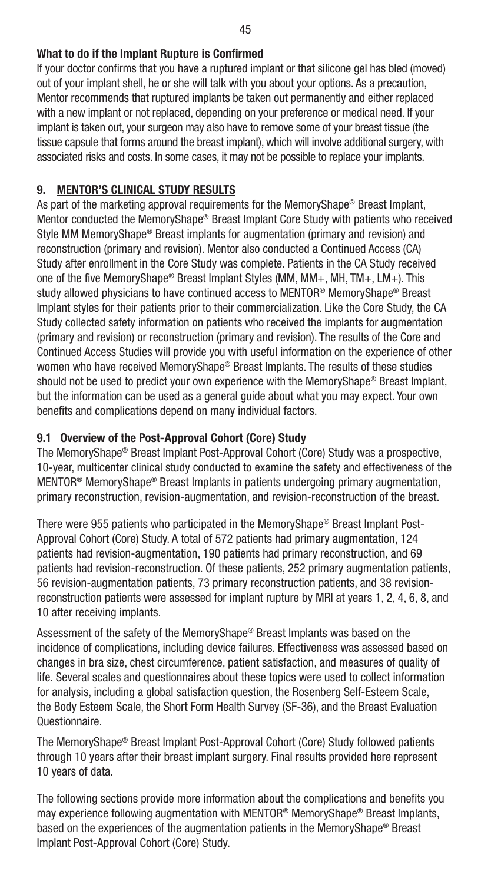### What to do if the Implant Rupture is Confirmed

If your doctor confirms that you have a ruptured implant or that silicone gel has bled (moved) out of your implant shell, he or she will talk with you about your options. As a precaution, Mentor recommends that ruptured implants be taken out permanently and either replaced with a new implant or not replaced, depending on your preference or medical need. If your implant is taken out, your surgeon may also have to remove some of your breast tissue (the tissue capsule that forms around the breast implant), which will involve additional surgery, with associated risks and costs. In some cases, it may not be possible to replace your implants.

## 9. MENTOR'S CLINICAL STUDY RESULTS

As part of the marketing approval requirements for the MemoryShape® Breast Implant, Mentor conducted the MemoryShape® Breast Implant Core Study with patients who received Style MM MemoryShape® Breast implants for augmentation (primary and revision) and reconstruction (primary and revision). Mentor also conducted a Continued Access (CA) Study after enrollment in the Core Study was complete. Patients in the CA Study received one of the five MemoryShape® Breast Implant Styles (MM, MM+, MH, TM+, LM+). This study allowed physicians to have continued access to MENTOR® MemoryShape® Breast Implant styles for their patients prior to their commercialization. Like the Core Study, the CA Study collected safety information on patients who received the implants for augmentation (primary and revision) or reconstruction (primary and revision). The results of the Core and Continued Access Studies will provide you with useful information on the experience of other women who have received MemoryShape® Breast Implants. The results of these studies should not be used to predict your own experience with the MemoryShape® Breast Implant, but the information can be used as a general guide about what you may expect. Your own benefits and complications depend on many individual factors.

### 9.1 Overview of the Post-Approval Cohort (Core) Study

The MemoryShape® Breast Implant Post-Approval Cohort (Core) Study was a prospective, 10-year, multicenter clinical study conducted to examine the safety and effectiveness of the MENTOR® MemoryShape® Breast Implants in patients undergoing primary augmentation, primary reconstruction, revision-augmentation, and revision-reconstruction of the breast.

There were 955 patients who participated in the MemoryShape® Breast Implant Post-Approval Cohort (Core) Study. A total of 572 patients had primary augmentation, 124 patients had revision-augmentation, 190 patients had primary reconstruction, and 69 patients had revision-reconstruction. Of these patients, 252 primary augmentation patients, 56 revision-augmentation patients, 73 primary reconstruction patients, and 38 revision-reconstruction patients were assessed for implant rupture by MRI at years 1, 2, 4, 6, 8, and 10 after receiving implants.

Assessment of the safety of the MemoryShape® Breast Implants was based on the incidence of complications, including device failures. Effectiveness was assessed based on changes in bra size, chest circumference, patient satisfaction, and measures of quality of life. Several scales and questionnaires about these topics were used to collect information for analysis, including a global satisfaction question, the Rosenberg Self-Esteem Scale, the Body Esteem Scale, the Short Form Health Survey (SF-36), and the Breast Evaluation Questionnaire.

The MemoryShape® Breast Implant Post-Approval Cohort (Core) Study followed patients through 10 years after their breast implant surgery. Final results provided here represent 10 years of data.

The following sections provide more information about the complications and benefits you may experience following augmentation with MENTOR® MemoryShape® Breast Implants, based on the experiences of the augmentation patients in the MemoryShape® Breast Implant Post-Approval Cohort (Core) Study.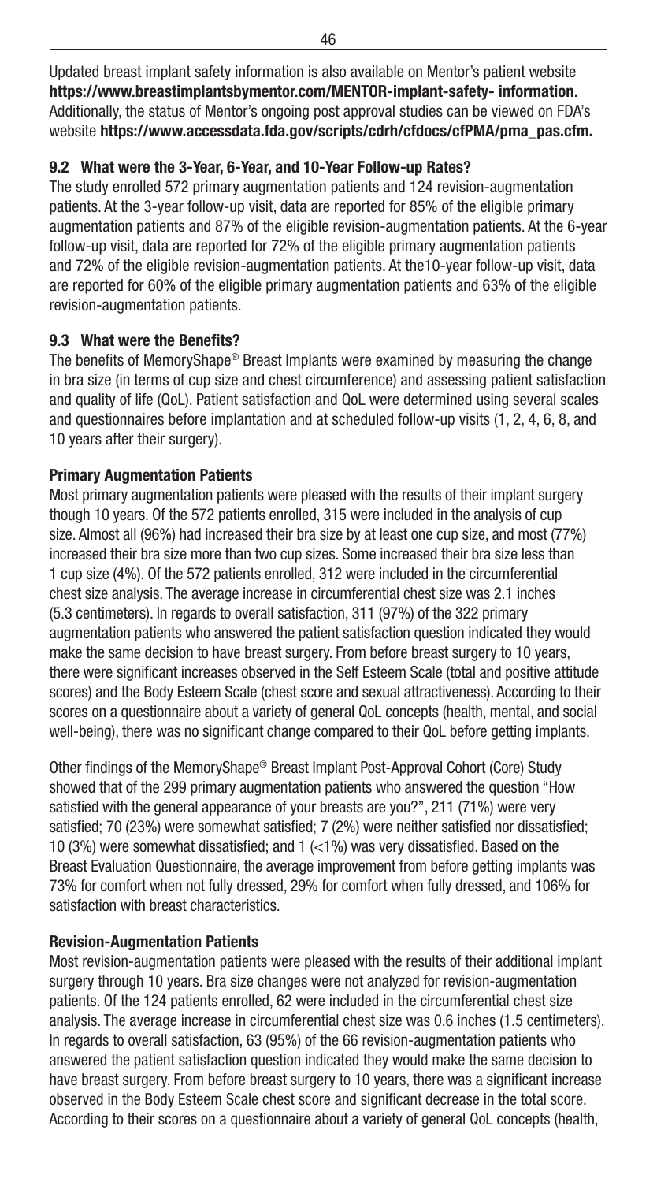Updated breast implant safety information is also available on Mentor's patient website **https://www.breastimplantsbymentor.com/MENTOR-implant-safety- information.** Additionally, the status of Mentor's ongoing post approval studies can be viewed on FDA's website **https://www.accessdata.fda.gov/scripts/cdrh/cfdocs/cfPMA/pma_pas.cfm.**

### 9.2 What were the 3-Year, 6-Year, and 10-Year Follow-up Rates?

The study enrolled 572 primary augmentation patients and 124 revision-augmentation patients. At the 3-year follow-up visit, data are reported for 85% of the eligible primary augmentation patients and 87% of the eligible revision-augmentation patients. At the 6-year follow-up visit, data are reported for 72% of the eligible primary augmentation patients and 72% of the eligible revision-augmentation patients. At the10-year follow-up visit, data are reported for 60% of the eligible primary augmentation patients and 63% of the eligible revision-augmentation patients.

### 9.3 What were the Benefits?

The benefits of MemoryShape® Breast Implants were examined by measuring the change in bra size (in terms of cup size and chest circumference) and assessing patient satisfaction and quality of life (QoL). Patient satisfaction and QoL were determined using several scales and questionnaires before implantation and at scheduled follow-up visits (1, 2, 4, 6, 8, and 10 years after their surgery).

#### Primary Augmentation Patients

Most primary augmentation patients were pleased with the results of their implant surgery though 10 years. Of the 572 patients enrolled, 315 were included in the analysis of cup size. Almost all (96%) had increased their bra size by at least one cup size, and most (77%) increased their bra size more than two cup sizes. Some increased their bra size less than 1 cup size (4%). Of the 572 patients enrolled, 312 were included in the circumferential chest size analysis. The average increase in circumferential chest size was 2.1 inches (5.3 centimeters). In regards to overall satisfaction, 311 (97%) of the 322 primary augmentation patients who answered the patient satisfaction question indicated they would make the same decision to have breast surgery. From before breast surgery to 10 years, there were significant increases observed in the Self Esteem Scale (total and positive attitude scores) and the Body Esteem Scale (chest score and sexual attractiveness). According to their scores on a questionnaire about a variety of general QoL concepts (health, mental, and social well-being), there was no significant change compared to their QoL before getting implants.

Other findings of the MemoryShape® Breast Implant Post-Approval Cohort (Core) Study showed that of the 299 primary augmentation patients who answered the question "How satisfied with the general appearance of your breasts are you?", 211 (71%) were very satisfied; 70 (23%) were somewhat satisfied; 7 (2%) were neither satisfied nor dissatisfied; 10 (3%) were somewhat dissatisfied; and 1 (<1%) was very dissatisfied. Based on the Breast Evaluation Questionnaire, the average improvement from before getting implants was 73% for comfort when not fully dressed, 29% for comfort when fully dressed, and 106% for satisfaction with breast characteristics.

#### Revision-Augmentation Patients

Most revision-augmentation patients were pleased with the results of their additional implant surgery through 10 years. Bra size changes were not analyzed for revision-augmentation patients. Of the 124 patients enrolled, 62 were included in the circumferential chest size analysis. The average increase in circumferential chest size was 0.6 inches (1.5 centimeters). In regards to overall satisfaction, 63 (95%) of the 66 revision-augmentation patients who answered the patient satisfaction question indicated they would make the same decision to have breast surgery. From before breast surgery to 10 years, there was a significant increase observed in the Body Esteem Scale chest score and significant decrease in the total score. According to their scores on a questionnaire about a variety of general QoL concepts (health,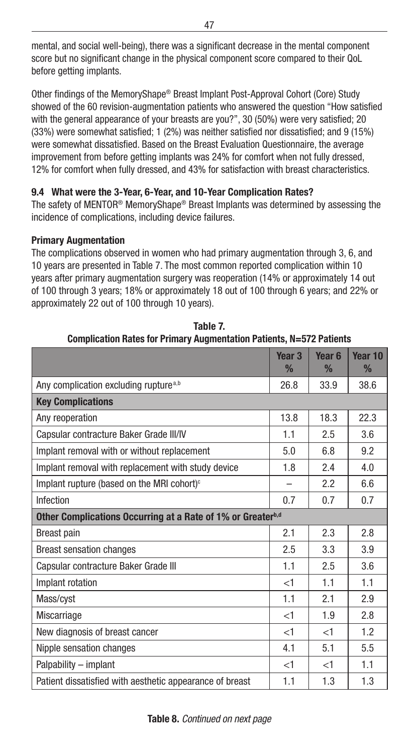mental, and social well-being), there was a significant decrease in the mental component score but no significant change in the physical component score compared to their QoL before getting implants.

Other findings of the MemoryShape® Breast Implant Post-Approval Cohort (Core) Study showed of the 60 revision-augmentation patients who answered the question "How satisfied with the general appearance of your breasts are you?", 30 (50%) were very satisfied; 20 (33%) were somewhat satisfied; 1 (2%) was neither satisfied nor dissatisfied; and 9 (15%) were somewhat dissatisfied. Based on the Breast Evaluation Questionnaire, the average improvement from before getting implants was 24% for comfort when not fully dressed, 12% for comfort when fully dressed, and 43% for satisfaction with breast characteristics.

### 9.4 What were the 3-Year, 6-Year, and 10-Year Complication Rates?

The safety of MENTOR® MemoryShape® Breast Implants was determined by assessing the incidence of complications, including device failures.

#### Primary Augmentation

The complications observed in women who had primary augmentation through 3, 6, and 10 years are presented in Table 7. The most common reported complication within 10 years after primary augmentation surgery was reoperation (14% or approximately 14 out of 100 through 3 years; 18% or approximately 18 out of 100 through 6 years; and 22% or approximately 22 out of 100 through 10 years).

**Table 7.**
**Complication Rates for Primary Augmentation Patients, N=572 Patients**

| | Year 3 % | Year 6 % | Year 10 % |
|---|---|---|---|
| Any complication excluding rupture[a,b] | 26.8 | 33.9 | 38.6 |
| **Key Complications** | | | |
| Any reoperation | 13.8 | 18.3 | 22.3 |
| Capsular contracture Baker Grade III/IV | 1.1 | 2.5 | 3.6 |
| Implant removal with or without replacement | 5.0 | 6.8 | 9.2 |
| Implant removal with replacement with study device | 1.8 | 2.4 | 4.0 |
| Implant rupture (based on the MRI cohort)[c] | – | 2.2 | 6.6 |
| Infection | 0.7 | 0.7 | 0.7 |
| **Other Complications Occurring at a Rate of 1% or Greater[b,d]** | | | |
| Breast pain | 2.1 | 2.3 | 2.8 |
| Breast sensation changes | 2.5 | 3.3 | 3.9 |
| Capsular contracture Baker Grade III | 1.1 | 2.5 | 3.6 |
| Implant rotation | <1 | 1.1 | 1.1 |
| Mass/cyst | 1.1 | 2.1 | 2.9 |
| Miscarriage | <1 | 1.9 | 2.8 |
| New diagnosis of breast cancer | <1 | <1 | 1.2 |
| Nipple sensation changes | 4.1 | 5.1 | 5.5 |
| Palpability – implant | <1 | <1 | 1.1 |
| Patient dissatisfied with aesthetic appearance of breast | 1.1 | 1.3 | 1.3 |

**Table 8.** *Continued on next page*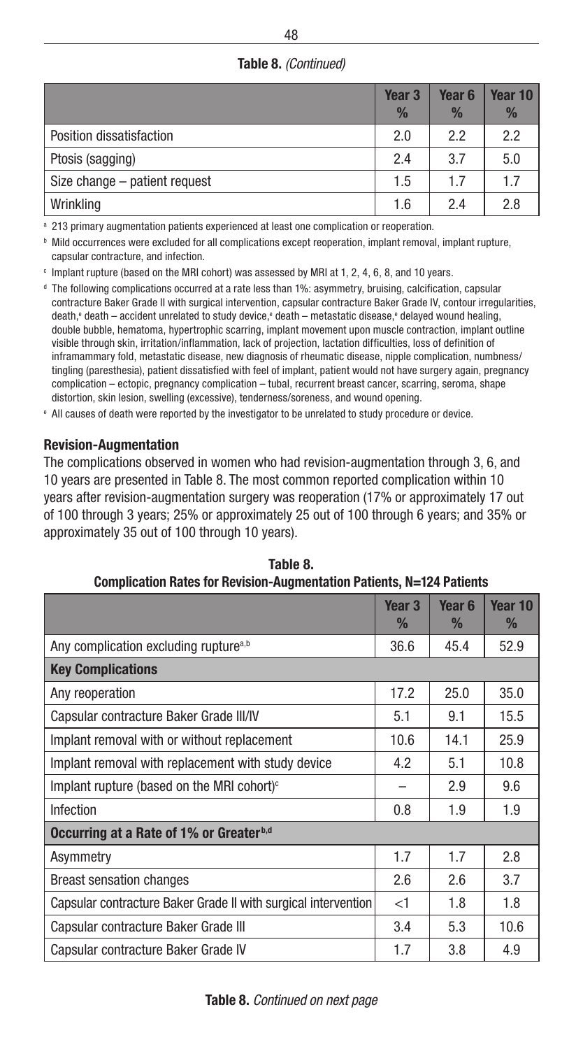**Table 8.** *(Continued)*

| | Year 3 % | Year 6 % | Year 10 % |
|---|---|---|---|
| Position dissatisfaction | 2.0 | 2.2 | 2.2 |
| Ptosis (sagging) | 2.4 | 3.7 | 5.0 |
| Size change – patient request | 1.5 | 1.7 | 1.7 |
| Wrinkling | 1.6 | 2.4 | 2.8 |

[a] 213 primary augmentation patients experienced at least one complication or reoperation.

[b] Mild occurrences were excluded for all complications except reoperation, implant removal, implant rupture, capsular contracture, and infection.

[c] Implant rupture (based on the MRI cohort) was assessed by MRI at 1, 2, 4, 6, 8, and 10 years.

[d] The following complications occurred at a rate less than 1%: asymmetry, bruising, calcification, capsular contracture Baker Grade II with surgical intervention, capsular contracture Baker Grade IV, contour irregularities, death,[e] death – accident unrelated to study device,[e] death – metastatic disease,[e] delayed wound healing, double bubble, hematoma, hypertrophic scarring, implant movement upon muscle contraction, implant outline visible through skin, irritation/inflammation, lack of projection, lactation difficulties, loss of definition of inframammary fold, metastatic disease, new diagnosis of rheumatic disease, nipple complication, numbness/tingling (paresthesia), patient dissatisfied with feel of implant, patient would not have surgery again, pregnancy complication – ectopic, pregnancy complication – tubal, recurrent breast cancer, scarring, seroma, shape distortion, skin lesion, swelling (excessive), tenderness/soreness, and wound opening.

[e] All causes of death were reported by the investigator to be unrelated to study procedure or device.

#### Revision-Augmentation

The complications observed in women who had revision-augmentation through 3, 6, and 10 years are presented in Table 8. The most common reported complication within 10 years after revision-augmentation surgery was reoperation (17% or approximately 17 out of 100 through 3 years; 25% or approximately 25 out of 100 through 6 years; and 35% or approximately 35 out of 100 through 10 years).

**Table 8.**
**Complication Rates for Revision-Augmentation Patients, N=124 Patients**

| | Year 3 % | Year 6 % | Year 10 % |
|---|---|---|---|
| Any complication excluding rupture[a,b] | 36.6 | 45.4 | 52.9 |
| **Key Complications** | | | |
| Any reoperation | 17.2 | 25.0 | 35.0 |
| Capsular contracture Baker Grade III/IV | 5.1 | 9.1 | 15.5 |
| Implant removal with or without replacement | 10.6 | 14.1 | 25.9 |
| Implant removal with replacement with study device | 4.2 | 5.1 | 10.8 |
| Implant rupture (based on the MRI cohort)[c] | – | 2.9 | 9.6 |
| Infection | 0.8 | 1.9 | 1.9 |
| **Occurring at a Rate of 1% or Greater[b,d]** | | | |
| Asymmetry | 1.7 | 1.7 | 2.8 |
| Breast sensation changes | 2.6 | 2.6 | 3.7 |
| Capsular contracture Baker Grade II with surgical intervention | <1 | 1.8 | 1.8 |
| Capsular contracture Baker Grade III | 3.4 | 5.3 | 10.6 |
| Capsular contracture Baker Grade IV | 1.7 | 3.8 | 4.9 |

**Table 8.** *Continued on next page*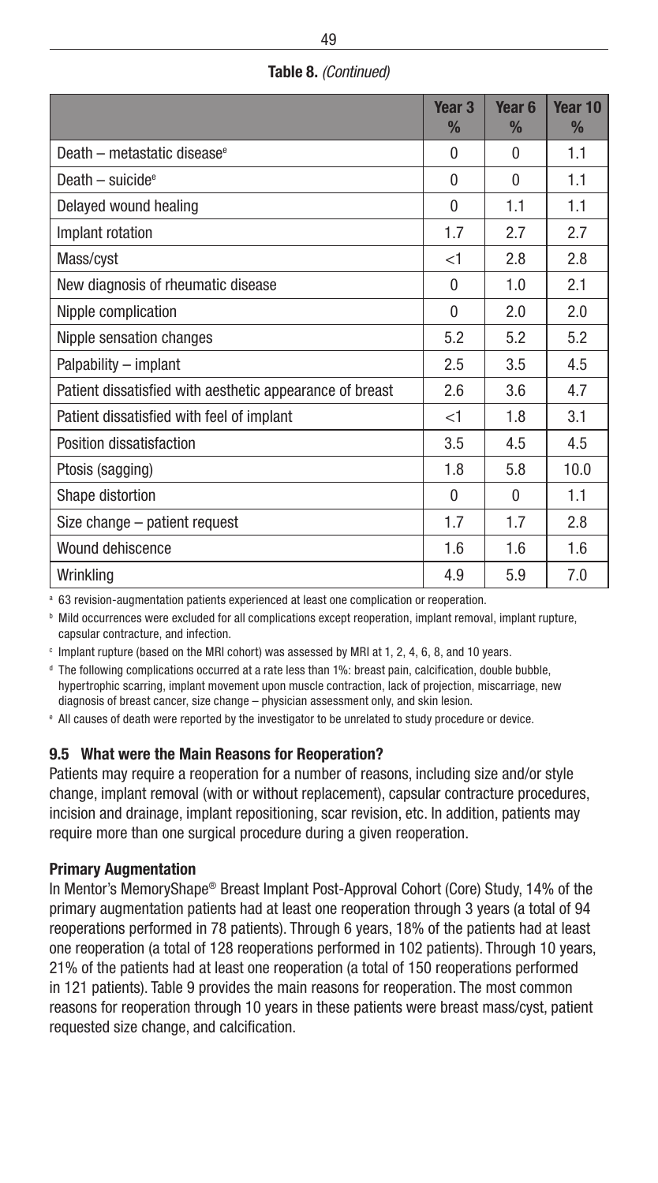**Table 8.** *(Continued)*

| | Year 3 % | Year 6 % | Year 10 % |
|---|---|---|---|
| Death – metastatic disease[e] | 0 | 0 | 1.1 |
| Death – suicide[e] | 0 | 0 | 1.1 |
| Delayed wound healing | 0 | 1.1 | 1.1 |
| Implant rotation | 1.7 | 2.7 | 2.7 |
| Mass/cyst | <1 | 2.8 | 2.8 |
| New diagnosis of rheumatic disease | 0 | 1.0 | 2.1 |
| Nipple complication | 0 | 2.0 | 2.0 |
| Nipple sensation changes | 5.2 | 5.2 | 5.2 |
| Palpability – implant | 2.5 | 3.5 | 4.5 |
| Patient dissatisfied with aesthetic appearance of breast | 2.6 | 3.6 | 4.7 |
| Patient dissatisfied with feel of implant | <1 | 1.8 | 3.1 |
| Position dissatisfaction | 3.5 | 4.5 | 4.5 |
| Ptosis (sagging) | 1.8 | 5.8 | 10.0 |
| Shape distortion | 0 | 0 | 1.1 |
| Size change – patient request | 1.7 | 1.7 | 2.8 |
| Wound dehiscence | 1.6 | 1.6 | 1.6 |
| Wrinkling | 4.9 | 5.9 | 7.0 |

[a] 63 revision-augmentation patients experienced at least one complication or reoperation.

[b] Mild occurrences were excluded for all complications except reoperation, implant removal, implant rupture, capsular contracture, and infection.

[c] Implant rupture (based on the MRI cohort) was assessed by MRI at 1, 2, 4, 6, 8, and 10 years.

[d] The following complications occurred at a rate less than 1%: breast pain, calcification, double bubble, hypertrophic scarring, implant movement upon muscle contraction, lack of projection, miscarriage, new diagnosis of breast cancer, size change – physician assessment only, and skin lesion.

[e] All causes of death were reported by the investigator to be unrelated to study procedure or device.

### 9.5 What were the Main Reasons for Reoperation?

Patients may require a reoperation for a number of reasons, including size and/or style change, implant removal (with or without replacement), capsular contracture procedures, incision and drainage, implant repositioning, scar revision, etc. In addition, patients may require more than one surgical procedure during a given reoperation.

#### Primary Augmentation

In Mentor's MemoryShape® Breast Implant Post-Approval Cohort (Core) Study, 14% of the primary augmentation patients had at least one reoperation through 3 years (a total of 94 reoperations performed in 78 patients). Through 6 years, 18% of the patients had at least one reoperation (a total of 128 reoperations performed in 102 patients). Through 10 years, 21% of the patients had at least one reoperation (a total of 150 reoperations performed in 121 patients). Table 9 provides the main reasons for reoperation. The most common reasons for reoperation through 10 years in these patients were breast mass/cyst, patient requested size change, and calcification.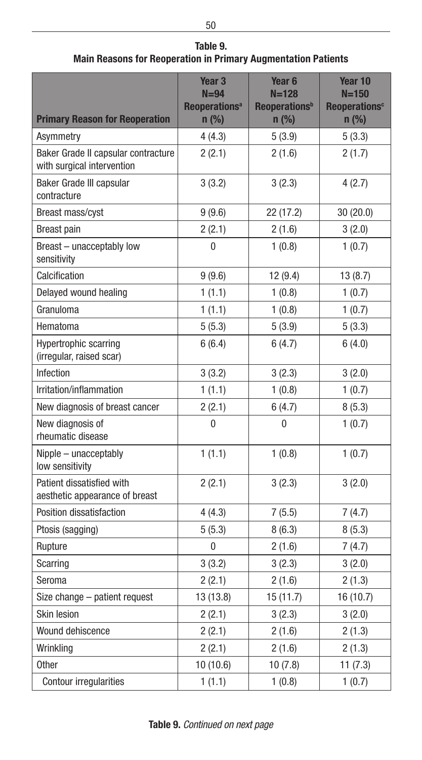**Table 9.**
**Main Reasons for Reoperation in Primary Augmentation Patients**

| Primary Reason for Reoperation | Year 3 N=94 Reoperations[a] n (%) | Year 6 N=128 Reoperations[b] n (%) | Year 10 N=150 Reoperations[c] n (%) |
|---|---|---|---|
| Asymmetry | 4 (4.3) | 5 (3.9) | 5 (3.3) |
| Baker Grade II capsular contracture with surgical intervention | 2 (2.1) | 2 (1.6) | 2 (1.7) |
| Baker Grade III capsular contracture | 3 (3.2) | 3 (2.3) | 4 (2.7) |
| Breast mass/cyst | 9 (9.6) | 22 (17.2) | 30 (20.0) |
| Breast pain | 2 (2.1) | 2 (1.6) | 3 (2.0) |
| Breast – unacceptably low sensitivity | 0 | 1 (0.8) | 1 (0.7) |
| Calcification | 9 (9.6) | 12 (9.4) | 13 (8.7) |
| Delayed wound healing | 1 (1.1) | 1 (0.8) | 1 (0.7) |
| Granuloma | 1 (1.1) | 1 (0.8) | 1 (0.7) |
| Hematoma | 5 (5.3) | 5 (3.9) | 5 (3.3) |
| Hypertrophic scarring (irregular, raised scar) | 6 (6.4) | 6 (4.7) | 6 (4.0) |
| Infection | 3 (3.2) | 3 (2.3) | 3 (2.0) |
| Irritation/inflammation | 1 (1.1) | 1 (0.8) | 1 (0.7) |
| New diagnosis of breast cancer | 2 (2.1) | 6 (4.7) | 8 (5.3) |
| New diagnosis of rheumatic disease | 0 | 0 | 1 (0.7) |
| Nipple – unacceptably low sensitivity | 1 (1.1) | 1 (0.8) | 1 (0.7) |
| Patient dissatisfied with aesthetic appearance of breast | 2 (2.1) | 3 (2.3) | 3 (2.0) |
| Position dissatisfaction | 4 (4.3) | 7 (5.5) | 7 (4.7) |
| Ptosis (sagging) | 5 (5.3) | 8 (6.3) | 8 (5.3) |
| Rupture | 0 | 2 (1.6) | 7 (4.7) |
| Scarring | 3 (3.2) | 3 (2.3) | 3 (2.0) |
| Seroma | 2 (2.1) | 2 (1.6) | 2 (1.3) |
| Size change – patient request | 13 (13.8) | 15 (11.7) | 16 (10.7) |
| Skin lesion | 2 (2.1) | 3 (2.3) | 3 (2.0) |
| Wound dehiscence | 2 (2.1) | 2 (1.6) | 2 (1.3) |
| Wrinkling | 2 (2.1) | 2 (1.6) | 2 (1.3) |
| Other | 10 (10.6) | 10 (7.8) | 11 (7.3) |
| Contour irregularities | 1 (1.1) | 1 (0.8) | 1 (0.7) |

**Table 9.** *Continued on next page*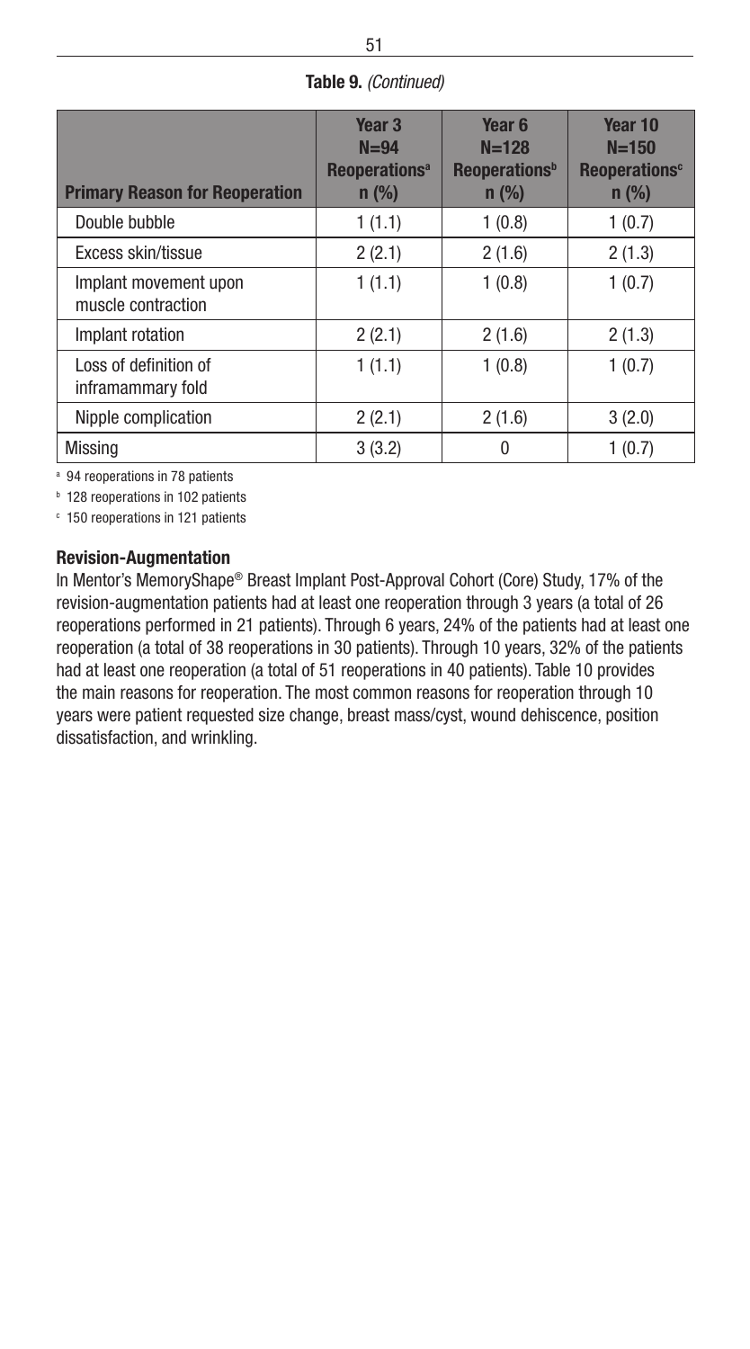**Table 9.** *(Continued)*

| Primary Reason for Reoperation | Year 3 N=94 Reoperations[a] n (%) | Year 6 N=128 Reoperations[b] n (%) | Year 10 N=150 Reoperations[c] n (%) |
|---|---|---|---|
| Double bubble | 1 (1.1) | 1 (0.8) | 1 (0.7) |
| Excess skin/tissue | 2 (2.1) | 2 (1.6) | 2 (1.3) |
| Implant movement upon muscle contraction | 1 (1.1) | 1 (0.8) | 1 (0.7) |
| Implant rotation | 2 (2.1) | 2 (1.6) | 2 (1.3) |
| Loss of definition of inframammary fold | 1 (1.1) | 1 (0.8) | 1 (0.7) |
| Nipple complication | 2 (2.1) | 2 (1.6) | 3 (2.0) |
| Missing | 3 (3.2) | 0 | 1 (0.7) |

[a] 94 reoperations in 78 patients

[b] 128 reoperations in 102 patients

[c] 150 reoperations in 121 patients

**Revision-Augmentation**

In Mentor's MemoryShape® Breast Implant Post-Approval Cohort (Core) Study, 17% of the revision-augmentation patients had at least one reoperation through 3 years (a total of 26 reoperations performed in 21 patients). Through 6 years, 24% of the patients had at least one reoperation (a total of 38 reoperations in 30 patients). Through 10 years, 32% of the patients had at least one reoperation (a total of 51 reoperations in 40 patients). Table 10 provides the main reasons for reoperation. The most common reasons for reoperation through 10 years were patient requested size change, breast mass/cyst, wound dehiscence, position dissatisfaction, and wrinkling.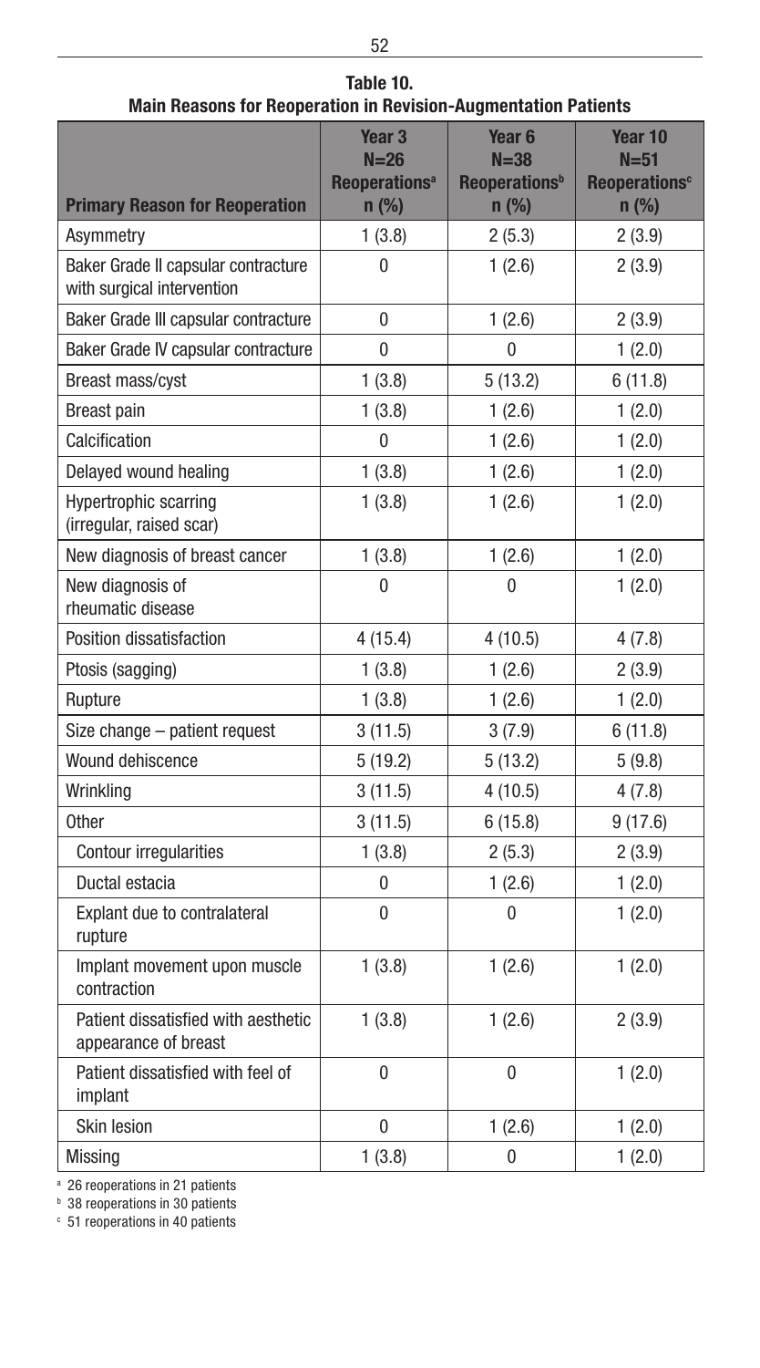**Table 10.**
**Main Reasons for Reoperation in Revision-Augmentation Patients**

| Primary Reason for Reoperation | Year 3 N=26 Reoperations[a] n (%) | Year 6 N=38 Reoperations[b] n (%) | Year 10 N=51 Reoperations[c] n (%) |
|---|---|---|---|
| Asymmetry | 1 (3.8) | 2 (5.3) | 2 (3.9) |
| Baker Grade II capsular contracture with surgical intervention | 0 | 1 (2.6) | 2 (3.9) |
| Baker Grade III capsular contracture | 0 | 1 (2.6) | 2 (3.9) |
| Baker Grade IV capsular contracture | 0 | 0 | 1 (2.0) |
| Breast mass/cyst | 1 (3.8) | 5 (13.2) | 6 (11.8) |
| Breast pain | 1 (3.8) | 1 (2.6) | 1 (2.0) |
| Calcification | 0 | 1 (2.6) | 1 (2.0) |
| Delayed wound healing | 1 (3.8) | 1 (2.6) | 1 (2.0) |
| Hypertrophic scarring (irregular, raised scar) | 1 (3.8) | 1 (2.6) | 1 (2.0) |
| New diagnosis of breast cancer | 1 (3.8) | 1 (2.6) | 1 (2.0) |
| New diagnosis of rheumatic disease | 0 | 0 | 1 (2.0) |
| Position dissatisfaction | 4 (15.4) | 4 (10.5) | 4 (7.8) |
| Ptosis (sagging) | 1 (3.8) | 1 (2.6) | 2 (3.9) |
| Rupture | 1 (3.8) | 1 (2.6) | 1 (2.0) |
| Size change – patient request | 3 (11.5) | 3 (7.9) | 6 (11.8) |
| Wound dehiscence | 5 (19.2) | 5 (13.2) | 5 (9.8) |
| Wrinkling | 3 (11.5) | 4 (10.5) | 4 (7.8) |
| Other | 3 (11.5) | 6 (15.8) | 9 (17.6) |
| Contour irregularities | 1 (3.8) | 2 (5.3) | 2 (3.9) |
| Ductal estacia | 0 | 1 (2.6) | 1 (2.0) |
| Explant due to contralateral rupture | 0 | 0 | 1 (2.0) |
| Implant movement upon muscle contraction | 1 (3.8) | 1 (2.6) | 1 (2.0) |
| Patient dissatisfied with aesthetic appearance of breast | 1 (3.8) | 1 (2.6) | 2 (3.9) |
| Patient dissatisfied with feel of implant | 0 | 0 | 1 (2.0) |
| Skin lesion | 0 | 1 (2.6) | 1 (2.0) |
| Missing | 1 (3.8) | 0 | 1 (2.0) |

[a] 26 reoperations in 21 patients
[b] 38 reoperations in 30 patients
[c] 51 reoperations in 40 patients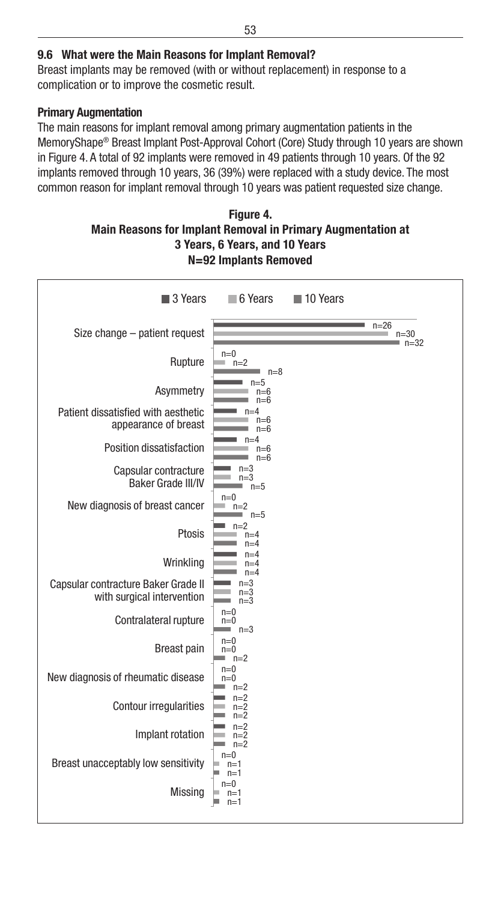### 9.6 What were the Main Reasons for Implant Removal?

Breast implants may be removed (with or without replacement) in response to a complication or to improve the cosmetic result.

#### Primary Augmentation

The main reasons for implant removal among primary augmentation patients in the MemoryShape® Breast Implant Post-Approval Cohort (Core) Study through 10 years are shown in Figure 4. A total of 92 implants were removed in 49 patients through 10 years. Of the 92 implants removed through 10 years, 36 (39%) were replaced with a study device. The most common reason for implant removal through 10 years was patient requested size change.

**Figure 4.**
**Main Reasons for Implant Removal in Primary Augmentation at 3 Years, 6 Years, and 10 Years**
**N=92 Implants Removed**

| Reason | 3 Years | 6 Years | 10 Years |
|---|---|---|---|
| Size change – patient request | n=26 | n=30 | n=32 |
| Rupture | n=0 | n=2 | n=8 |
| Asymmetry | n=5 | n=6 | n=6 |
| Patient dissatisfied with aesthetic appearance of breast | n=4 | n=6 | n=6 |
| Position dissatisfaction | n=4 | n=6 | n=6 |
| Capsular contracture Baker Grade III/IV | n=3 | n=3 | n=5 |
| New diagnosis of breast cancer | n=0 | n=2 | n=5 |
| Ptosis | n=2 | n=4 | n=4 |
| Wrinkling | n=4 | n=4 | n=4 |
| Capsular contracture Baker Grade II with surgical intervention | n=3 | n=3 | n=3 |
| Contralateral rupture | n=0 | n=0 | n=3 |
| Breast pain | n=0 | n=0 | n=2 |
| New diagnosis of rheumatic disease | n=0 | n=0 | n=2 |
| Contour irregularities | n=2 | n=2 | n=2 |
| Implant rotation | n=2 | n=2 | n=2 |
| Breast unacceptably low sensitivity | n=0 | n=1 | n=1 |
| Missing | n=0 | n=1 | n=1 |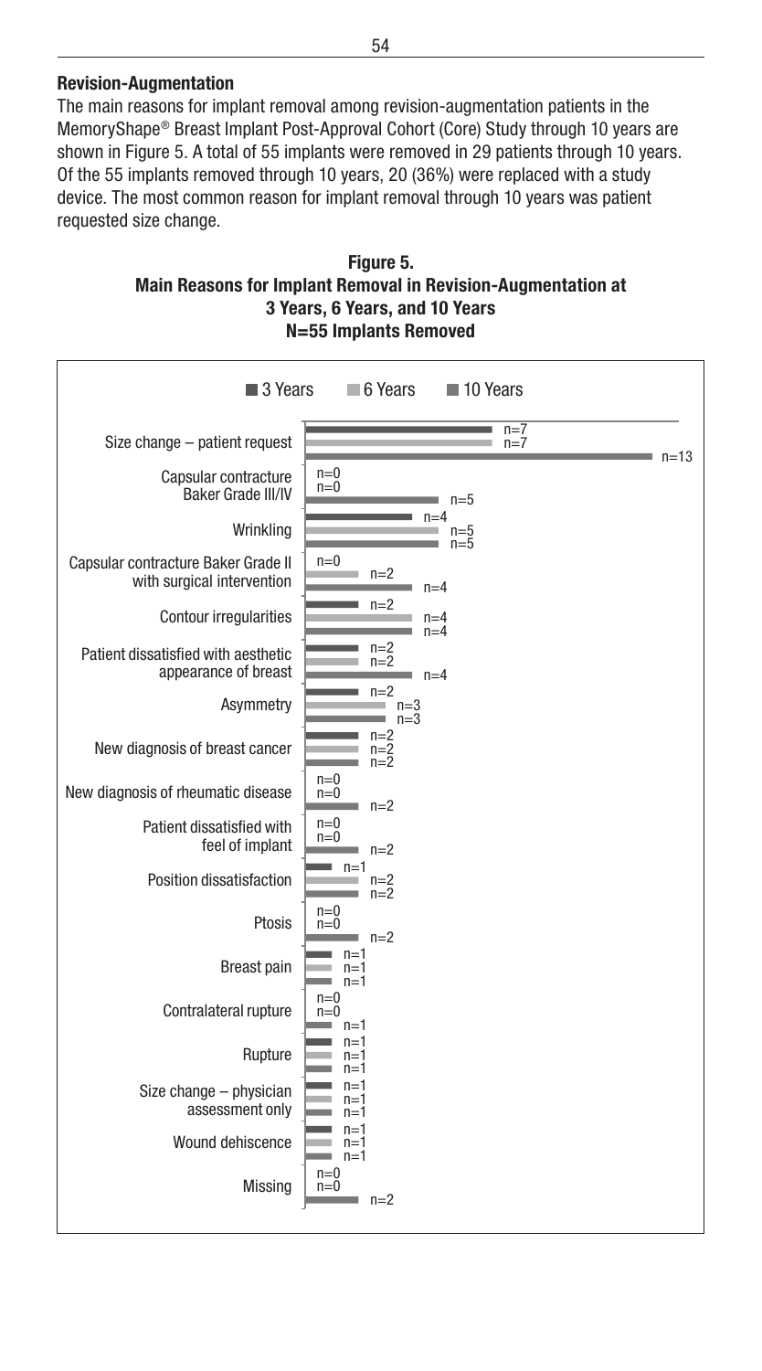### Revision-Augmentation

The main reasons for implant removal among revision-augmentation patients in the MemoryShape® Breast Implant Post-Approval Cohort (Core) Study through 10 years are shown in Figure 5. A total of 55 implants were removed in 29 patients through 10 years. Of the 55 implants removed through 10 years, 20 (36%) were replaced with a study device. The most common reason for implant removal through 10 years was patient requested size change.

**Figure 5.**
**Main Reasons for Implant Removal in Revision-Augmentation at 3 Years, 6 Years, and 10 Years**
**N=55 Implants Removed**

| Reason | 3 Years | 6 Years | 10 Years |
| --- | --- | --- | --- |
| Size change – patient request | n=7 | n=7 | n=13 |
| Capsular contracture Baker Grade III/IV | n=0 | n=0 | n=5 |
| Wrinkling | n=4 | n=5 | n=5 |
| Capsular contracture Baker Grade II with surgical intervention | n=0 | n=2 | n=4 |
| Contour irregularities | n=2 | n=4 | n=4 |
| Patient dissatisfied with aesthetic appearance of breast | n=2 | n=2 | n=4 |
| Asymmetry | n=2 | n=3 | n=3 |
| New diagnosis of breast cancer | n=2 | n=2 | n=2 |
| New diagnosis of rheumatic disease | n=0 | n=0 | n=2 |
| Patient dissatisfied with feel of implant | n=0 | n=0 | n=2 |
| Position dissatisfaction | n=1 | n=2 | n=2 |
| Ptosis | n=0 | n=0 | n=2 |
| Breast pain | n=1 | n=1 | n=1 |
| Contralateral rupture | n=0 | n=0 | n=1 |
| Rupture | n=1 | n=1 | n=1 |
| Size change – physician assessment only | n=1 | n=1 | n=1 |
| Wound dehiscence | n=1 | n=1 | n=1 |
| Missing | n=0 | n=0 | n=2 |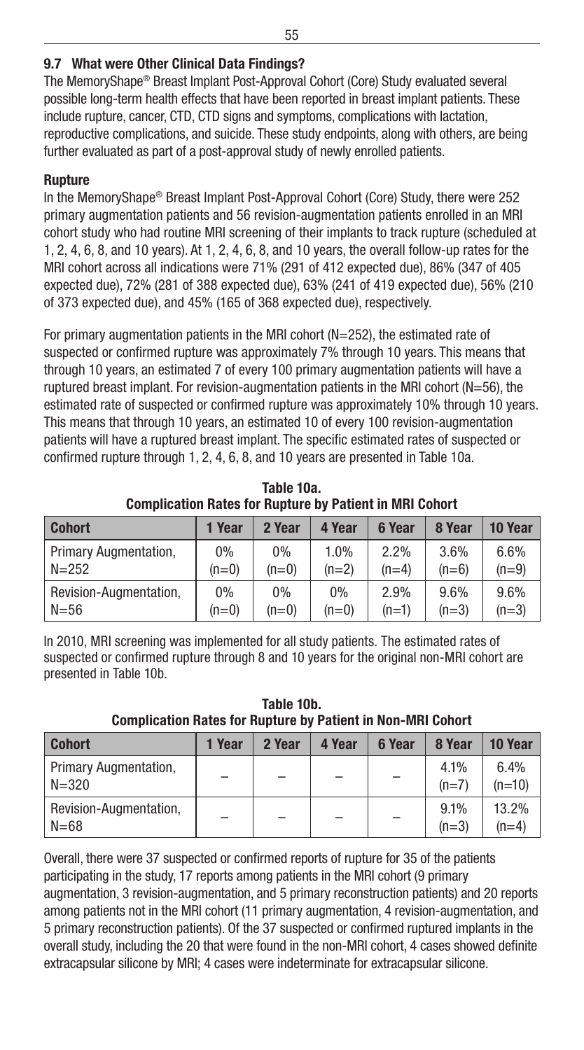### 9.7 What were Other Clinical Data Findings?

The MemoryShape® Breast Implant Post-Approval Cohort (Core) Study evaluated several possible long-term health effects that have been reported in breast implant patients. These include rupture, cancer, CTD, CTD signs and symptoms, complications with lactation, reproductive complications, and suicide. These study endpoints, along with others, are being further evaluated as part of a post-approval study of newly enrolled patients.

#### Rupture

In the MemoryShape® Breast Implant Post-Approval Cohort (Core) Study, there were 252 primary augmentation patients and 56 revision-augmentation patients enrolled in an MRI cohort study who had routine MRI screening of their implants to track rupture (scheduled at 1, 2, 4, 6, 8, and 10 years). At 1, 2, 4, 6, 8, and 10 years, the overall follow-up rates for the MRI cohort across all indications were 71% (291 of 412 expected due), 86% (347 of 405 expected due), 72% (281 of 388 expected due), 63% (241 of 419 expected due), 56% (210 of 373 expected due), and 45% (165 of 368 expected due), respectively.

For primary augmentation patients in the MRI cohort (N=252), the estimated rate of suspected or confirmed rupture was approximately 7% through 10 years. This means that through 10 years, an estimated 7 of every 100 primary augmentation patients will have a ruptured breast implant. For revision-augmentation patients in the MRI cohort (N=56), the estimated rate of suspected or confirmed rupture was approximately 10% through 10 years. This means that through 10 years, an estimated 10 of every 100 revision-augmentation patients will have a ruptured breast implant. The specific estimated rates of suspected or confirmed rupture through 1, 2, 4, 6, 8, and 10 years are presented in Table 10a.

**Table 10a.**
**Complication Rates for Rupture by Patient in MRI Cohort**

| Cohort | 1 Year | 2 Year | 4 Year | 6 Year | 8 Year | 10 Year |
|---|---|---|---|---|---|---|
| Primary Augmentation, N=252 | 0% (n=0) | 0% (n=0) | 1.0% (n=2) | 2.2% (n=4) | 3.6% (n=6) | 6.6% (n=9) |
| Revision-Augmentation, N=56 | 0% (n=0) | 0% (n=0) | 0% (n=0) | 2.9% (n=1) | 9.6% (n=3) | 9.6% (n=3) |

In 2010, MRI screening was implemented for all study patients. The estimated rates of suspected or confirmed rupture through 8 and 10 years for the original non-MRI cohort are presented in Table 10b.

**Table 10b.**
**Complication Rates for Rupture by Patient in Non-MRI Cohort**

| Cohort | 1 Year | 2 Year | 4 Year | 6 Year | 8 Year | 10 Year |
|---|---|---|---|---|---|---|
| Primary Augmentation, N=320 | – | – | – | – | 4.1% (n=7) | 6.4% (n=10) |
| Revision-Augmentation, N=68 | – | – | – | – | 9.1% (n=3) | 13.2% (n=4) |

Overall, there were 37 suspected or confirmed reports of rupture for 35 of the patients participating in the study, 17 reports among patients in the MRI cohort (9 primary augmentation, 3 revision-augmentation, and 5 primary reconstruction patients) and 20 reports among patients not in the MRI cohort (11 primary augmentation, 4 revision-augmentation, and 5 primary reconstruction patients). Of the 37 suspected or confirmed ruptured implants in the overall study, including the 20 that were found in the non-MRI cohort, 4 cases showed definite extracapsular silicone by MRI; 4 cases were indeterminate for extracapsular silicone.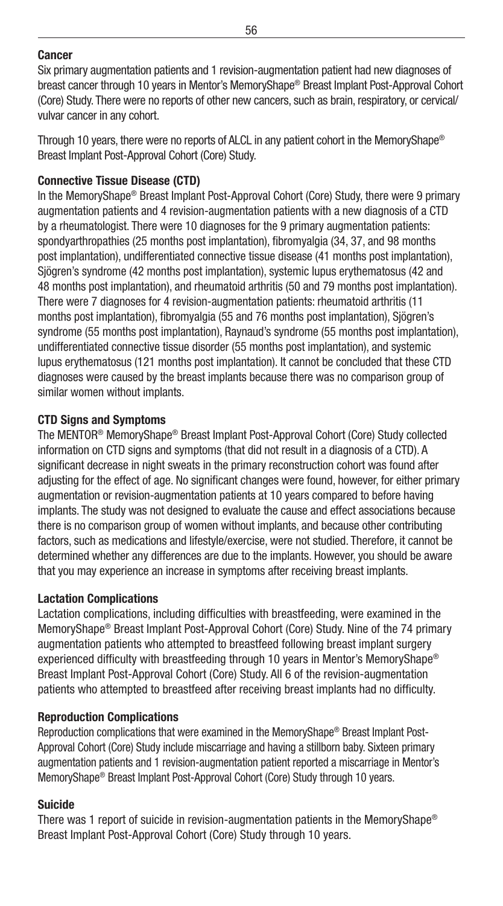### Cancer

Six primary augmentation patients and 1 revision-augmentation patient had new diagnoses of breast cancer through 10 years in Mentor's MemoryShape® Breast Implant Post-Approval Cohort (Core) Study. There were no reports of other new cancers, such as brain, respiratory, or cervical/vulvar cancer in any cohort.

Through 10 years, there were no reports of ALCL in any patient cohort in the MemoryShape® Breast Implant Post-Approval Cohort (Core) Study.

### Connective Tissue Disease (CTD)

In the MemoryShape® Breast Implant Post-Approval Cohort (Core) Study, there were 9 primary augmentation patients and 4 revision-augmentation patients with a new diagnosis of a CTD by a rheumatologist. There were 10 diagnoses for the 9 primary augmentation patients: spondyarthropathies (25 months post implantation), fibromyalgia (34, 37, and 98 months post implantation), undifferentiated connective tissue disease (41 months post implantation), Sjögren's syndrome (42 months post implantation), systemic lupus erythematosus (42 and 48 months post implantation), and rheumatoid arthritis (50 and 79 months post implantation). There were 7 diagnoses for 4 revision-augmentation patients: rheumatoid arthritis (11 months post implantation), fibromyalgia (55 and 76 months post implantation), Sjögren's syndrome (55 months post implantation), Raynaud's syndrome (55 months post implantation), undifferentiated connective tissue disorder (55 months post implantation), and systemic lupus erythematosus (121 months post implantation). It cannot be concluded that these CTD diagnoses were caused by the breast implants because there was no comparison group of similar women without implants.

### CTD Signs and Symptoms

The MENTOR® MemoryShape® Breast Implant Post-Approval Cohort (Core) Study collected information on CTD signs and symptoms (that did not result in a diagnosis of a CTD). A significant decrease in night sweats in the primary reconstruction cohort was found after adjusting for the effect of age. No significant changes were found, however, for either primary augmentation or revision-augmentation patients at 10 years compared to before having implants. The study was not designed to evaluate the cause and effect associations because there is no comparison group of women without implants, and because other contributing factors, such as medications and lifestyle/exercise, were not studied. Therefore, it cannot be determined whether any differences are due to the implants. However, you should be aware that you may experience an increase in symptoms after receiving breast implants.

### Lactation Complications

Lactation complications, including difficulties with breastfeeding, were examined in the MemoryShape® Breast Implant Post-Approval Cohort (Core) Study. Nine of the 74 primary augmentation patients who attempted to breastfeed following breast implant surgery experienced difficulty with breastfeeding through 10 years in Mentor's MemoryShape® Breast Implant Post-Approval Cohort (Core) Study. All 6 of the revision-augmentation patients who attempted to breastfeed after receiving breast implants had no difficulty.

### Reproduction Complications

Reproduction complications that were examined in the MemoryShape® Breast Implant Post-Approval Cohort (Core) Study include miscarriage and having a stillborn baby. Sixteen primary augmentation patients and 1 revision-augmentation patient reported a miscarriage in Mentor's MemoryShape® Breast Implant Post-Approval Cohort (Core) Study through 10 years.

### Suicide

There was 1 report of suicide in revision-augmentation patients in the MemoryShape® Breast Implant Post-Approval Cohort (Core) Study through 10 years.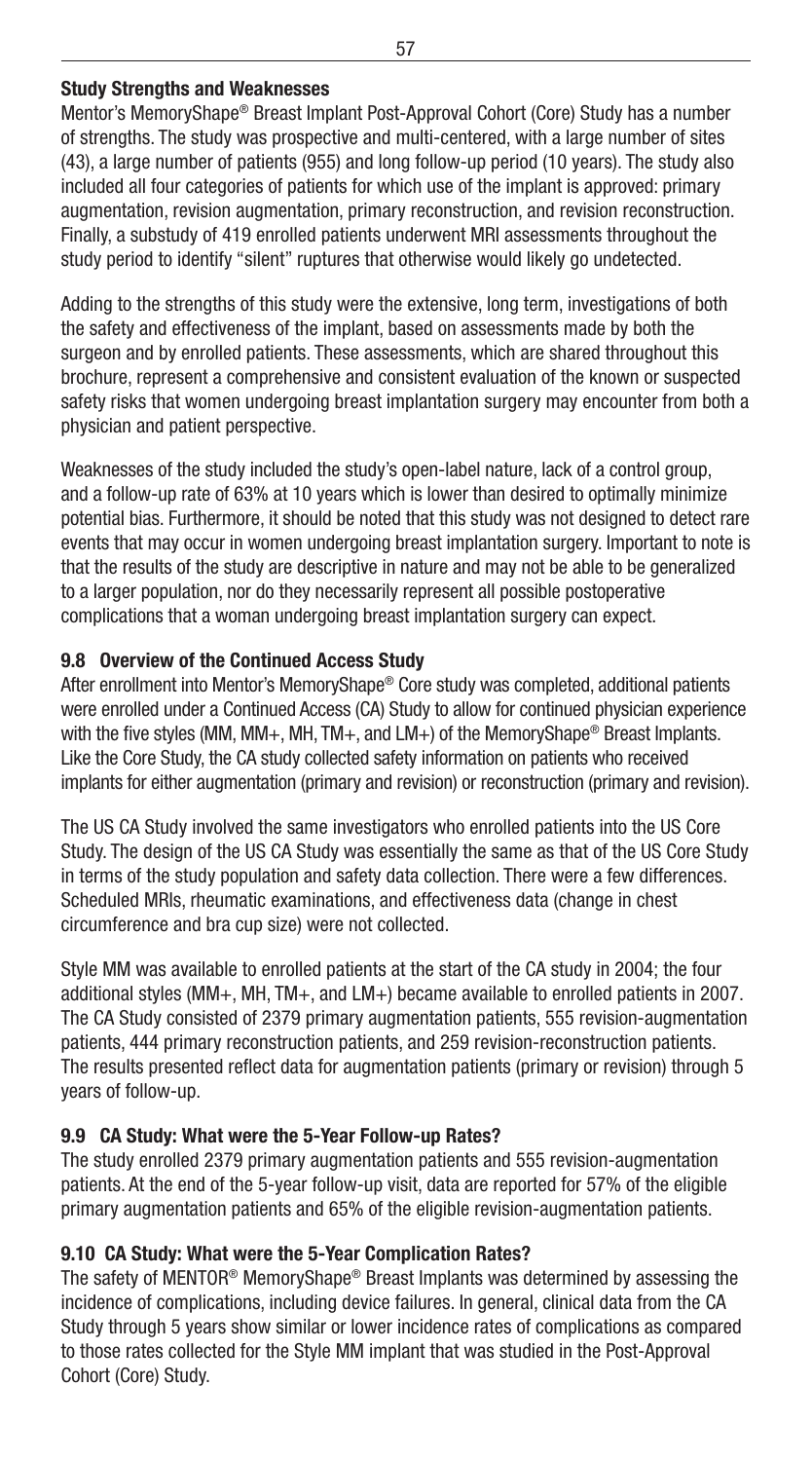### Study Strengths and Weaknesses

Mentor's MemoryShape® Breast Implant Post-Approval Cohort (Core) Study has a number of strengths. The study was prospective and multi-centered, with a large number of sites (43), a large number of patients (955) and long follow-up period (10 years). The study also included all four categories of patients for which use of the implant is approved: primary augmentation, revision augmentation, primary reconstruction, and revision reconstruction. Finally, a substudy of 419 enrolled patients underwent MRI assessments throughout the study period to identify "silent" ruptures that otherwise would likely go undetected.

Adding to the strengths of this study were the extensive, long term, investigations of both the safety and effectiveness of the implant, based on assessments made by both the surgeon and by enrolled patients. These assessments, which are shared throughout this brochure, represent a comprehensive and consistent evaluation of the known or suspected safety risks that women undergoing breast implantation surgery may encounter from both a physician and patient perspective.

Weaknesses of the study included the study's open-label nature, lack of a control group, and a follow-up rate of 63% at 10 years which is lower than desired to optimally minimize potential bias. Furthermore, it should be noted that this study was not designed to detect rare events that may occur in women undergoing breast implantation surgery. Important to note is that the results of the study are descriptive in nature and may not be able to be generalized to a larger population, nor do they necessarily represent all possible postoperative complications that a woman undergoing breast implantation surgery can expect.

### 9.8 Overview of the Continued Access Study

After enrollment into Mentor's MemoryShape® Core study was completed, additional patients were enrolled under a Continued Access (CA) Study to allow for continued physician experience with the five styles (MM, MM+, MH, TM+, and LM+) of the MemoryShape® Breast Implants. Like the Core Study, the CA study collected safety information on patients who received implants for either augmentation (primary and revision) or reconstruction (primary and revision).

The US CA Study involved the same investigators who enrolled patients into the US Core Study. The design of the US CA Study was essentially the same as that of the US Core Study in terms of the study population and safety data collection. There were a few differences. Scheduled MRIs, rheumatic examinations, and effectiveness data (change in chest circumference and bra cup size) were not collected.

Style MM was available to enrolled patients at the start of the CA study in 2004; the four additional styles (MM+, MH, TM+, and LM+) became available to enrolled patients in 2007. The CA Study consisted of 2379 primary augmentation patients, 555 revision-augmentation patients, 444 primary reconstruction patients, and 259 revision-reconstruction patients. The results presented reflect data for augmentation patients (primary or revision) through 5 years of follow-up.

### 9.9 CA Study: What were the 5-Year Follow-up Rates?

The study enrolled 2379 primary augmentation patients and 555 revision-augmentation patients. At the end of the 5-year follow-up visit, data are reported for 57% of the eligible primary augmentation patients and 65% of the eligible revision-augmentation patients.

### 9.10 CA Study: What were the 5-Year Complication Rates?

The safety of MENTOR® MemoryShape® Breast Implants was determined by assessing the incidence of complications, including device failures. In general, clinical data from the CA Study through 5 years show similar or lower incidence rates of complications as compared to those rates collected for the Style MM implant that was studied in the Post-Approval Cohort (Core) Study.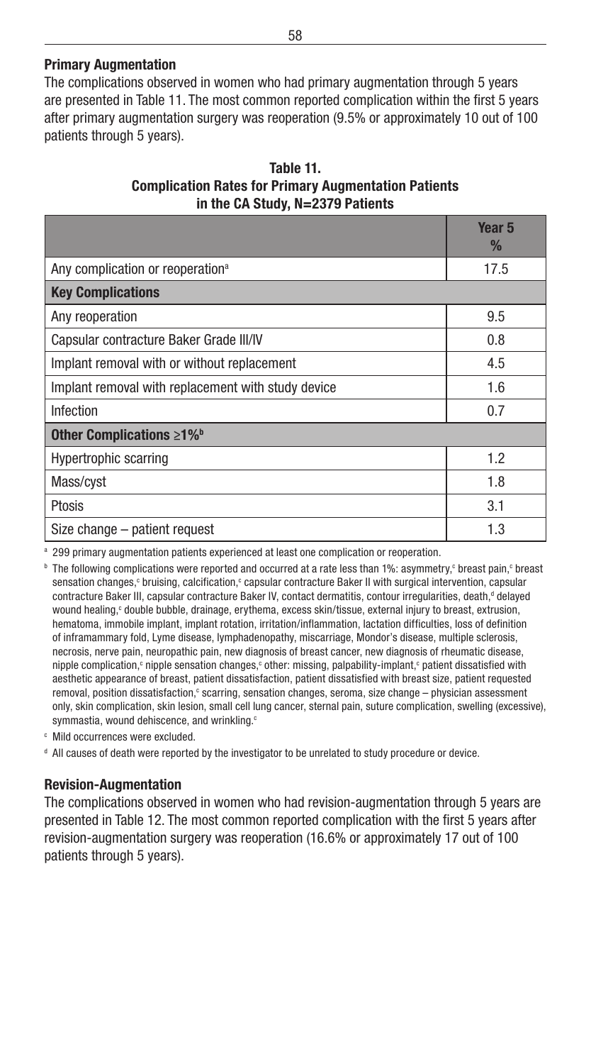## Primary Augmentation

The complications observed in women who had primary augmentation through 5 years are presented in Table 11. The most common reported complication within the first 5 years after primary augmentation surgery was reoperation (9.5% or approximately 10 out of 100 patients through 5 years).

**Table 11.**
**Complication Rates for Primary Augmentation Patients in the CA Study, N=2379 Patients**

| | Year 5 % |
|---|---|
| Any complication or reoperation[a] | 17.5 |
| **Key Complications** | |
| Any reoperation | 9.5 |
| Capsular contracture Baker Grade III/IV | 0.8 |
| Implant removal with or without replacement | 4.5 |
| Implant removal with replacement with study device | 1.6 |
| Infection | 0.7 |
| **Other Complications ≥1%[b]** | |
| Hypertrophic scarring | 1.2 |
| Mass/cyst | 1.8 |
| Ptosis | 3.1 |
| Size change – patient request | 1.3 |

[a] 299 primary augmentation patients experienced at least one complication or reoperation.

[b] The following complications were reported and occurred at a rate less than 1%: asymmetry,[c] breast pain,[c] breast sensation changes,[c] bruising, calcification,[c] capsular contracture Baker II with surgical intervention, capsular contracture Baker III, capsular contracture Baker IV, contact dermatitis, contour irregularities, death,[d] delayed wound healing,[c] double bubble, drainage, erythema, excess skin/tissue, external injury to breast, extrusion, hematoma, immobile implant, implant rotation, irritation/inflammation, lactation difficulties, loss of definition of inframammary fold, Lyme disease, lymphadenopathy, miscarriage, Mondor's disease, multiple sclerosis, necrosis, nerve pain, neuropathic pain, new diagnosis of breast cancer, new diagnosis of rheumatic disease, nipple complication,[c] nipple sensation changes,[c] other: missing, palpability-implant,[c] patient dissatisfied with aesthetic appearance of breast, patient dissatisfaction, patient dissatisfied with breast size, patient requested removal, position dissatisfaction,[c] scarring, sensation changes, seroma, size change – physician assessment only, skin complication, skin lesion, small cell lung cancer, sternal pain, suture complication, swelling (excessive), symmastia, wound dehiscence, and wrinkling.[c]

[c] Mild occurrences were excluded.

[d] All causes of death were reported by the investigator to be unrelated to study procedure or device.

## Revision-Augmentation

The complications observed in women who had revision-augmentation through 5 years are presented in Table 12. The most common reported complication with the first 5 years after revision-augmentation surgery was reoperation (16.6% or approximately 17 out of 100 patients through 5 years).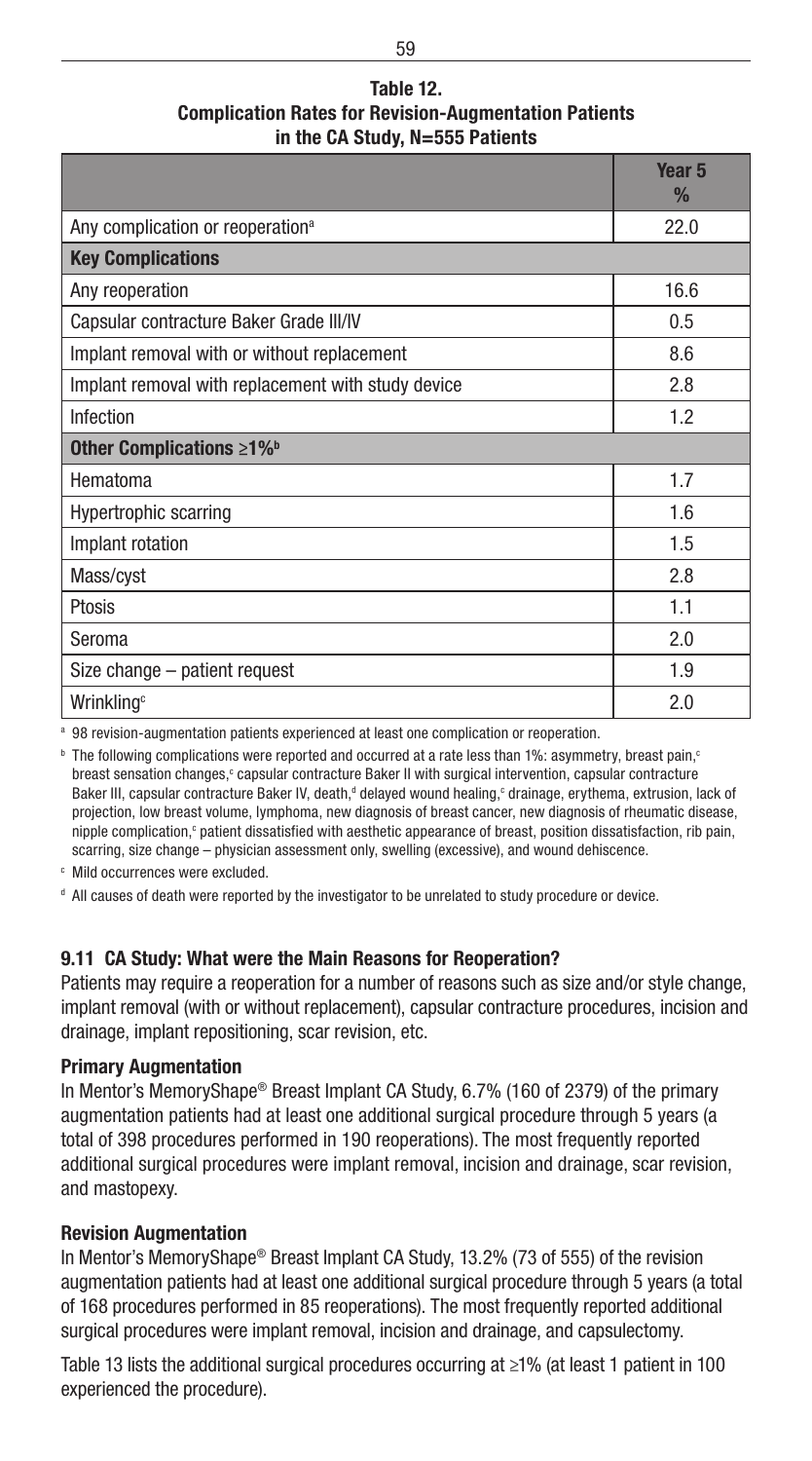**Table 12.**
**Complication Rates for Revision-Augmentation Patients in the CA Study, N=555 Patients**

| | Year 5 % |
|---|---|
| Any complication or reoperation[a] | 22.0 |
| **Key Complications** | |
| Any reoperation | 16.6 |
| Capsular contracture Baker Grade III/IV | 0.5 |
| Implant removal with or without replacement | 8.6 |
| Implant removal with replacement with study device | 2.8 |
| Infection | 1.2 |
| **Other Complications ≥1%[b]** | |
| Hematoma | 1.7 |
| Hypertrophic scarring | 1.6 |
| Implant rotation | 1.5 |
| Mass/cyst | 2.8 |
| Ptosis | 1.1 |
| Seroma | 2.0 |
| Size change – patient request | 1.9 |
| Wrinkling[c] | 2.0 |

[a] 98 revision-augmentation patients experienced at least one complication or reoperation.

[b] The following complications were reported and occurred at a rate less than 1%: asymmetry, breast pain,[c] breast sensation changes,[c] capsular contracture Baker II with surgical intervention, capsular contracture Baker III, capsular contracture Baker IV, death,[d] delayed wound healing,[c] drainage, erythema, extrusion, lack of projection, low breast volume, lymphoma, new diagnosis of breast cancer, new diagnosis of rheumatic disease, nipple complication,[c] patient dissatisfied with aesthetic appearance of breast, position dissatisfaction, rib pain, scarring, size change – physician assessment only, swelling (excessive), and wound dehiscence.

[c] Mild occurrences were excluded.

[d] All causes of death were reported by the investigator to be unrelated to study procedure or device.

### 9.11 CA Study: What were the Main Reasons for Reoperation?

Patients may require a reoperation for a number of reasons such as size and/or style change, implant removal (with or without replacement), capsular contracture procedures, incision and drainage, implant repositioning, scar revision, etc.

#### Primary Augmentation

In Mentor's MemoryShape® Breast Implant CA Study, 6.7% (160 of 2379) of the primary augmentation patients had at least one additional surgical procedure through 5 years (a total of 398 procedures performed in 190 reoperations). The most frequently reported additional surgical procedures were implant removal, incision and drainage, scar revision, and mastopexy.

#### Revision Augmentation

In Mentor's MemoryShape® Breast Implant CA Study, 13.2% (73 of 555) of the revision augmentation patients had at least one additional surgical procedure through 5 years (a total of 168 procedures performed in 85 reoperations). The most frequently reported additional surgical procedures were implant removal, incision and drainage, and capsulectomy.

Table 13 lists the additional surgical procedures occurring at ≥1% (at least 1 patient in 100 experienced the procedure).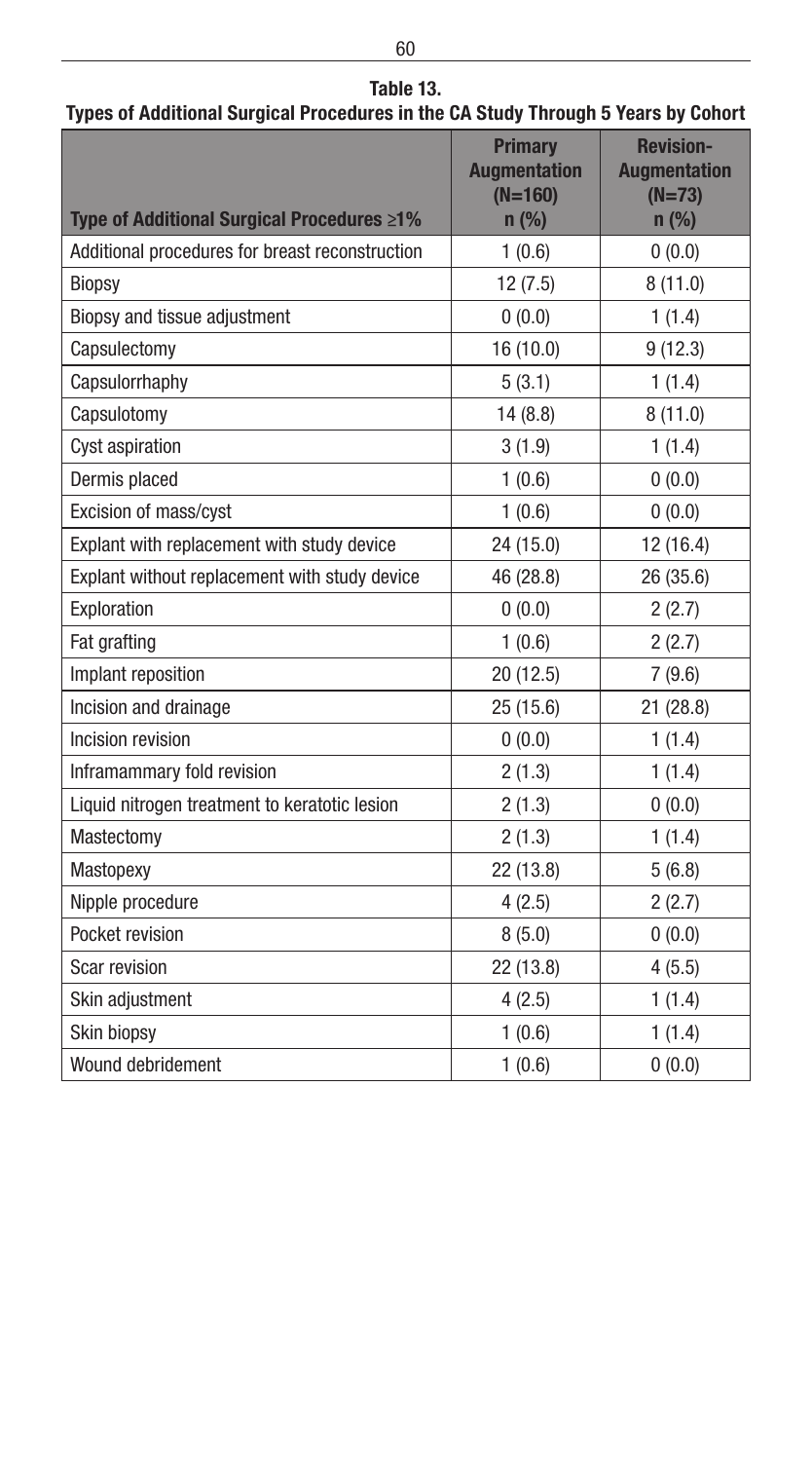**Table 13.**
**Types of Additional Surgical Procedures in the CA Study Through 5 Years by Cohort**

| Type of Additional Surgical Procedures ≥1% | Primary Augmentation (N=160) n (%) | Revision-Augmentation (N=73) n (%) |
|---|---|---|
| Additional procedures for breast reconstruction | 1 (0.6) | 0 (0.0) |
| Biopsy | 12 (7.5) | 8 (11.0) |
| Biopsy and tissue adjustment | 0 (0.0) | 1 (1.4) |
| Capsulectomy | 16 (10.0) | 9 (12.3) |
| Capsulorrhaphy | 5 (3.1) | 1 (1.4) |
| Capsulotomy | 14 (8.8) | 8 (11.0) |
| Cyst aspiration | 3 (1.9) | 1 (1.4) |
| Dermis placed | 1 (0.6) | 0 (0.0) |
| Excision of mass/cyst | 1 (0.6) | 0 (0.0) |
| Explant with replacement with study device | 24 (15.0) | 12 (16.4) |
| Explant without replacement with study device | 46 (28.8) | 26 (35.6) |
| Exploration | 0 (0.0) | 2 (2.7) |
| Fat grafting | 1 (0.6) | 2 (2.7) |
| Implant reposition | 20 (12.5) | 7 (9.6) |
| Incision and drainage | 25 (15.6) | 21 (28.8) |
| Incision revision | 0 (0.0) | 1 (1.4) |
| Inframammary fold revision | 2 (1.3) | 1 (1.4) |
| Liquid nitrogen treatment to keratotic lesion | 2 (1.3) | 0 (0.0) |
| Mastectomy | 2 (1.3) | 1 (1.4) |
| Mastopexy | 22 (13.8) | 5 (6.8) |
| Nipple procedure | 4 (2.5) | 2 (2.7) |
| Pocket revision | 8 (5.0) | 0 (0.0) |
| Scar revision | 22 (13.8) | 4 (5.5) |
| Skin adjustment | 4 (2.5) | 1 (1.4) |
| Skin biopsy | 1 (0.6) | 1 (1.4) |
| Wound debridement | 1 (0.6) | 0 (0.0) |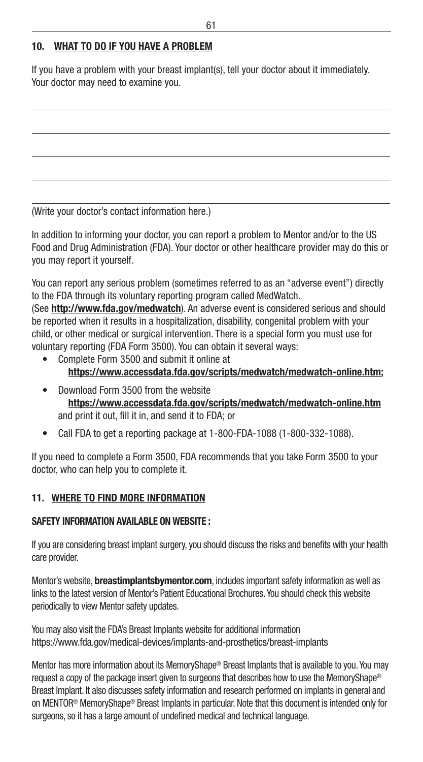## 10. WHAT TO DO IF YOU HAVE A PROBLEM

If you have a problem with your breast implant(s), tell your doctor about it immediately. Your doctor may need to examine you.

(Write your doctor's contact information here.)

In addition to informing your doctor, you can report a problem to Mentor and/or to the US Food and Drug Administration (FDA). Your doctor or other healthcare provider may do this or you may report it yourself.

You can report any serious problem (sometimes referred to as an "adverse event") directly to the FDA through its voluntary reporting program called MedWatch. (See **http://www.fda.gov/medwatch**). An adverse event is considered serious and should be reported when it results in a hospitalization, disability, congenital problem with your child, or other medical or surgical intervention. There is a special form you must use for voluntary reporting (FDA Form 3500). You can obtain it several ways:

- Complete Form 3500 and submit it online at **https://www.accessdata.fda.gov/scripts/medwatch/medwatch-online.htm;**
- Download Form 3500 from the website **https://www.accessdata.fda.gov/scripts/medwatch/medwatch-online.htm** and print it out, fill it in, and send it to FDA; or
- Call FDA to get a reporting package at 1-800-FDA-1088 (1-800-332-1088).

If you need to complete a Form 3500, FDA recommends that you take Form 3500 to your doctor, who can help you to complete it.

## 11. WHERE TO FIND MORE INFORMATION

### SAFETY INFORMATION AVAILABLE ON WEBSITE :

If you are considering breast implant surgery, you should discuss the risks and benefits with your health care provider.

Mentor's website, **breastimplantsbymentor.com**, includes important safety information as well as links to the latest version of Mentor's Patient Educational Brochures. You should check this website periodically to view Mentor safety updates.

You may also visit the FDA's Breast Implants website for additional information https://www.fda.gov/medical-devices/implants-and-prosthetics/breast-implants

Mentor has more information about its MemoryShape® Breast Implants that is available to you. You may request a copy of the package insert given to surgeons that describes how to use the MemoryShape® Breast Implant. It also discusses safety information and research performed on implants in general and on MENTOR® MemoryShape® Breast Implants in particular. Note that this document is intended only for surgeons, so it has a large amount of undefined medical and technical language.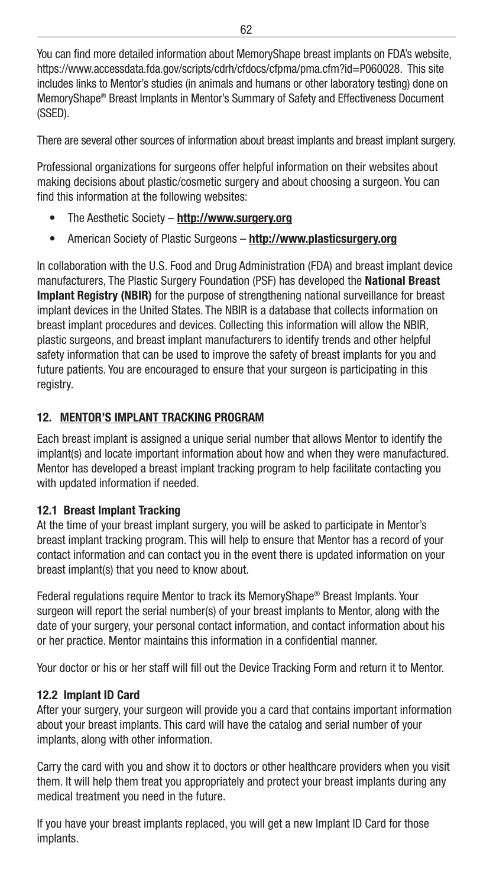You can find more detailed information about MemoryShape breast implants on FDA's website, https://www.accessdata.fda.gov/scripts/cdrh/cfdocs/cfpma/pma.cfm?id=P060028. This site includes links to Mentor's studies (in animals and humans or other laboratory testing) done on MemoryShape® Breast Implants in Mentor's Summary of Safety and Effectiveness Document (SSED).

There are several other sources of information about breast implants and breast implant surgery.

Professional organizations for surgeons offer helpful information on their websites about making decisions about plastic/cosmetic surgery and about choosing a surgeon. You can find this information at the following websites:

- The Aesthetic Society – **http://www.surgery.org**
- American Society of Plastic Surgeons – **http://www.plasticsurgery.org**

In collaboration with the U.S. Food and Drug Administration (FDA) and breast implant device manufacturers, The Plastic Surgery Foundation (PSF) has developed the **National Breast Implant Registry (NBIR)** for the purpose of strengthening national surveillance for breast implant devices in the United States. The NBIR is a database that collects information on breast implant procedures and devices. Collecting this information will allow the NBIR, plastic surgeons, and breast implant manufacturers to identify trends and other helpful safety information that can be used to improve the safety of breast implants for you and future patients. You are encouraged to ensure that your surgeon is participating in this registry.

## 12. MENTOR'S IMPLANT TRACKING PROGRAM

Each breast implant is assigned a unique serial number that allows Mentor to identify the implant(s) and locate important information about how and when they were manufactured. Mentor has developed a breast implant tracking program to help facilitate contacting you with updated information if needed.

### 12.1 Breast Implant Tracking

At the time of your breast implant surgery, you will be asked to participate in Mentor's breast implant tracking program. This will help to ensure that Mentor has a record of your contact information and can contact you in the event there is updated information on your breast implant(s) that you need to know about.

Federal regulations require Mentor to track its MemoryShape® Breast Implants. Your surgeon will report the serial number(s) of your breast implants to Mentor, along with the date of your surgery, your personal contact information, and contact information about his or her practice. Mentor maintains this information in a confidential manner.

Your doctor or his or her staff will fill out the Device Tracking Form and return it to Mentor.

### 12.2 Implant ID Card

After your surgery, your surgeon will provide you a card that contains important information about your breast implants. This card will have the catalog and serial number of your implants, along with other information.

Carry the card with you and show it to doctors or other healthcare providers when you visit them. It will help them treat you appropriately and protect your breast implants during any medical treatment you need in the future.

If you have your breast implants replaced, you will get a new Implant ID Card for those implants.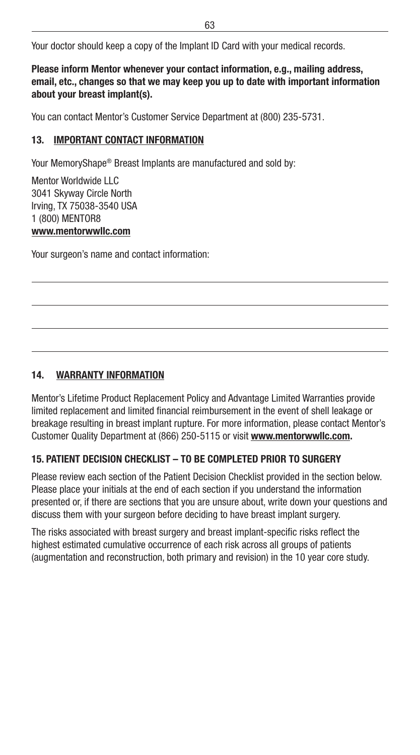Your doctor should keep a copy of the Implant ID Card with your medical records.

**Please inform Mentor whenever your contact information, e.g., mailing address, email, etc., changes so that we may keep you up to date with important information about your breast implant(s).**

You can contact Mentor's Customer Service Department at (800) 235-5731.

## 13. IMPORTANT CONTACT INFORMATION

Your MemoryShape® Breast Implants are manufactured and sold by:

Mentor Worldwide LLC
3041 Skyway Circle North
Irving, TX 75038-3540 USA
1 (800) MENTOR8
**www.mentorwwllc.com**

Your surgeon's name and contact information:

\_\_\_\_\_\_\_\_\_\_\_\_\_\_\_\_\_\_\_\_\_\_\_\_\_\_\_\_\_\_\_\_\_\_\_\_\_\_\_\_

\_\_\_\_\_\_\_\_\_\_\_\_\_\_\_\_\_\_\_\_\_\_\_\_\_\_\_\_\_\_\_\_\_\_\_\_\_\_\_\_

\_\_\_\_\_\_\_\_\_\_\_\_\_\_\_\_\_\_\_\_\_\_\_\_\_\_\_\_\_\_\_\_\_\_\_\_\_\_\_\_

\_\_\_\_\_\_\_\_\_\_\_\_\_\_\_\_\_\_\_\_\_\_\_\_\_\_\_\_\_\_\_\_\_\_\_\_\_\_\_\_

## 14. WARRANTY INFORMATION

Mentor's Lifetime Product Replacement Policy and Advantage Limited Warranties provide limited replacement and limited financial reimbursement in the event of shell leakage or breakage resulting in breast implant rupture. For more information, please contact Mentor's Customer Quality Department at (866) 250-5115 or visit **www.mentorwwllc.com.**

## 15. PATIENT DECISION CHECKLIST – TO BE COMPLETED PRIOR TO SURGERY

Please review each section of the Patient Decision Checklist provided in the section below. Please place your initials at the end of each section if you understand the information presented or, if there are sections that you are unsure about, write down your questions and discuss them with your surgeon before deciding to have breast implant surgery.

The risks associated with breast surgery and breast implant-specific risks reflect the highest estimated cumulative occurrence of each risk across all groups of patients (augmentation and reconstruction, both primary and revision) in the 10 year core study.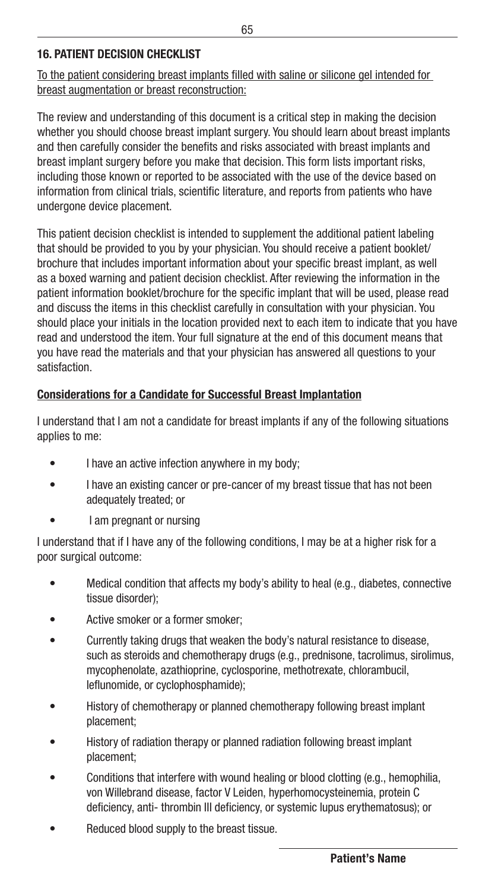## 16. PATIENT DECISION CHECKLIST

To the patient considering breast implants filled with saline or silicone gel intended for breast augmentation or breast reconstruction:

The review and understanding of this document is a critical step in making the decision whether you should choose breast implant surgery. You should learn about breast implants and then carefully consider the benefits and risks associated with breast implants and breast implant surgery before you make that decision. This form lists important risks, including those known or reported to be associated with the use of the device based on information from clinical trials, scientific literature, and reports from patients who have undergone device placement.

This patient decision checklist is intended to supplement the additional patient labeling that should be provided to you by your physician. You should receive a patient booklet/ brochure that includes important information about your specific breast implant, as well as a boxed warning and patient decision checklist. After reviewing the information in the patient information booklet/brochure for the specific implant that will be used, please read and discuss the items in this checklist carefully in consultation with your physician. You should place your initials in the location provided next to each item to indicate that you have read and understood the item. Your full signature at the end of this document means that you have read the materials and that your physician has answered all questions to your satisfaction.

### Considerations for a Candidate for Successful Breast Implantation

I understand that I am not a candidate for breast implants if any of the following situations applies to me:

- I have an active infection anywhere in my body;
- I have an existing cancer or pre-cancer of my breast tissue that has not been adequately treated; or
- I am pregnant or nursing

I understand that if I have any of the following conditions, I may be at a higher risk for a poor surgical outcome:

- Medical condition that affects my body's ability to heal (e.g., diabetes, connective tissue disorder);
- Active smoker or a former smoker;
- Currently taking drugs that weaken the body's natural resistance to disease, such as steroids and chemotherapy drugs (e.g., prednisone, tacrolimus, sirolimus, mycophenolate, azathioprine, cyclosporine, methotrexate, chlorambucil, leflunomide, or cyclophosphamide);
- History of chemotherapy or planned chemotherapy following breast implant placement;
- History of radiation therapy or planned radiation following breast implant placement;
- Conditions that interfere with wound healing or blood clotting (e.g., hemophilia, von Willebrand disease, factor V Leiden, hyperhomocysteinemia, protein C deficiency, anti- thrombin III deficiency, or systemic lupus erythematosus); or
- Reduced blood supply to the breast tissue.

**Patient's Name**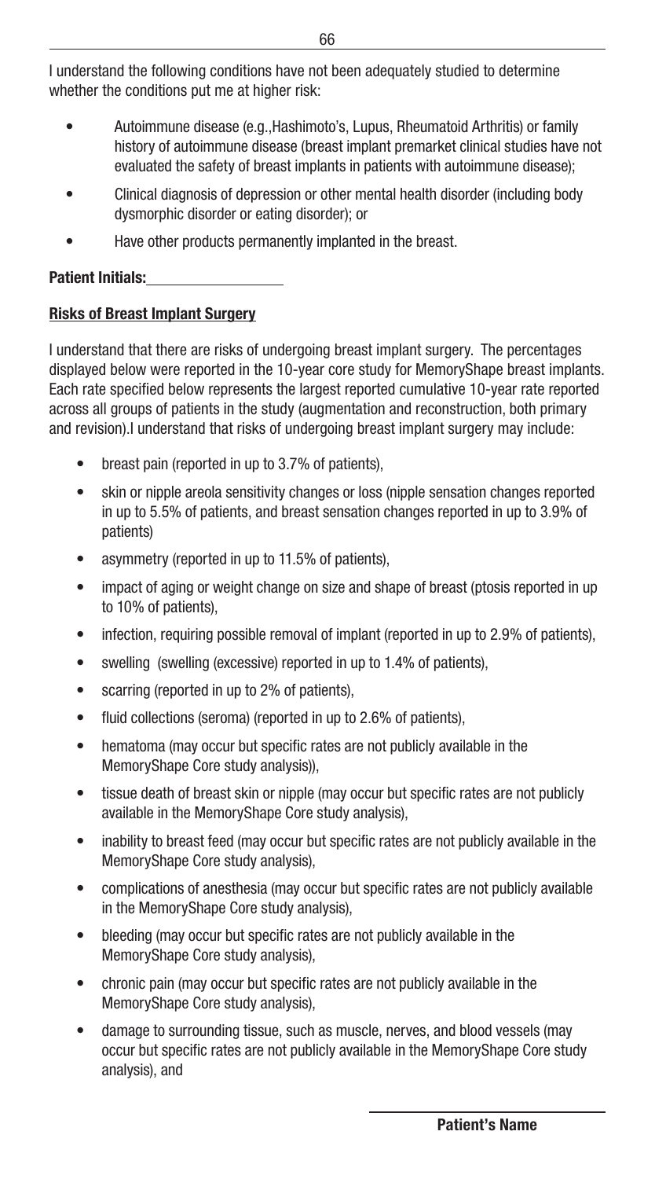I understand the following conditions have not been adequately studied to determine whether the conditions put me at higher risk:

- Autoimmune disease (e.g.,Hashimoto's, Lupus, Rheumatoid Arthritis) or family history of autoimmune disease (breast implant premarket clinical studies have not evaluated the safety of breast implants in patients with autoimmune disease);
- Clinical diagnosis of depression or other mental health disorder (including body dysmorphic disorder or eating disorder); or
- Have other products permanently implanted in the breast.

**Patient Initials:**\_\_\_\_\_\_\_\_\_\_\_\_\_\_\_\_

**Risks of Breast Implant Surgery**

I understand that there are risks of undergoing breast implant surgery. The percentages displayed below were reported in the 10-year core study for MemoryShape breast implants. Each rate specified below represents the largest reported cumulative 10-year rate reported across all groups of patients in the study (augmentation and reconstruction, both primary and revision).I understand that risks of undergoing breast implant surgery may include:

- breast pain (reported in up to 3.7% of patients),
- skin or nipple areola sensitivity changes or loss (nipple sensation changes reported in up to 5.5% of patients, and breast sensation changes reported in up to 3.9% of patients)
- asymmetry (reported in up to 11.5% of patients),
- impact of aging or weight change on size and shape of breast (ptosis reported in up to 10% of patients),
- infection, requiring possible removal of implant (reported in up to 2.9% of patients),
- swelling (swelling (excessive) reported in up to 1.4% of patients),
- scarring (reported in up to 2% of patients),
- fluid collections (seroma) (reported in up to 2.6% of patients),
- hematoma (may occur but specific rates are not publicly available in the MemoryShape Core study analysis)),
- tissue death of breast skin or nipple (may occur but specific rates are not publicly available in the MemoryShape Core study analysis),
- inability to breast feed (may occur but specific rates are not publicly available in the MemoryShape Core study analysis),
- complications of anesthesia (may occur but specific rates are not publicly available in the MemoryShape Core study analysis),
- bleeding (may occur but specific rates are not publicly available in the MemoryShape Core study analysis),
- chronic pain (may occur but specific rates are not publicly available in the MemoryShape Core study analysis),
- damage to surrounding tissue, such as muscle, nerves, and blood vessels (may occur but specific rates are not publicly available in the MemoryShape Core study analysis), and

\_\_\_\_\_\_\_\_\_\_\_\_\_\_\_\_\_\_\_\_\_\_\_\_

**Patient's Name**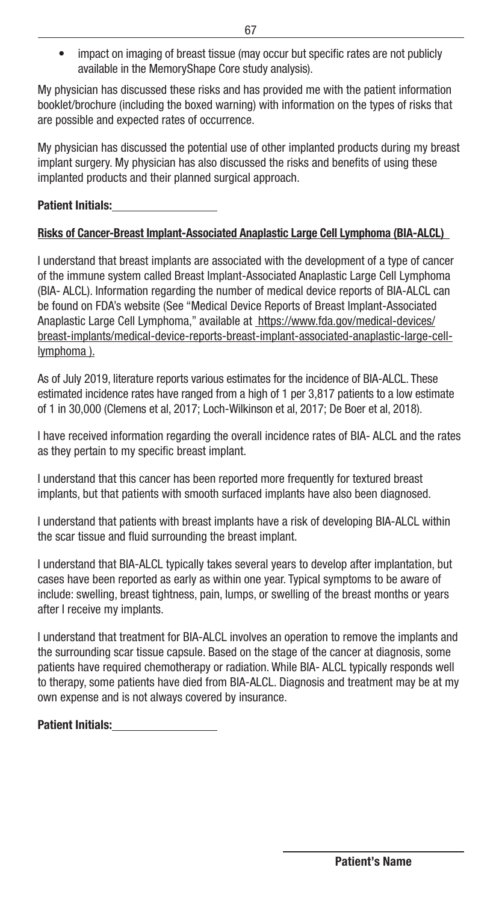- impact on imaging of breast tissue (may occur but specific rates are not publicly available in the MemoryShape Core study analysis).

My physician has discussed these risks and has provided me with the patient information booklet/brochure (including the boxed warning) with information on the types of risks that are possible and expected rates of occurrence.

My physician has discussed the potential use of other implanted products during my breast implant surgery. My physician has also discussed the risks and benefits of using these implanted products and their planned surgical approach.

**Patient Initials:**\_\_\_\_\_\_\_\_\_\_\_\_\_\_\_\_

**Risks of Cancer-Breast Implant-Associated Anaplastic Large Cell Lymphoma (BIA-ALCL)**

I understand that breast implants are associated with the development of a type of cancer of the immune system called Breast Implant-Associated Anaplastic Large Cell Lymphoma (BIA- ALCL). Information regarding the number of medical device reports of BIA-ALCL can be found on FDA's website (See "Medical Device Reports of Breast Implant-Associated Anaplastic Large Cell Lymphoma," available at https://www.fda.gov/medical-devices/breast-implants/medical-device-reports-breast-implant-associated-anaplastic-large-cell-lymphoma ).

As of July 2019, literature reports various estimates for the incidence of BIA-ALCL. These estimated incidence rates have ranged from a high of 1 per 3,817 patients to a low estimate of 1 in 30,000 (Clemens et al, 2017; Loch-Wilkinson et al, 2017; De Boer et al, 2018).

I have received information regarding the overall incidence rates of BIA- ALCL and the rates as they pertain to my specific breast implant.

I understand that this cancer has been reported more frequently for textured breast implants, but that patients with smooth surfaced implants have also been diagnosed.

I understand that patients with breast implants have a risk of developing BIA-ALCL within the scar tissue and fluid surrounding the breast implant.

I understand that BIA-ALCL typically takes several years to develop after implantation, but cases have been reported as early as within one year. Typical symptoms to be aware of include: swelling, breast tightness, pain, lumps, or swelling of the breast months or years after I receive my implants.

I understand that treatment for BIA-ALCL involves an operation to remove the implants and the surrounding scar tissue capsule. Based on the stage of the cancer at diagnosis, some patients have required chemotherapy or radiation. While BIA- ALCL typically responds well to therapy, some patients have died from BIA-ALCL. Diagnosis and treatment may be at my own expense and is not always covered by insurance.

**Patient Initials:**\_\_\_\_\_\_\_\_\_\_\_\_\_\_\_\_

\_\_\_\_\_\_\_\_\_\_\_\_\_\_\_\_\_\_\_\_
**Patient's Name**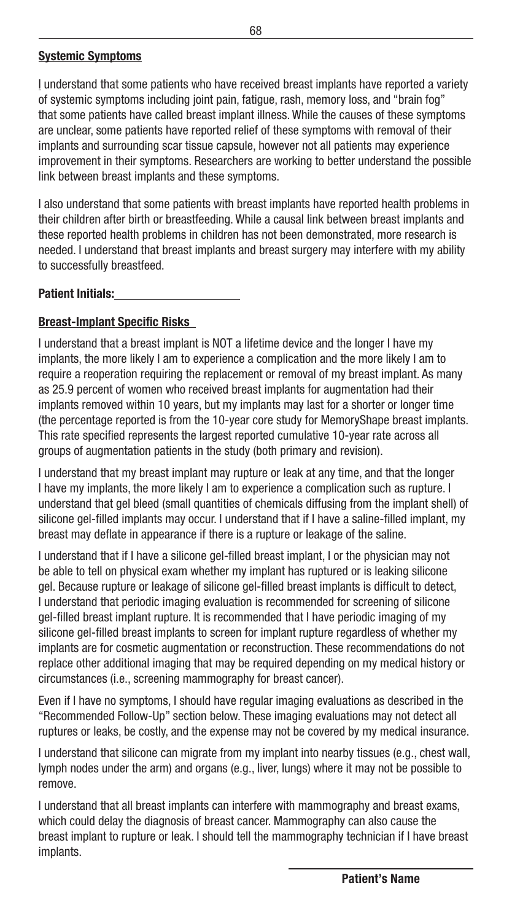## Systemic Symptoms

I understand that some patients who have received breast implants have reported a variety of systemic symptoms including joint pain, fatigue, rash, memory loss, and "brain fog" that some patients have called breast implant illness. While the causes of these symptoms are unclear, some patients have reported relief of these symptoms with removal of their implants and surrounding scar tissue capsule, however not all patients may experience improvement in their symptoms. Researchers are working to better understand the possible link between breast implants and these symptoms.

I also understand that some patients with breast implants have reported health problems in their children after birth or breastfeeding. While a causal link between breast implants and these reported health problems in children has not been demonstrated, more research is needed. I understand that breast implants and breast surgery may interfere with my ability to successfully breastfeed.

**Patient Initials:** ____________________

## Breast-Implant Specific Risks

I understand that a breast implant is NOT a lifetime device and the longer I have my implants, the more likely I am to experience a complication and the more likely I am to require a reoperation requiring the replacement or removal of my breast implant. As many as 25.9 percent of women who received breast implants for augmentation had their implants removed within 10 years, but my implants may last for a shorter or longer time (the percentage reported is from the 10-year core study for MemoryShape breast implants. This rate specified represents the largest reported cumulative 10-year rate across all groups of augmentation patients in the study (both primary and revision).

I understand that my breast implant may rupture or leak at any time, and that the longer I have my implants, the more likely I am to experience a complication such as rupture. I understand that gel bleed (small quantities of chemicals diffusing from the implant shell) of silicone gel-filled implants may occur. I understand that if I have a saline-filled implant, my breast may deflate in appearance if there is a rupture or leakage of the saline.

I understand that if I have a silicone gel-filled breast implant, I or the physician may not be able to tell on physical exam whether my implant has ruptured or is leaking silicone gel. Because rupture or leakage of silicone gel-filled breast implants is difficult to detect, I understand that periodic imaging evaluation is recommended for screening of silicone gel-filled breast implant rupture. It is recommended that I have periodic imaging of my silicone gel-filled breast implants to screen for implant rupture regardless of whether my implants are for cosmetic augmentation or reconstruction. These recommendations do not replace other additional imaging that may be required depending on my medical history or circumstances (i.e., screening mammography for breast cancer).

Even if I have no symptoms, I should have regular imaging evaluations as described in the "Recommended Follow-Up" section below. These imaging evaluations may not detect all ruptures or leaks, be costly, and the expense may not be covered by my medical insurance.

I understand that silicone can migrate from my implant into nearby tissues (e.g., chest wall, lymph nodes under the arm) and organs (e.g., liver, lungs) where it may not be possible to remove.

I understand that all breast implants can interfere with mammography and breast exams, which could delay the diagnosis of breast cancer. Mammography can also cause the breast implant to rupture or leak. I should tell the mammography technician if I have breast implants.

____________________

**Patient's Name**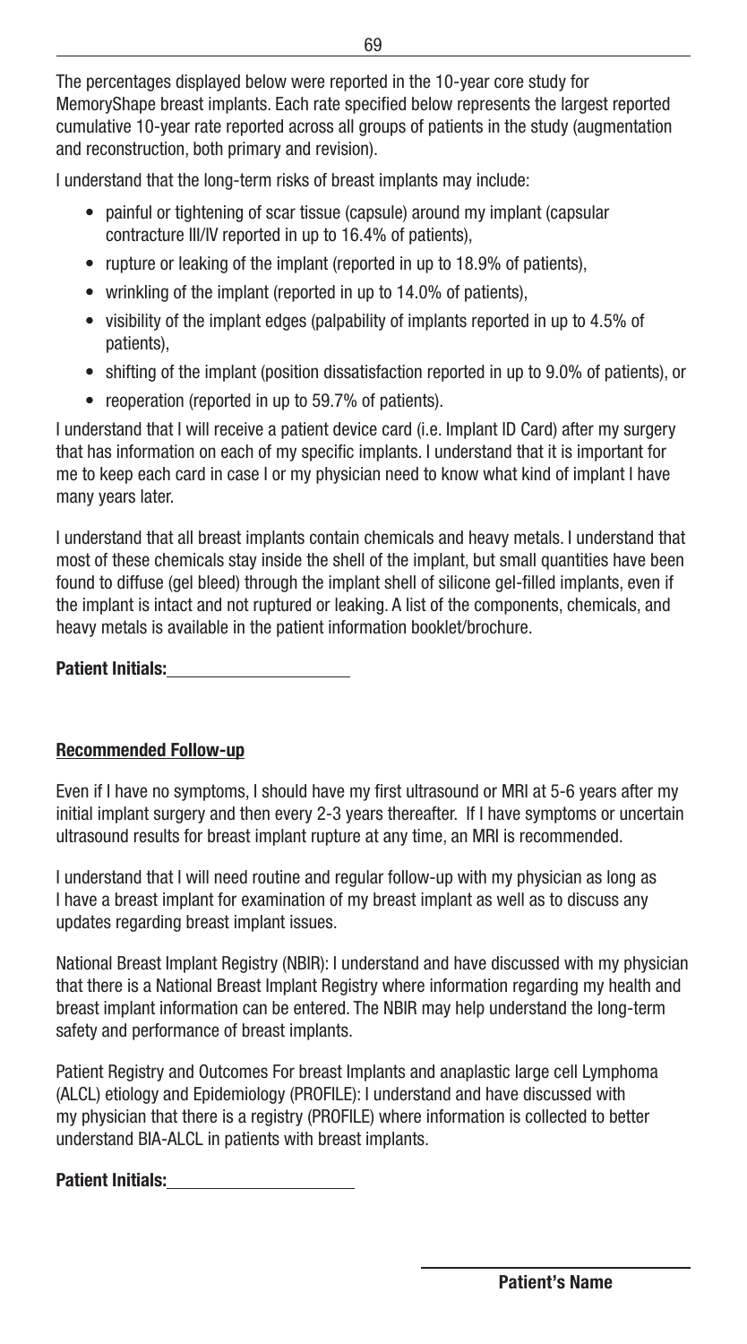The percentages displayed below were reported in the 10-year core study for MemoryShape breast implants. Each rate specified below represents the largest reported cumulative 10-year rate reported across all groups of patients in the study (augmentation and reconstruction, both primary and revision).

I understand that the long-term risks of breast implants may include:

- painful or tightening of scar tissue (capsule) around my implant (capsular contracture III/IV reported in up to 16.4% of patients),
- rupture or leaking of the implant (reported in up to 18.9% of patients),
- wrinkling of the implant (reported in up to 14.0% of patients),
- visibility of the implant edges (palpability of implants reported in up to 4.5% of patients),
- shifting of the implant (position dissatisfaction reported in up to 9.0% of patients), or
- reoperation (reported in up to 59.7% of patients).

I understand that I will receive a patient device card (i.e. Implant ID Card) after my surgery that has information on each of my specific implants. I understand that it is important for me to keep each card in case I or my physician need to know what kind of implant I have many years later.

I understand that all breast implants contain chemicals and heavy metals. I understand that most of these chemicals stay inside the shell of the implant, but small quantities have been found to diffuse (gel bleed) through the implant shell of silicone gel-filled implants, even if the implant is intact and not ruptured or leaking. A list of the components, chemicals, and heavy metals is available in the patient information booklet/brochure.

**Patient Initials:**\_\_\_\_\_\_\_\_\_\_\_\_\_\_\_\_\_\_\_\_

**Recommended Follow-up**

Even if I have no symptoms, I should have my first ultrasound or MRI at 5-6 years after my initial implant surgery and then every 2-3 years thereafter. If I have symptoms or uncertain ultrasound results for breast implant rupture at any time, an MRI is recommended.

I understand that I will need routine and regular follow-up with my physician as long as I have a breast implant for examination of my breast implant as well as to discuss any updates regarding breast implant issues.

National Breast Implant Registry (NBIR): I understand and have discussed with my physician that there is a National Breast Implant Registry where information regarding my health and breast implant information can be entered. The NBIR may help understand the long-term safety and performance of breast implants.

Patient Registry and Outcomes For breast Implants and anaplastic large cell Lymphoma (ALCL) etiology and Epidemiology (PROFILE): I understand and have discussed with my physician that there is a registry (PROFILE) where information is collected to better understand BIA-ALCL in patients with breast implants.

**Patient Initials:**\_\_\_\_\_\_\_\_\_\_\_\_\_\_\_\_\_\_\_\_

\_\_\_\_\_\_\_\_\_\_\_\_\_\_\_\_\_\_\_\_\_\_\_\_\_\_\_\_

**Patient's Name**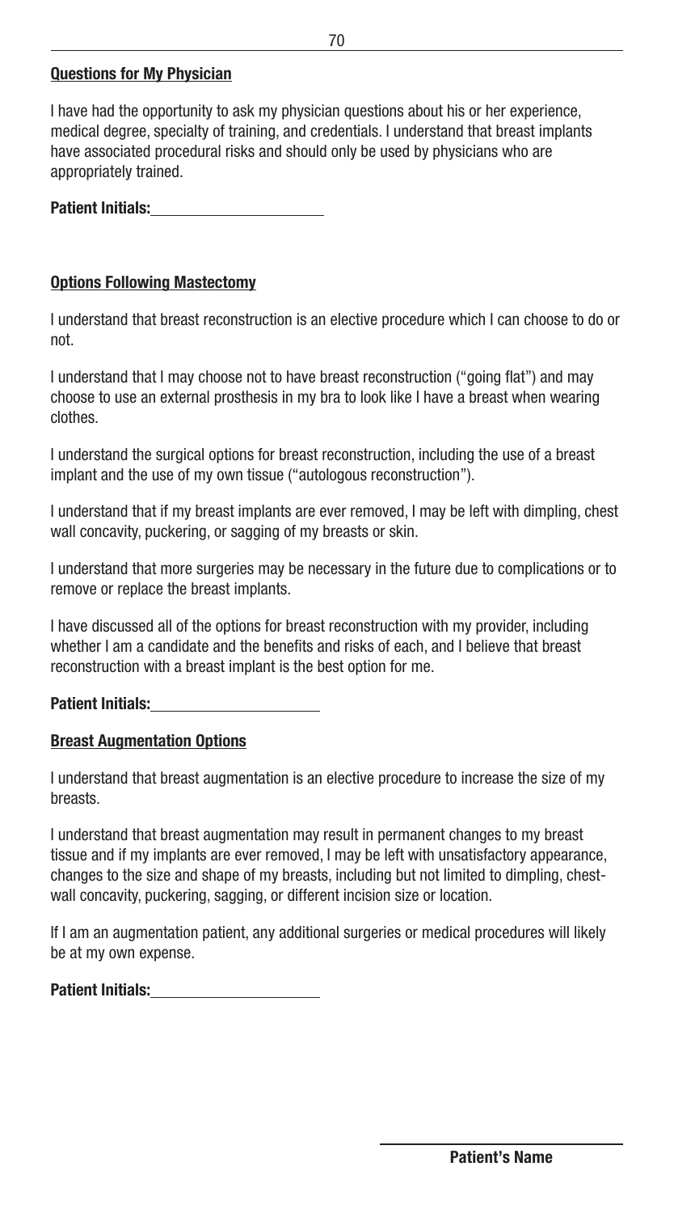## Questions for My Physician

I have had the opportunity to ask my physician questions about his or her experience, medical degree, specialty of training, and credentials. I understand that breast implants have associated procedural risks and should only be used by physicians who are appropriately trained.

**Patient Initials:**\_\_\_\_\_\_\_\_\_\_\_\_\_\_\_\_\_\_\_\_

## Options Following Mastectomy

I understand that breast reconstruction is an elective procedure which I can choose to do or not.

I understand that I may choose not to have breast reconstruction ("going flat") and may choose to use an external prosthesis in my bra to look like I have a breast when wearing clothes.

I understand the surgical options for breast reconstruction, including the use of a breast implant and the use of my own tissue ("autologous reconstruction").

I understand that if my breast implants are ever removed, I may be left with dimpling, chest wall concavity, puckering, or sagging of my breasts or skin.

I understand that more surgeries may be necessary in the future due to complications or to remove or replace the breast implants.

I have discussed all of the options for breast reconstruction with my provider, including whether I am a candidate and the benefits and risks of each, and I believe that breast reconstruction with a breast implant is the best option for me.

**Patient Initials:**\_\_\_\_\_\_\_\_\_\_\_\_\_\_\_\_\_\_\_\_

## Breast Augmentation Options

I understand that breast augmentation is an elective procedure to increase the size of my breasts.

I understand that breast augmentation may result in permanent changes to my breast tissue and if my implants are ever removed, I may be left with unsatisfactory appearance, changes to the size and shape of my breasts, including but not limited to dimpling, chest-wall concavity, puckering, sagging, or different incision size or location.

If I am an augmentation patient, any additional surgeries or medical procedures will likely be at my own expense.

**Patient Initials:**\_\_\_\_\_\_\_\_\_\_\_\_\_\_\_\_\_\_\_\_

\_\_\_\_\_\_\_\_\_\_\_\_\_\_\_\_\_\_\_\_\_\_\_\_\_\_\_\_\_\_

**Patient's Name**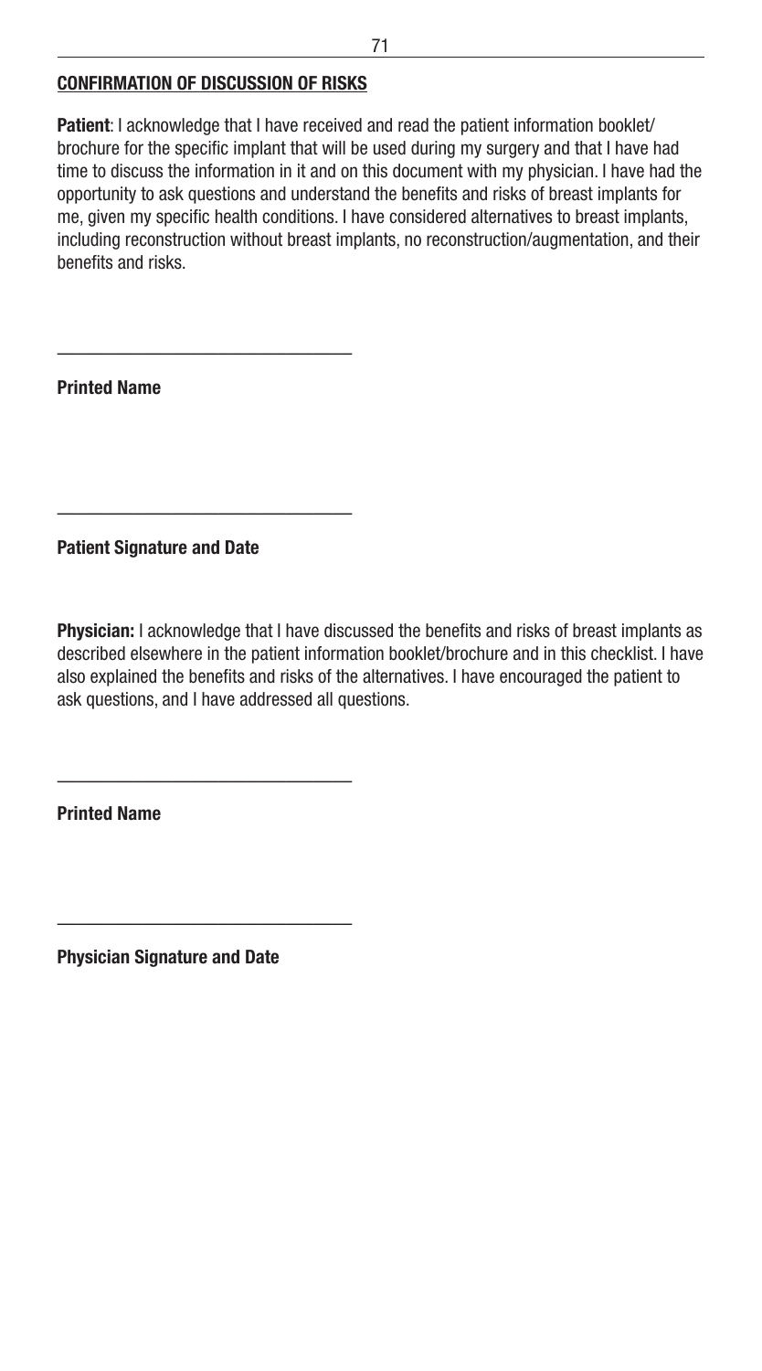## CONFIRMATION OF DISCUSSION OF RISKS

**Patient**: I acknowledge that I have received and read the patient information booklet/brochure for the specific implant that will be used during my surgery and that I have had time to discuss the information in it and on this document with my physician. I have had the opportunity to ask questions and understand the benefits and risks of breast implants for me, given my specific health conditions. I have considered alternatives to breast implants, including reconstruction without breast implants, no reconstruction/augmentation, and their benefits and risks.

\_\_\_\_\_\_\_\_\_\_\_\_\_\_\_\_\_\_\_\_\_\_\_\_\_\_\_\_\_\_

**Printed Name**

\_\_\_\_\_\_\_\_\_\_\_\_\_\_\_\_\_\_\_\_\_\_\_\_\_\_\_\_\_\_

**Patient Signature and Date**

**Physician:** I acknowledge that I have discussed the benefits and risks of breast implants as described elsewhere in the patient information booklet/brochure and in this checklist. I have also explained the benefits and risks of the alternatives. I have encouraged the patient to ask questions, and I have addressed all questions.

\_\_\_\_\_\_\_\_\_\_\_\_\_\_\_\_\_\_\_\_\_\_\_\_\_\_\_\_\_\_

**Printed Name**

\_\_\_\_\_\_\_\_\_\_\_\_\_\_\_\_\_\_\_\_\_\_\_\_\_\_\_\_\_\_

**Physician Signature and Date**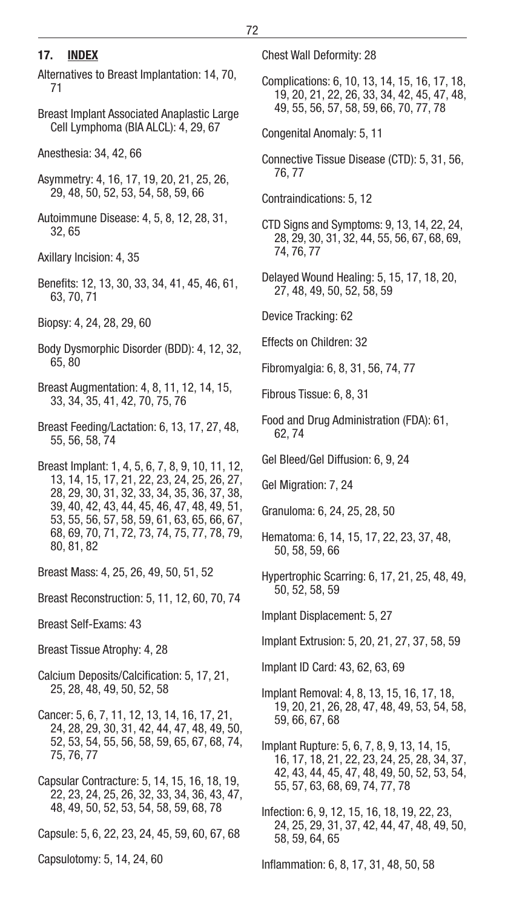## 17. INDEX

Alternatives to Breast Implantation: 14, 70, 71

Breast Implant Associated Anaplastic Large Cell Lymphoma (BIA ALCL): 4, 29, 67

Anesthesia: 34, 42, 66

Asymmetry: 4, 16, 17, 19, 20, 21, 25, 26, 29, 48, 50, 52, 53, 54, 58, 59, 66

Autoimmune Disease: 4, 5, 8, 12, 28, 31, 32, 65

Axillary Incision: 4, 35

Benefits: 12, 13, 30, 33, 34, 41, 45, 46, 61, 63, 70, 71

Biopsy: 4, 24, 28, 29, 60

Body Dysmorphic Disorder (BDD): 4, 12, 32, 65, 80

Breast Augmentation: 4, 8, 11, 12, 14, 15, 33, 34, 35, 41, 42, 70, 75, 76

Breast Feeding/Lactation: 6, 13, 17, 27, 48, 55, 56, 58, 74

Breast Implant: 1, 4, 5, 6, 7, 8, 9, 10, 11, 12, 13, 14, 15, 17, 21, 22, 23, 24, 25, 26, 27, 28, 29, 30, 31, 32, 33, 34, 35, 36, 37, 38, 39, 40, 42, 43, 44, 45, 46, 47, 48, 49, 51, 53, 55, 56, 57, 58, 59, 61, 63, 65, 66, 67, 68, 69, 70, 71, 72, 73, 74, 75, 77, 78, 79, 80, 81, 82

Breast Mass: 4, 25, 26, 49, 50, 51, 52

Breast Reconstruction: 5, 11, 12, 60, 70, 74

Breast Self-Exams: 43

Breast Tissue Atrophy: 4, 28

Calcium Deposits/Calcification: 5, 17, 21, 25, 28, 48, 49, 50, 52, 58

Cancer: 5, 6, 7, 11, 12, 13, 14, 16, 17, 21, 24, 28, 29, 30, 31, 42, 44, 47, 48, 49, 50, 52, 53, 54, 55, 56, 58, 59, 65, 67, 68, 74, 75, 76, 77

Capsular Contracture: 5, 14, 15, 16, 18, 19, 22, 23, 24, 25, 26, 32, 33, 34, 36, 43, 47, 48, 49, 50, 52, 53, 54, 58, 59, 68, 78

Capsule: 5, 6, 22, 23, 24, 45, 59, 60, 67, 68

Capsulotomy: 5, 14, 24, 60

Chest Wall Deformity: 28

Complications: 6, 10, 13, 14, 15, 16, 17, 18, 19, 20, 21, 22, 26, 33, 34, 42, 45, 47, 48, 49, 55, 56, 57, 58, 59, 66, 70, 77, 78

Congenital Anomaly: 5, 11

Connective Tissue Disease (CTD): 5, 31, 56, 76, 77

Contraindications: 5, 12

CTD Signs and Symptoms: 9, 13, 14, 22, 24, 28, 29, 30, 31, 32, 44, 55, 56, 67, 68, 69, 74, 76, 77

Delayed Wound Healing: 5, 15, 17, 18, 20, 27, 48, 49, 50, 52, 58, 59

Device Tracking: 62

Effects on Children: 32

Fibromyalgia: 6, 8, 31, 56, 74, 77

Fibrous Tissue: 6, 8, 31

Food and Drug Administration (FDA): 61, 62, 74

Gel Bleed/Gel Diffusion: 6, 9, 24

Gel Migration: 7, 24

Granuloma: 6, 24, 25, 28, 50

Hematoma: 6, 14, 15, 17, 22, 23, 37, 48, 50, 58, 59, 66

Hypertrophic Scarring: 6, 17, 21, 25, 48, 49, 50, 52, 58, 59

Implant Displacement: 5, 27

Implant Extrusion: 5, 20, 21, 27, 37, 58, 59

Implant ID Card: 43, 62, 63, 69

Implant Removal: 4, 8, 13, 15, 16, 17, 18, 19, 20, 21, 26, 28, 47, 48, 49, 53, 54, 58, 59, 66, 67, 68

Implant Rupture: 5, 6, 7, 8, 9, 13, 14, 15, 16, 17, 18, 21, 22, 23, 24, 25, 28, 34, 37, 42, 43, 44, 45, 47, 48, 49, 50, 52, 53, 54, 55, 57, 63, 68, 69, 74, 77, 78

Infection: 6, 9, 12, 15, 16, 18, 19, 22, 23, 24, 25, 29, 31, 37, 42, 44, 47, 48, 49, 50, 58, 59, 64, 65

Inflammation: 6, 8, 17, 31, 48, 50, 58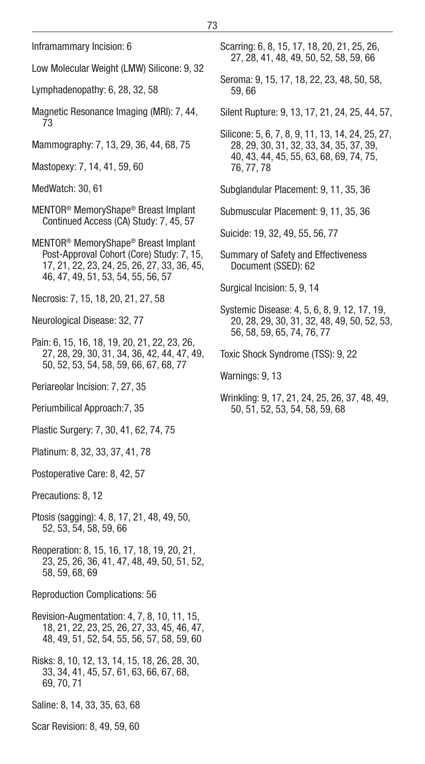Inframammary Incision: 6

Low Molecular Weight (LMW) Silicone: 9, 32

Lymphadenopathy: 6, 28, 32, 58

Magnetic Resonance Imaging (MRI): 7, 44, 73

Mammography: 7, 13, 29, 36, 44, 68, 75

Mastopexy: 7, 14, 41, 59, 60

MedWatch: 30, 61

MENTOR® MemoryShape® Breast Implant Continued Access (CA) Study: 7, 45, 57

MENTOR® MemoryShape® Breast Implant Post-Approval Cohort (Core) Study: 7, 15, 17, 21, 22, 23, 24, 25, 26, 27, 33, 36, 45, 46, 47, 49, 51, 53, 54, 55, 56, 57

Necrosis: 7, 15, 18, 20, 21, 27, 58

Neurological Disease: 32, 77

Pain: 6, 15, 16, 18, 19, 20, 21, 22, 23, 26, 27, 28, 29, 30, 31, 34, 36, 42, 44, 47, 49, 50, 52, 53, 54, 58, 59, 66, 67, 68, 77

Periareolar Incision: 7, 27, 35

Periumbilical Approach:7, 35

Plastic Surgery: 7, 30, 41, 62, 74, 75

Platinum: 8, 32, 33, 37, 41, 78

Postoperative Care: 8, 42, 57

Precautions: 8, 12

Ptosis (sagging): 4, 8, 17, 21, 48, 49, 50, 52, 53, 54, 58, 59, 66

Reoperation: 8, 15, 16, 17, 18, 19, 20, 21, 23, 25, 26, 36, 41, 47, 48, 49, 50, 51, 52, 58, 59, 68, 69

Reproduction Complications: 56

Revision-Augmentation: 4, 7, 8, 10, 11, 15, 18, 21, 22, 23, 25, 26, 27, 33, 45, 46, 47, 48, 49, 51, 52, 54, 55, 56, 57, 58, 59, 60

Risks: 8, 10, 12, 13, 14, 15, 18, 26, 28, 30, 33, 34, 41, 45, 57, 61, 63, 66, 67, 68, 69, 70, 71

Saline: 8, 14, 33, 35, 63, 68

Scar Revision: 8, 49, 59, 60

Scarring: 6, 8, 15, 17, 18, 20, 21, 25, 26, 27, 28, 41, 48, 49, 50, 52, 58, 59, 66

Seroma: 9, 15, 17, 18, 22, 23, 48, 50, 58, 59, 66

Silent Rupture: 9, 13, 17, 21, 24, 25, 44, 57,

Silicone: 5, 6, 7, 8, 9, 11, 13, 14, 24, 25, 27, 28, 29, 30, 31, 32, 33, 34, 35, 37, 39, 40, 43, 44, 45, 55, 63, 68, 69, 74, 75, 76, 77, 78

Subglandular Placement: 9, 11, 35, 36

Submuscular Placement: 9, 11, 35, 36

Suicide: 19, 32, 49, 55, 56, 77

Summary of Safety and Effectiveness Document (SSED): 62

Surgical Incision: 5, 9, 14

Systemic Disease: 4, 5, 6, 8, 9, 12, 17, 19, 20, 28, 29, 30, 31, 32, 48, 49, 50, 52, 53, 56, 58, 59, 65, 74, 76, 77

Toxic Shock Syndrome (TSS): 9, 22

Warnings: 9, 13

Wrinkling: 9, 17, 21, 24, 25, 26, 37, 48, 49, 50, 51, 52, 53, 54, 58, 59, 68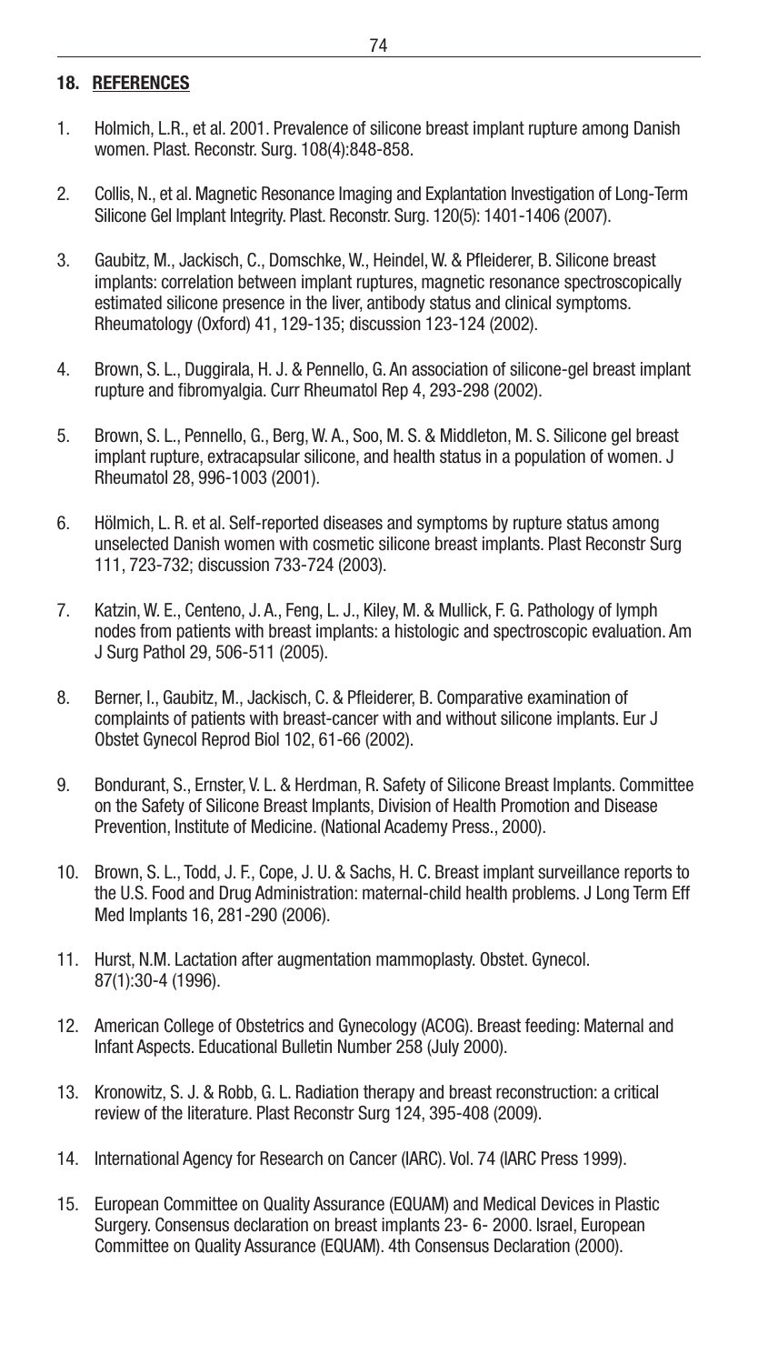## 18. REFERENCES

1. Holmich, L.R., et al. 2001. Prevalence of silicone breast implant rupture among Danish women. Plast. Reconstr. Surg. 108(4):848-858.

2. Collis, N., et al. Magnetic Resonance Imaging and Explantation Investigation of Long-Term Silicone Gel Implant Integrity. Plast. Reconstr. Surg. 120(5): 1401-1406 (2007).

3. Gaubitz, M., Jackisch, C., Domschke, W., Heindel, W. & Pfleiderer, B. Silicone breast implants: correlation between implant ruptures, magnetic resonance spectroscopically estimated silicone presence in the liver, antibody status and clinical symptoms. Rheumatology (Oxford) 41, 129-135; discussion 123-124 (2002).

4. Brown, S. L., Duggirala, H. J. & Pennello, G. An association of silicone-gel breast implant rupture and fibromyalgia. Curr Rheumatol Rep 4, 293-298 (2002).

5. Brown, S. L., Pennello, G., Berg, W. A., Soo, M. S. & Middleton, M. S. Silicone gel breast implant rupture, extracapsular silicone, and health status in a population of women. J Rheumatol 28, 996-1003 (2001).

6. Hölmich, L. R. et al. Self-reported diseases and symptoms by rupture status among unselected Danish women with cosmetic silicone breast implants. Plast Reconstr Surg 111, 723-732; discussion 733-724 (2003).

7. Katzin, W. E., Centeno, J. A., Feng, L. J., Kiley, M. & Mullick, F. G. Pathology of lymph nodes from patients with breast implants: a histologic and spectroscopic evaluation. Am J Surg Pathol 29, 506-511 (2005).

8. Berner, I., Gaubitz, M., Jackisch, C. & Pfleiderer, B. Comparative examination of complaints of patients with breast-cancer with and without silicone implants. Eur J Obstet Gynecol Reprod Biol 102, 61-66 (2002).

9. Bondurant, S., Ernster, V. L. & Herdman, R. Safety of Silicone Breast Implants. Committee on the Safety of Silicone Breast Implants, Division of Health Promotion and Disease Prevention, Institute of Medicine. (National Academy Press., 2000).

10. Brown, S. L., Todd, J. F., Cope, J. U. & Sachs, H. C. Breast implant surveillance reports to the U.S. Food and Drug Administration: maternal-child health problems. J Long Term Eff Med Implants 16, 281-290 (2006).

11. Hurst, N.M. Lactation after augmentation mammoplasty. Obstet. Gynecol. 87(1):30-4 (1996).

12. American College of Obstetrics and Gynecology (ACOG). Breast feeding: Maternal and Infant Aspects. Educational Bulletin Number 258 (July 2000).

13. Kronowitz, S. J. & Robb, G. L. Radiation therapy and breast reconstruction: a critical review of the literature. Plast Reconstr Surg 124, 395-408 (2009).

14. International Agency for Research on Cancer (IARC). Vol. 74 (IARC Press 1999).

15. European Committee on Quality Assurance (EQUAM) and Medical Devices in Plastic Surgery. Consensus declaration on breast implants 23- 6- 2000. Israel, European Committee on Quality Assurance (EQUAM). 4th Consensus Declaration (2000).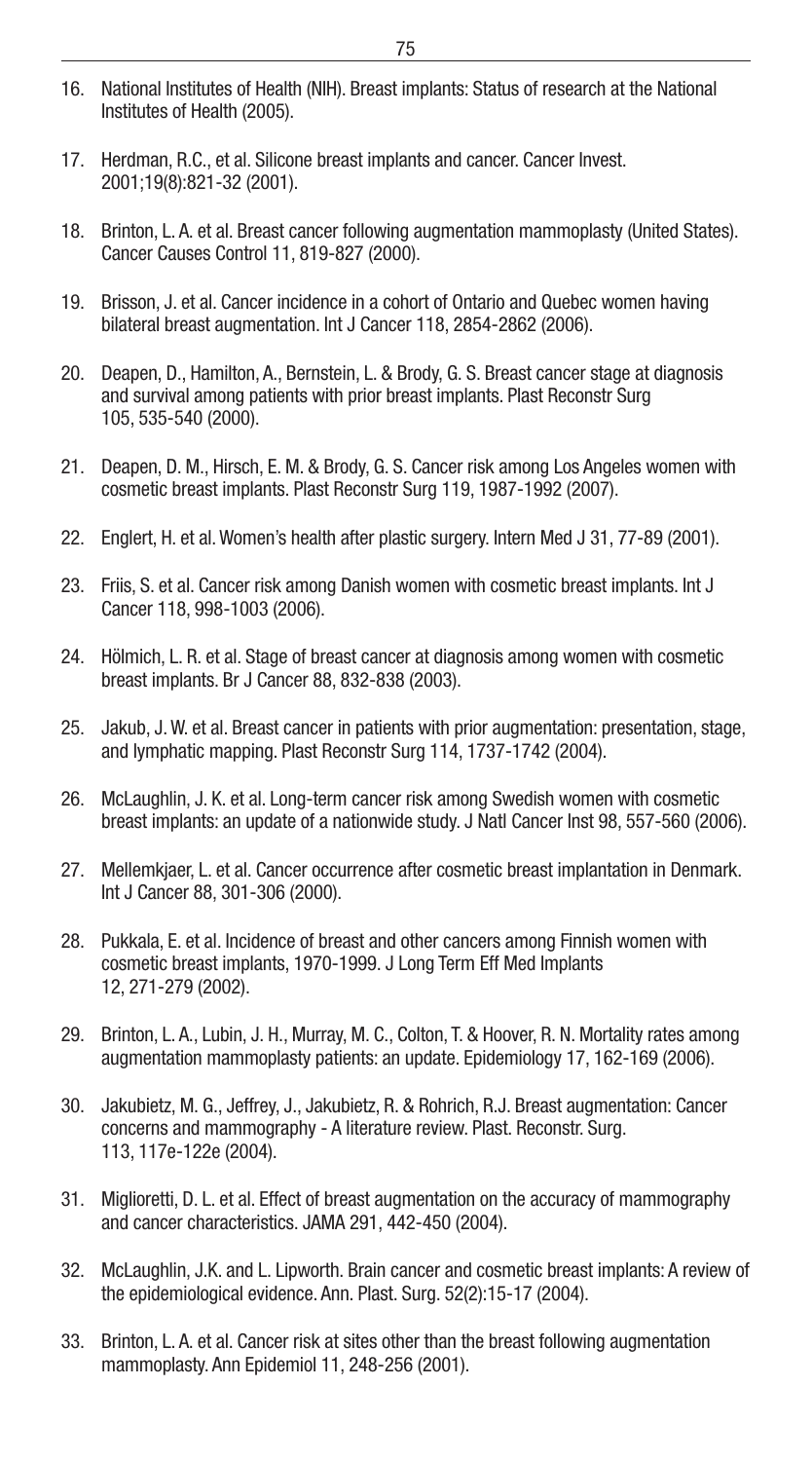16. National Institutes of Health (NIH). Breast implants: Status of research at the National Institutes of Health (2005).

17. Herdman, R.C., et al. Silicone breast implants and cancer. Cancer Invest. 2001;19(8):821-32 (2001).

18. Brinton, L. A. et al. Breast cancer following augmentation mammoplasty (United States). Cancer Causes Control 11, 819-827 (2000).

19. Brisson, J. et al. Cancer incidence in a cohort of Ontario and Quebec women having bilateral breast augmentation. Int J Cancer 118, 2854-2862 (2006).

20. Deapen, D., Hamilton, A., Bernstein, L. & Brody, G. S. Breast cancer stage at diagnosis and survival among patients with prior breast implants. Plast Reconstr Surg 105, 535-540 (2000).

21. Deapen, D. M., Hirsch, E. M. & Brody, G. S. Cancer risk among Los Angeles women with cosmetic breast implants. Plast Reconstr Surg 119, 1987-1992 (2007).

22. Englert, H. et al. Women's health after plastic surgery. Intern Med J 31, 77-89 (2001).

23. Friis, S. et al. Cancer risk among Danish women with cosmetic breast implants. Int J Cancer 118, 998-1003 (2006).

24. Hölmich, L. R. et al. Stage of breast cancer at diagnosis among women with cosmetic breast implants. Br J Cancer 88, 832-838 (2003).

25. Jakub, J. W. et al. Breast cancer in patients with prior augmentation: presentation, stage, and lymphatic mapping. Plast Reconstr Surg 114, 1737-1742 (2004).

26. McLaughlin, J. K. et al. Long-term cancer risk among Swedish women with cosmetic breast implants: an update of a nationwide study. J Natl Cancer Inst 98, 557-560 (2006).

27. Mellemkjaer, L. et al. Cancer occurrence after cosmetic breast implantation in Denmark. Int J Cancer 88, 301-306 (2000).

28. Pukkala, E. et al. Incidence of breast and other cancers among Finnish women with cosmetic breast implants, 1970-1999. J Long Term Eff Med Implants 12, 271-279 (2002).

29. Brinton, L. A., Lubin, J. H., Murray, M. C., Colton, T. & Hoover, R. N. Mortality rates among augmentation mammoplasty patients: an update. Epidemiology 17, 162-169 (2006).

30. Jakubietz, M. G., Jeffrey, J., Jakubietz, R. & Rohrich, R.J. Breast augmentation: Cancer concerns and mammography - A literature review. Plast. Reconstr. Surg. 113, 117e-122e (2004).

31. Miglioretti, D. L. et al. Effect of breast augmentation on the accuracy of mammography and cancer characteristics. JAMA 291, 442-450 (2004).

32. McLaughlin, J.K. and L. Lipworth. Brain cancer and cosmetic breast implants: A review of the epidemiological evidence. Ann. Plast. Surg. 52(2):15-17 (2004).

33. Brinton, L. A. et al. Cancer risk at sites other than the breast following augmentation mammoplasty. Ann Epidemiol 11, 248-256 (2001).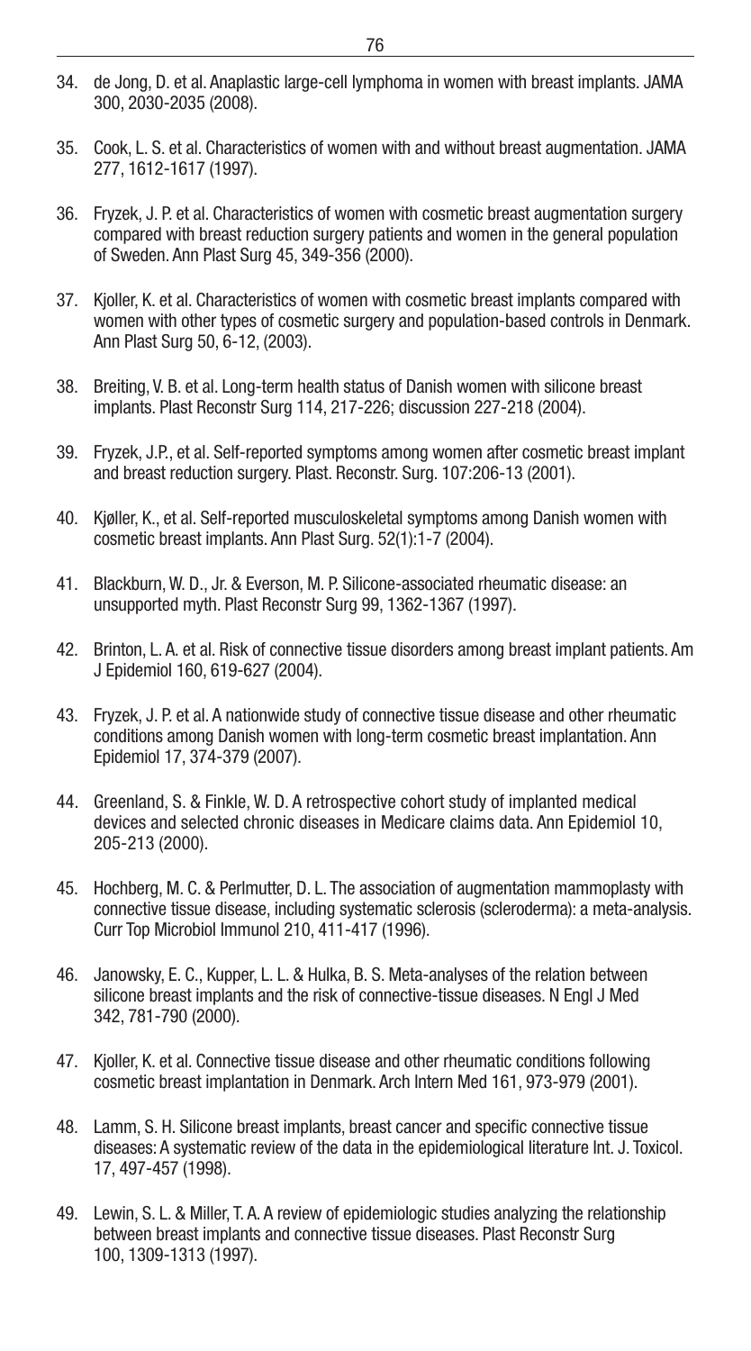34. de Jong, D. et al. Anaplastic large-cell lymphoma in women with breast implants. JAMA 300, 2030-2035 (2008).

35. Cook, L. S. et al. Characteristics of women with and without breast augmentation. JAMA 277, 1612-1617 (1997).

36. Fryzek, J. P. et al. Characteristics of women with cosmetic breast augmentation surgery compared with breast reduction surgery patients and women in the general population of Sweden. Ann Plast Surg 45, 349-356 (2000).

37. Kjoller, K. et al. Characteristics of women with cosmetic breast implants compared with women with other types of cosmetic surgery and population-based controls in Denmark. Ann Plast Surg 50, 6-12, (2003).

38. Breiting, V. B. et al. Long-term health status of Danish women with silicone breast implants. Plast Reconstr Surg 114, 217-226; discussion 227-218 (2004).

39. Fryzek, J.P., et al. Self-reported symptoms among women after cosmetic breast implant and breast reduction surgery. Plast. Reconstr. Surg. 107:206-13 (2001).

40. Kjøller, K., et al. Self-reported musculoskeletal symptoms among Danish women with cosmetic breast implants. Ann Plast Surg. 52(1):1-7 (2004).

41. Blackburn, W. D., Jr. & Everson, M. P. Silicone-associated rheumatic disease: an unsupported myth. Plast Reconstr Surg 99, 1362-1367 (1997).

42. Brinton, L. A. et al. Risk of connective tissue disorders among breast implant patients. Am J Epidemiol 160, 619-627 (2004).

43. Fryzek, J. P. et al. A nationwide study of connective tissue disease and other rheumatic conditions among Danish women with long-term cosmetic breast implantation. Ann Epidemiol 17, 374-379 (2007).

44. Greenland, S. & Finkle, W. D. A retrospective cohort study of implanted medical devices and selected chronic diseases in Medicare claims data. Ann Epidemiol 10, 205-213 (2000).

45. Hochberg, M. C. & Perlmutter, D. L. The association of augmentation mammoplasty with connective tissue disease, including systematic sclerosis (scleroderma): a meta-analysis. Curr Top Microbiol Immunol 210, 411-417 (1996).

46. Janowsky, E. C., Kupper, L. L. & Hulka, B. S. Meta-analyses of the relation between silicone breast implants and the risk of connective-tissue diseases. N Engl J Med 342, 781-790 (2000).

47. Kjoller, K. et al. Connective tissue disease and other rheumatic conditions following cosmetic breast implantation in Denmark. Arch Intern Med 161, 973-979 (2001).

48. Lamm, S. H. Silicone breast implants, breast cancer and specific connective tissue diseases: A systematic review of the data in the epidemiological literature Int. J. Toxicol. 17, 497-457 (1998).

49. Lewin, S. L. & Miller, T. A. A review of epidemiologic studies analyzing the relationship between breast implants and connective tissue diseases. Plast Reconstr Surg 100, 1309-1313 (1997).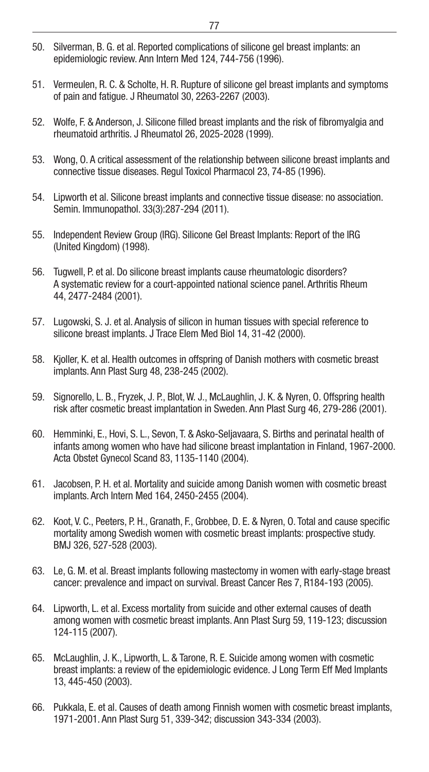50. Silverman, B. G. et al. Reported complications of silicone gel breast implants: an epidemiologic review. Ann Intern Med 124, 744-756 (1996).

51. Vermeulen, R. C. & Scholte, H. R. Rupture of silicone gel breast implants and symptoms of pain and fatigue. J Rheumatol 30, 2263-2267 (2003).

52. Wolfe, F. & Anderson, J. Silicone filled breast implants and the risk of fibromyalgia and rheumatoid arthritis. J Rheumatol 26, 2025-2028 (1999).

53. Wong, O. A critical assessment of the relationship between silicone breast implants and connective tissue diseases. Regul Toxicol Pharmacol 23, 74-85 (1996).

54. Lipworth et al. Silicone breast implants and connective tissue disease: no association. Semin. Immunopathol. 33(3):287-294 (2011).

55. Independent Review Group (IRG). Silicone Gel Breast Implants: Report of the IRG (United Kingdom) (1998).

56. Tugwell, P. et al. Do silicone breast implants cause rheumatologic disorders? A systematic review for a court-appointed national science panel. Arthritis Rheum 44, 2477-2484 (2001).

57. Lugowski, S. J. et al. Analysis of silicon in human tissues with special reference to silicone breast implants. J Trace Elem Med Biol 14, 31-42 (2000).

58. Kjoller, K. et al. Health outcomes in offspring of Danish mothers with cosmetic breast implants. Ann Plast Surg 48, 238-245 (2002).

59. Signorello, L. B., Fryzek, J. P., Blot, W. J., McLaughlin, J. K. & Nyren, O. Offspring health risk after cosmetic breast implantation in Sweden. Ann Plast Surg 46, 279-286 (2001).

60. Hemminki, E., Hovi, S. L., Sevon, T. & Asko-Seljavaara, S. Births and perinatal health of infants among women who have had silicone breast implantation in Finland, 1967-2000. Acta Obstet Gynecol Scand 83, 1135-1140 (2004).

61. Jacobsen, P. H. et al. Mortality and suicide among Danish women with cosmetic breast implants. Arch Intern Med 164, 2450-2455 (2004).

62. Koot, V. C., Peeters, P. H., Granath, F., Grobbee, D. E. & Nyren, O. Total and cause specific mortality among Swedish women with cosmetic breast implants: prospective study. BMJ 326, 527-528 (2003).

63. Le, G. M. et al. Breast implants following mastectomy in women with early-stage breast cancer: prevalence and impact on survival. Breast Cancer Res 7, R184-193 (2005).

64. Lipworth, L. et al. Excess mortality from suicide and other external causes of death among women with cosmetic breast implants. Ann Plast Surg 59, 119-123; discussion 124-115 (2007).

65. McLaughlin, J. K., Lipworth, L. & Tarone, R. E. Suicide among women with cosmetic breast implants: a review of the epidemiologic evidence. J Long Term Eff Med Implants 13, 445-450 (2003).

66. Pukkala, E. et al. Causes of death among Finnish women with cosmetic breast implants, 1971-2001. Ann Plast Surg 51, 339-342; discussion 343-334 (2003).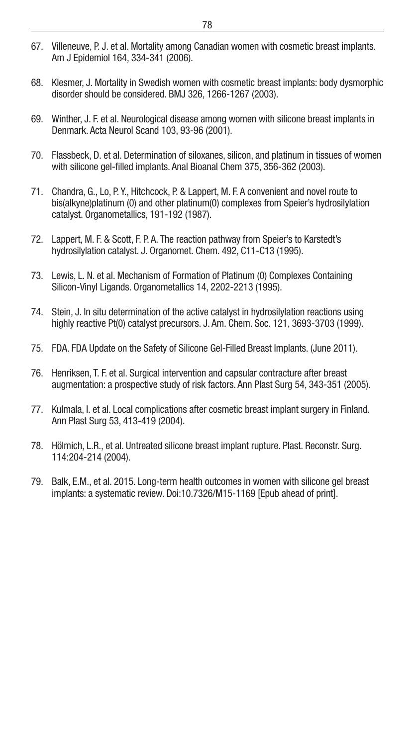67. Villeneuve, P. J. et al. Mortality among Canadian women with cosmetic breast implants. Am J Epidemiol 164, 334-341 (2006).

68. Klesmer, J. Mortality in Swedish women with cosmetic breast implants: body dysmorphic disorder should be considered. BMJ 326, 1266-1267 (2003).

69. Winther, J. F. et al. Neurological disease among women with silicone breast implants in Denmark. Acta Neurol Scand 103, 93-96 (2001).

70. Flassbeck, D. et al. Determination of siloxanes, silicon, and platinum in tissues of women with silicone gel-filled implants. Anal Bioanal Chem 375, 356-362 (2003).

71. Chandra, G., Lo, P. Y., Hitchcock, P. & Lappert, M. F. A convenient and novel route to bis(alkyne)platinum (0) and other platinum(0) complexes from Speier's hydrosilylation catalyst. Organometallics, 191-192 (1987).

72. Lappert, M. F. & Scott, F. P. A. The reaction pathway from Speier's to Karstedt's hydrosilylation catalyst. J. Organomet. Chem. 492, C11-C13 (1995).

73. Lewis, L. N. et al. Mechanism of Formation of Platinum (0) Complexes Containing Silicon-Vinyl Ligands. Organometallics 14, 2202-2213 (1995).

74. Stein, J. In situ determination of the active catalyst in hydrosilylation reactions using highly reactive Pt(0) catalyst precursors. J. Am. Chem. Soc. 121, 3693-3703 (1999).

75. FDA. FDA Update on the Safety of Silicone Gel-Filled Breast Implants. (June 2011).

76. Henriksen, T. F. et al. Surgical intervention and capsular contracture after breast augmentation: a prospective study of risk factors. Ann Plast Surg 54, 343-351 (2005).

77. Kulmala, I. et al. Local complications after cosmetic breast implant surgery in Finland. Ann Plast Surg 53, 413-419 (2004).

78. Hölmich, L.R., et al. Untreated silicone breast implant rupture. Plast. Reconstr. Surg. 114:204-214 (2004).

79. Balk, E.M., et al. 2015. Long-term health outcomes in women with silicone gel breast implants: a systematic review. Doi:10.7326/M15-1169 [Epub ahead of print].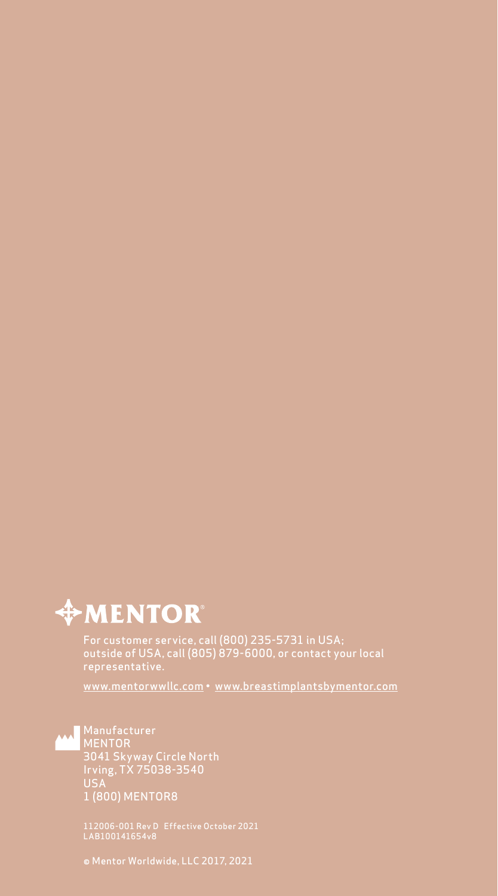MENTOR®

For customer service, call (800) 235-5731 in USA; outside of USA, call (805) 879-6000, or contact your local representative.

www.mentorwwllc.com • www.breastimplantsbymentor.com

Manufacturer
MENTOR
3041 Skyway Circle North
Irving, TX 75038-3540
USA
1 (800) MENTOR8

112006-001 Rev D Effective October 2021
LAB100141654v8

© Mentor Worldwide, LLC 2017, 2021